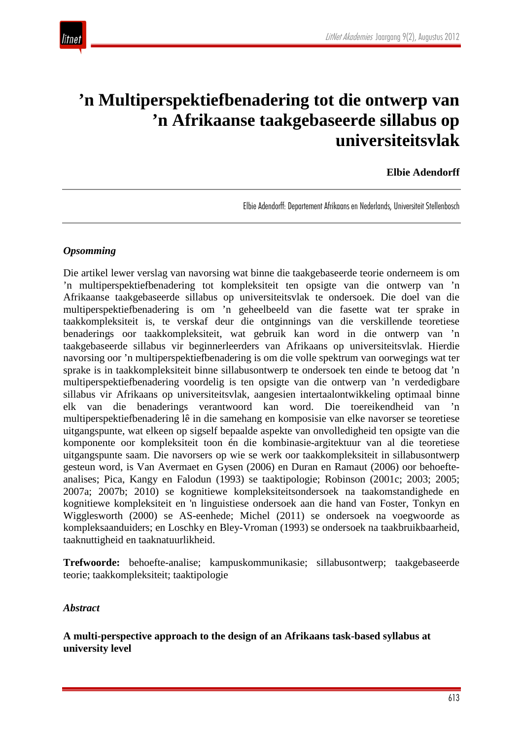# ’n Multiperspektiefbenadering tot die ontwerp van ’n Afrikaanse taakgebaseerde sillabus op universiteitsvlak

**Elbie Adendorff**

Elbie Adendorff: Departement Afrikaans en Nederlands, Universiteit Stellenbosch

***Opsomming***

Die artikel lewer verslag van navorsing wat binne die taakgebaseerde teorie onderneem is om ’n multiperspektiefbenadering tot kompleksiteit ten opsigte van die ontwerp van ’n Afrikaanse taakgebaseerde sillabus op universiteitsvlak te ondersoek. Die doel van die multiperspektiefbenadering is om ’n geheelbeeld van die fasette wat ter sprake in taakkompleksiteit is, te verskaf deur die ontginnings van die verskillende teoretiese benaderings oor taakkompleksiteit, wat gebruik kan word in die ontwerp van ’n taakgebaseerde sillabus vir beginnerleerders van Afrikaans op universiteitsvlak. Hierdie navorsing oor ’n multiperspektiefbenadering is om die volle spektrum van oorwegings wat ter sprake is in taakkompleksiteit binne sillabusontwerp te ondersoek ten einde te betoog dat ’n multiperspektiefbenadering voordelig is ten opsigte van die ontwerp van ’n verdedigbare sillabus vir Afrikaans op universiteitsvlak, aangesien intertaalontwikkeling optimaal binne elk van die benaderings verantwoord kan word. Die toereikendheid van ’n multiperspektiefbenadering lê in die samehang en komposisie van elke navorser se teoretiese uitgangspunte, wat elkeen op sigself bepaalde aspekte van onvolledigheid ten opsigte van die komponente oor kompleksiteit toon én die kombinasie-argitektuur van al die teoretiese uitgangspunte saam. Die navorsers op wie se werk oor taakkompleksiteit in sillabusontwerp gesteun word, is Van Avermaet en Gysen (2006) en Duran en Ramaut (2006) oor behoefte-analises; Pica, Kangy en Falodun (1993) se taaktipologie; Robinson (2001c; 2003; 2005; 2007a; 2007b; 2010) se kognitiewe kompleksiteitsondersoek na taakomstandighede en kognitiewe kompleksiteit en 'n linguistiese ondersoek aan die hand van Foster, Tonkyn en Wigglesworth (2000) se AS-eenhede; Michel (2011) se ondersoek na voegwoorde as kompleksaanduiders; en Loschky en Bley-Vroman (1993) se ondersoek na taakbruikbaarheid, taaknuttigheid en taaknatuurlikheid.

**Trefwoorde:** behoefte-analise; kampuskommunikasie; sillabusontwerp; taakgebaseerde teorie; taakkompleksiteit; taaktipologie

***Abstract***

**A multi-perspective approach to the design of an Afrikaans task-based syllabus at university level**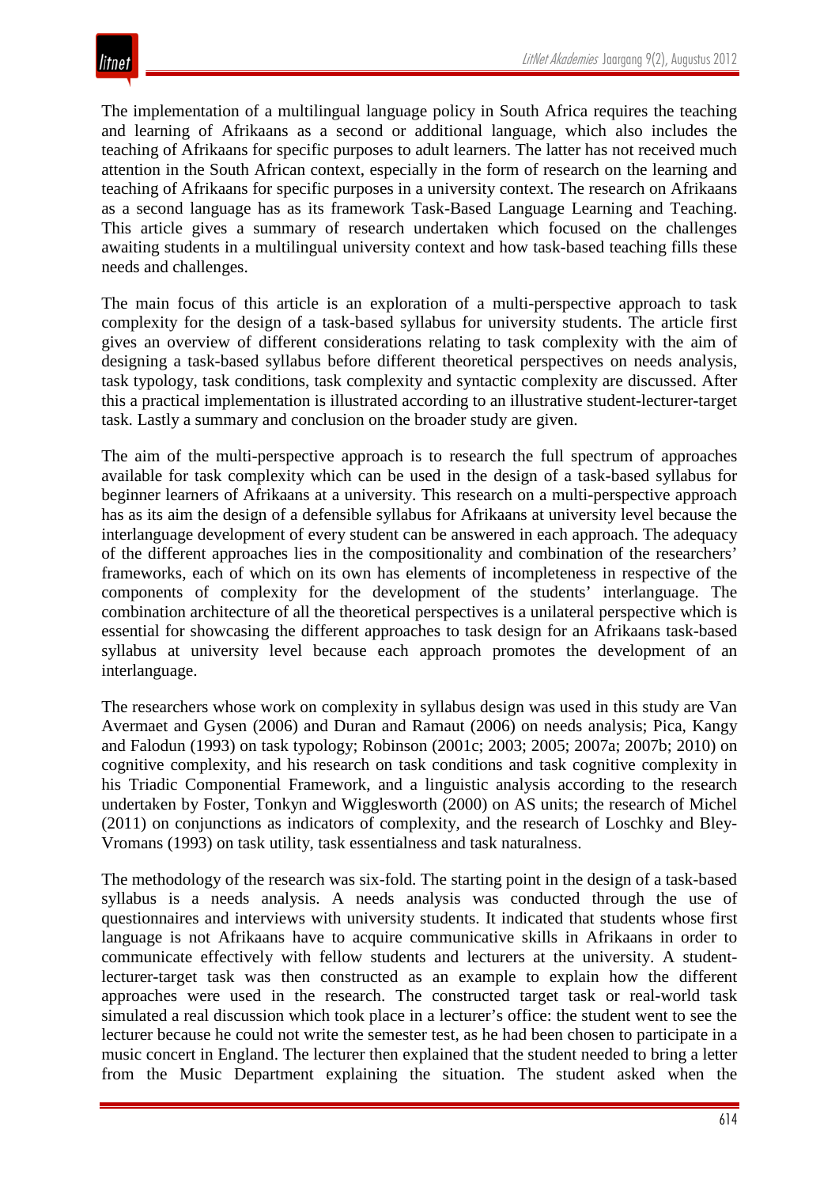The implementation of a multilingual language policy in South Africa requires the teaching and learning of Afrikaans as a second or additional language, which also includes the teaching of Afrikaans for specific purposes to adult learners. The latter has not received much attention in the South African context, especially in the form of research on the learning and teaching of Afrikaans for specific purposes in a university context. The research on Afrikaans as a second language has as its framework Task-Based Language Learning and Teaching. This article gives a summary of research undertaken which focused on the challenges awaiting students in a multilingual university context and how task-based teaching fills these needs and challenges.

The main focus of this article is an exploration of a multi-perspective approach to task complexity for the design of a task-based syllabus for university students. The article first gives an overview of different considerations relating to task complexity with the aim of designing a task-based syllabus before different theoretical perspectives on needs analysis, task typology, task conditions, task complexity and syntactic complexity are discussed. After this a practical implementation is illustrated according to an illustrative student-lecturer-target task. Lastly a summary and conclusion on the broader study are given.

The aim of the multi-perspective approach is to research the full spectrum of approaches available for task complexity which can be used in the design of a task-based syllabus for beginner learners of Afrikaans at a university. This research on a multi-perspective approach has as its aim the design of a defensible syllabus for Afrikaans at university level because the interlanguage development of every student can be answered in each approach. The adequacy of the different approaches lies in the compositionality and combination of the researchers' frameworks, each of which on its own has elements of incompleteness in respective of the components of complexity for the development of the students' interlanguage. The combination architecture of all the theoretical perspectives is a unilateral perspective which is essential for showcasing the different approaches to task design for an Afrikaans task-based syllabus at university level because each approach promotes the development of an interlanguage.

The researchers whose work on complexity in syllabus design was used in this study are Van Avermaet and Gysen (2006) and Duran and Ramaut (2006) on needs analysis; Pica, Kangy and Falodun (1993) on task typology; Robinson (2001c; 2003; 2005; 2007a; 2007b; 2010) on cognitive complexity, and his research on task conditions and task cognitive complexity in his Triadic Componential Framework, and a linguistic analysis according to the research undertaken by Foster, Tonkyn and Wigglesworth (2000) on AS units; the research of Michel (2011) on conjunctions as indicators of complexity, and the research of Loschky and Bley-Vromans (1993) on task utility, task essentialness and task naturalness.

The methodology of the research was six-fold. The starting point in the design of a task-based syllabus is a needs analysis. A needs analysis was conducted through the use of questionnaires and interviews with university students. It indicated that students whose first language is not Afrikaans have to acquire communicative skills in Afrikaans in order to communicate effectively with fellow students and lecturers at the university. A student-lecturer-target task was then constructed as an example to explain how the different approaches were used in the research. The constructed target task or real-world task simulated a real discussion which took place in a lecturer's office: the student went to see the lecturer because he could not write the semester test, as he had been chosen to participate in a music concert in England. The lecturer then explained that the student needed to bring a letter from the Music Department explaining the situation. The student asked when the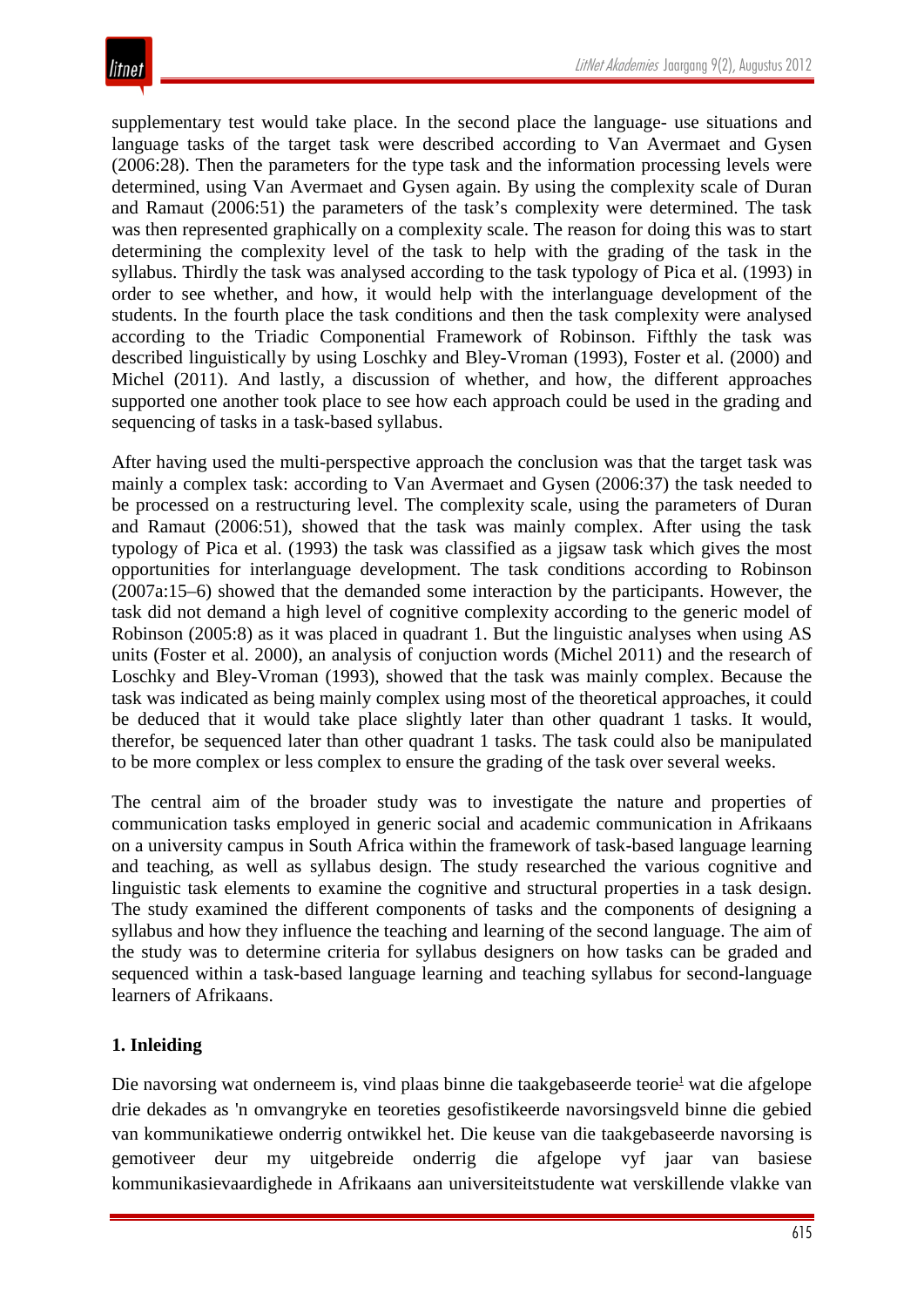supplementary test would take place. In the second place the language- use situations and language tasks of the target task were described according to Van Avermaet and Gysen (2006:28). Then the parameters for the type task and the information processing levels were determined, using Van Avermaet and Gysen again. By using the complexity scale of Duran and Ramaut (2006:51) the parameters of the task's complexity were determined. The task was then represented graphically on a complexity scale. The reason for doing this was to start determining the complexity level of the task to help with the grading of the task in the syllabus. Thirdly the task was analysed according to the task typology of Pica et al. (1993) in order to see whether, and how, it would help with the interlanguage development of the students. In the fourth place the task conditions and then the task complexity were analysed according to the Triadic Componential Framework of Robinson. Fifthly the task was described linguistically by using Loschky and Bley-Vroman (1993), Foster et al. (2000) and Michel (2011). And lastly, a discussion of whether, and how, the different approaches supported one another took place to see how each approach could be used in the grading and sequencing of tasks in a task-based syllabus.

After having used the multi-perspective approach the conclusion was that the target task was mainly a complex task: according to Van Avermaet and Gysen (2006:37) the task needed to be processed on a restructuring level. The complexity scale, using the parameters of Duran and Ramaut (2006:51), showed that the task was mainly complex. After using the task typology of Pica et al. (1993) the task was classified as a jigsaw task which gives the most opportunities for interlanguage development. The task conditions according to Robinson (2007a:15–6) showed that the demanded some interaction by the participants. However, the task did not demand a high level of cognitive complexity according to the generic model of Robinson (2005:8) as it was placed in quadrant 1. But the linguistic analyses when using AS units (Foster et al. 2000), an analysis of conjuction words (Michel 2011) and the research of Loschky and Bley-Vroman (1993), showed that the task was mainly complex. Because the task was indicated as being mainly complex using most of the theoretical approaches, it could be deduced that it would take place slightly later than other quadrant 1 tasks. It would, therefor, be sequenced later than other quadrant 1 tasks. The task could also be manipulated to be more complex or less complex to ensure the grading of the task over several weeks.

The central aim of the broader study was to investigate the nature and properties of communication tasks employed in generic social and academic communication in Afrikaans on a university campus in South Africa within the framework of task-based language learning and teaching, as well as syllabus design. The study researched the various cognitive and linguistic task elements to examine the cognitive and structural properties in a task design. The study examined the different components of tasks and the components of designing a syllabus and how they influence the teaching and learning of the second language. The aim of the study was to determine criteria for syllabus designers on how tasks can be graded and sequenced within a task-based language learning and teaching syllabus for second-language learners of Afrikaans.

## 1. Inleiding

Die navorsing wat onderneem is, vind plaas binne die taakgebaseerde teorie[1] wat die afgelope drie dekades as 'n omvangryke en teoreties gesofistikeerde navorsingsveld binne die gebied van kommunikatiewe onderrig ontwikkel het. Die keuse van die taakgebaseerde navorsing is gemotiveer deur my uitgebreide onderrig die afgelope vyf jaar van basiese kommunikasievaardighede in Afrikaans aan universiteitstudente wat verskillende vlakke van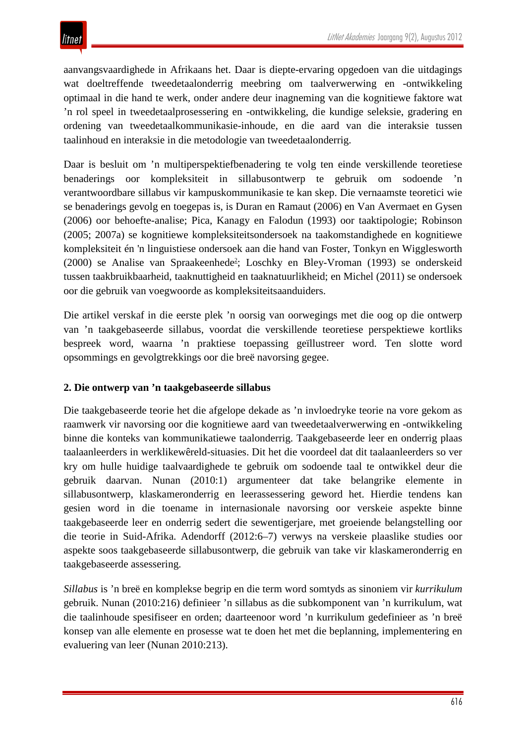aanvangsvaardighede in Afrikaans het. Daar is diepte-ervaring opgedoen van die uitdagings wat doeltreffende tweedetaalonderrig meebring om taalverwerwing en -ontwikkeling optimaal in die hand te werk, onder andere deur inagneming van die kognitiewe faktore wat ’n rol speel in tweedetaalprosessering en -ontwikkeling, die kundige seleksie, gradering en ordening van tweedetaalkommunikasie-inhoude, en die aard van die interaksie tussen taalinhoud en interaksie in die metodologie van tweedetaalonderrig.

Daar is besluit om ’n multiperspektiefbenadering te volg ten einde verskillende teoretiese benaderings oor kompleksiteit in sillabusontwerp te gebruik om sodoende ’n verantwoordbare sillabus vir kampuskommunikasie te kan skep. Die vernaamste teoretici wie se benaderings gevolg en toegepas is, is Duran en Ramaut (2006) en Van Avermaet en Gysen (2006) oor behoefte-analise; Pica, Kanagy en Falodun (1993) oor taaktipologie; Robinson (2005; 2007a) se kognitiewe kompleksiteitsondersoek na taakomstandighede en kognitiewe kompleksiteit én 'n linguistiese ondersoek aan die hand van Foster, Tonkyn en Wigglesworth (2000) se Analise van Spraakeenhede[2]; Loschky en Bley-Vroman (1993) se onderskeid tussen taakbruikbaarheid, taaknuttigheid en taaknatuurlikheid; en Michel (2011) se ondersoek oor die gebruik van voegwoorde as kompleksiteitsaanduiders.

Die artikel verskaf in die eerste plek ’n oorsig van oorwegings met die oog op die ontwerp van ’n taakgebaseerde sillabus, voordat die verskillende teoretiese perspektiewe kortliks bespreek word, waarna ’n praktiese toepassing geïllustreer word. Ten slotte word opsommings en gevolgtrekkings oor die breë navorsing gegee.

## 2. Die ontwerp van ’n taakgebaseerde sillabus

Die taakgebaseerde teorie het die afgelope dekade as ’n invloedryke teorie na vore gekom as raamwerk vir navorsing oor die kognitiewe aard van tweedetaalverwerwing en -ontwikkeling binne die konteks van kommunikatiewe taalonderrig. Taakgebaseerde leer en onderrig plaas taalaanleerders in werklikewêreld-situasies. Dit het die voordeel dat dit taalaanleerders so ver kry om hulle huidige taalvaardighede te gebruik om sodoende taal te ontwikkel deur die gebruik daarvan. Nunan (2010:1) argumenteer dat take belangrike elemente in sillabusontwerp, klaskameronderrig en leerassessering geword het. Hierdie tendens kan gesien word in die toename in internasionale navorsing oor verskeie aspekte binne taakgebaseerde leer en onderrig sedert die sewentigerjare, met groeiende belangstelling oor die teorie in Suid-Afrika. Adendorff (2012:6–7) verwys na verskeie plaaslike studies oor aspekte soos taakgebaseerde sillabusontwerp, die gebruik van take vir klaskameronderrig en taakgebaseerde assessering.

*Sillabus* is ’n breë en komplekse begrip en die term word somtyds as sinoniem vir *kurrikulum* gebruik. Nunan (2010:216) definieer ’n sillabus as die subkomponent van ’n kurrikulum, wat die taalinhoude spesifiseer en orden; daarteenoor word ’n kurrikulum gedefinieer as ’n breë konsep van alle elemente en prosesse wat te doen het met die beplanning, implementering en evaluering van leer (Nunan 2010:213).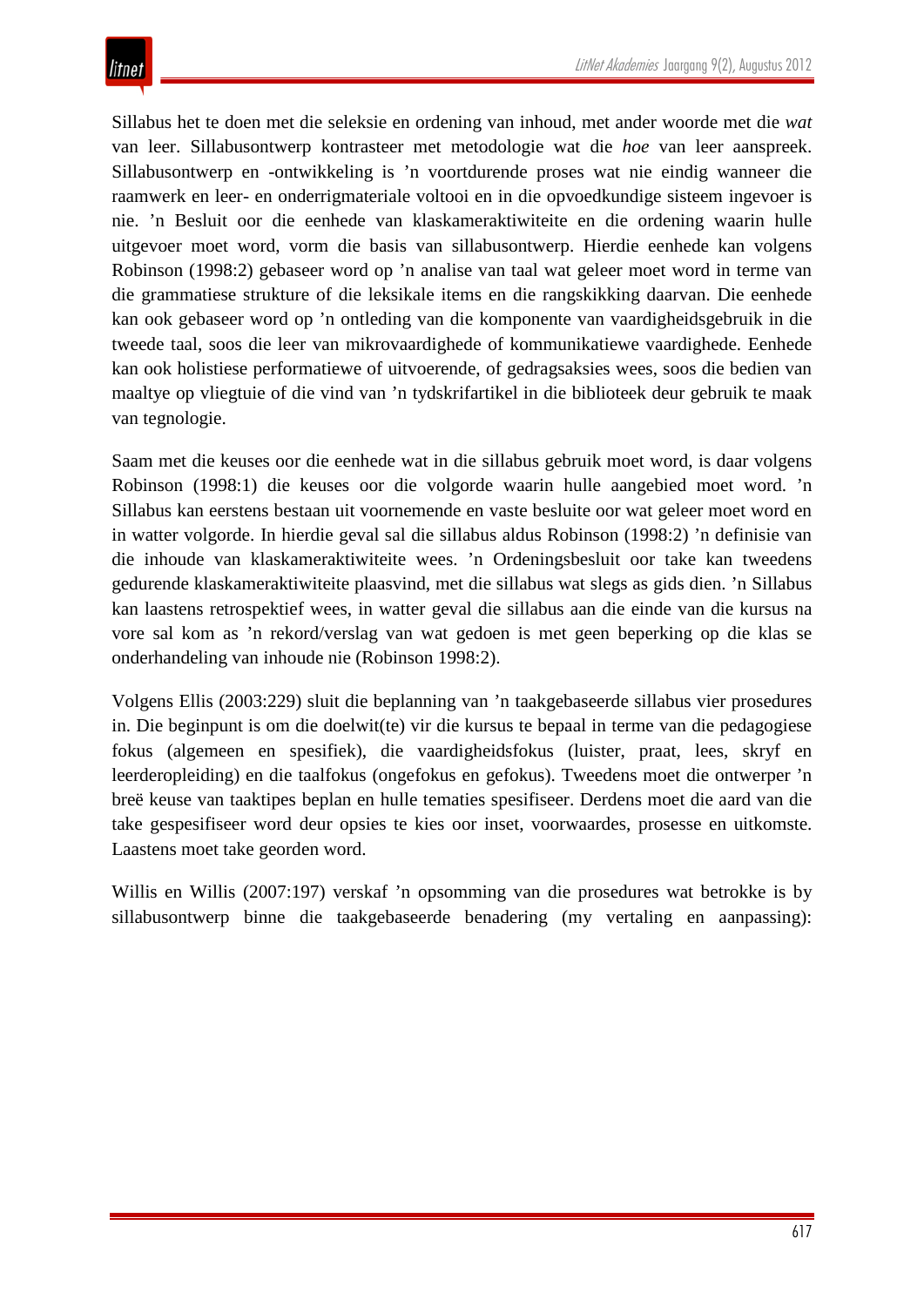Sillabus het te doen met die seleksie en ordening van inhoud, met ander woorde met die *wat* van leer. Sillabusontwerp kontrasteer met metodologie wat die *hoe* van leer aanspreek. Sillabusontwerp en -ontwikkeling is ’n voortdurende proses wat nie eindig wanneer die raamwerk en leer- en onderrigmateriale voltooi en in die opvoedkundige sisteem ingevoer is nie. ’n Besluit oor die eenhede van klaskameraktiwiteite en die ordening waarin hulle uitgevoer moet word, vorm die basis van sillabusontwerp. Hierdie eenhede kan volgens Robinson (1998:2) gebaseer word op ’n analise van taal wat geleer moet word in terme van die grammatiese strukture of die leksikale items en die rangskikking daarvan. Die eenhede kan ook gebaseer word op ’n ontleding van die komponente van vaardigheidsgebruik in die tweede taal, soos die leer van mikrovaardighede of kommunikatiewe vaardighede. Eenhede kan ook holistiese performatiewe of uitvoerende, of gedragsaksies wees, soos die bedien van maaltye op vliegtuie of die vind van ’n tydskrifartikel in die biblioteek deur gebruik te maak van tegnologie.

Saam met die keuses oor die eenhede wat in die sillabus gebruik moet word, is daar volgens Robinson (1998:1) die keuses oor die volgorde waarin hulle aangebied moet word. ’n Sillabus kan eerstens bestaan uit voornemende en vaste besluite oor wat geleer moet word en in watter volgorde. In hierdie geval sal die sillabus aldus Robinson (1998:2) ’n definisie van die inhoude van klaskameraktiwiteite wees. ’n Ordeningsbesluit oor take kan tweedens gedurende klaskameraktiwiteite plaasvind, met die sillabus wat slegs as gids dien. ’n Sillabus kan laastens retrospektief wees, in watter geval die sillabus aan die einde van die kursus na vore sal kom as ’n rekord/verslag van wat gedoen is met geen beperking op die klas se onderhandeling van inhoude nie (Robinson 1998:2).

Volgens Ellis (2003:229) sluit die beplanning van ’n taakgebaseerde sillabus vier prosedures in. Die beginpunt is om die doelwit(te) vir die kursus te bepaal in terme van die pedagogiese fokus (algemeen en spesifiek), die vaardigheidsfokus (luister, praat, lees, skryf en leerderopleiding) en die taalfokus (ongefokus en gefokus). Tweedens moet die ontwerper ’n breë keuse van taaktipes beplan en hulle tematies spesifiseer. Derdens moet die aard van die take gespesifiseer word deur opsies te kies oor inset, voorwaardes, prosesse en uitkomste. Laastens moet take georden word.

Willis en Willis (2007:197) verskaf ’n opsomming van die prosedures wat betrokke is by sillabusontwerp binne die taakgebaseerde benadering (my vertaling en aanpassing):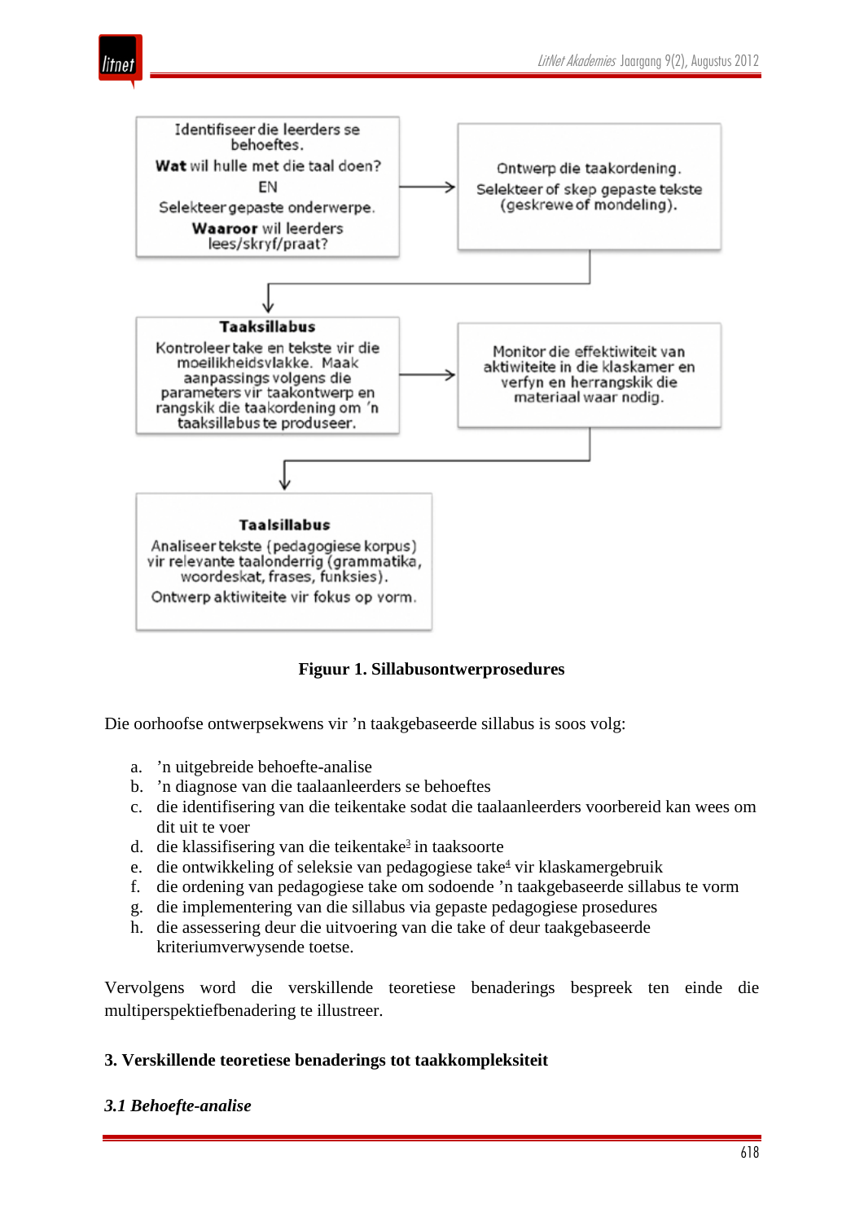Identifiseer die leerders se behoeftes.
**Wat** wil hulle met die taal doen?
EN
Selekteer gepaste onderwerpe.
**Waaroor** wil leerders lees/skryf/praat?

→

Ontwerp die taakordening.
Selekteer of skep gepaste tekste (geskrewe of mondeling).

↓

**Taaksillabus**
Kontroleer take en tekste vir die moeilikheidsvlakke. Maak aanpassings volgens die parameters vir taakontwerp en rangskik die taakordening om 'n taaksillabus te produseer.

→

Monitor die effektiwiteit van aktiwiteite in die klaskamer en verfyn en herrangskik die materiaal waar nodig.

↓

**Taalsillabus**
Analiseer tekste (pedagogiese korpus) vir relevante taalonderrig (grammatika, woordeskat, frases, funksies).
Ontwerp aktiwiteite vir fokus op vorm.

**Figuur 1. Sillabusontwerprosedures**

Die oorhoofse ontwerpsekwens vir 'n taakgebaseerde sillabus is soos volg:

a. 'n uitgebreide behoefte-analise
b. 'n diagnose van die taalaanleerders se behoeftes
c. die identifisering van die teikentake sodat die taalaanleerders voorbereid kan wees om dit uit te voer
d. die klassifisering van die teikentake[3] in taaksoorte
e. die ontwikkeling of seleksie van pedagogiese take[4] vir klaskamergebruik
f. die ordening van pedagogiese take om sodoende 'n taakgebaseerde sillabus te vorm
g. die implementering van die sillabus via gepaste pedagogiese prosedures
h. die assessering deur die uitvoering van die take of deur taakgebaseerde kriteriumverwysende toetse.

Vervolgens word die verskillende teoretiese benaderings bespreek ten einde die multiperspektiefbenadering te illustreer.

## 3. Verskillende teoretiese benaderings tot taakkompleksiteit

### *3.1 Behoefte-analise*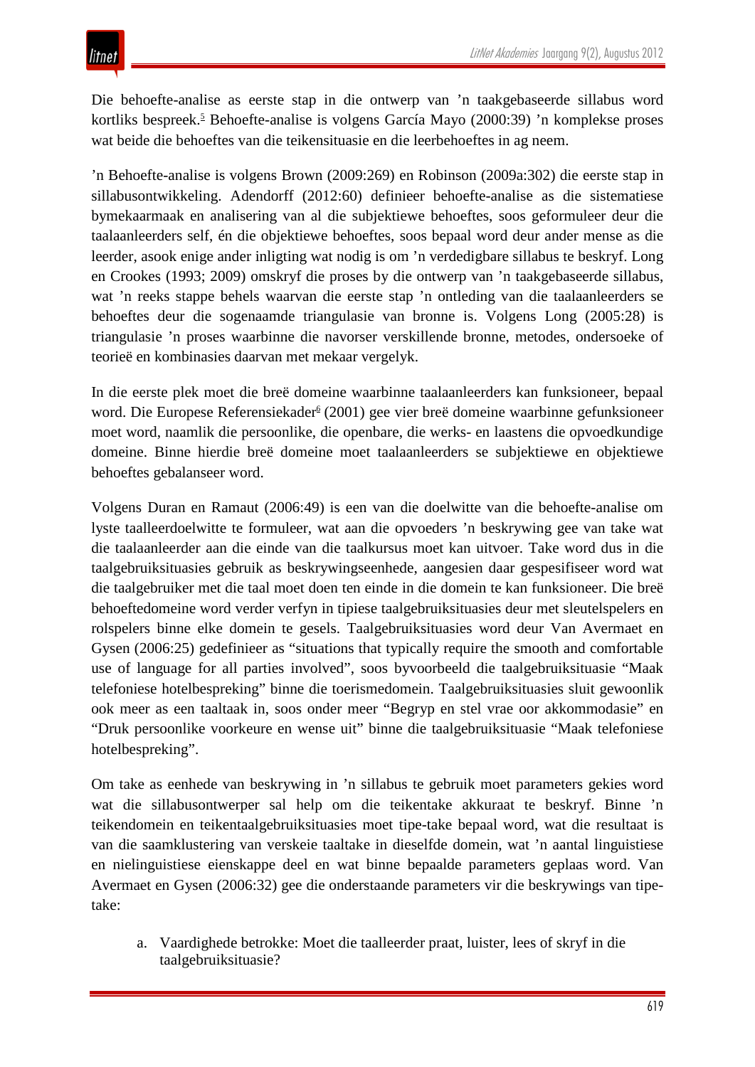Die behoefte-analise as eerste stap in die ontwerp van ’n taakgebaseerde sillabus word kortliks bespreek.[5] Behoefte-analise is volgens García Mayo (2000:39) ’n komplekse proses wat beide die behoeftes van die teikensituasie en die leerbehoeftes in ag neem.

’n Behoefte-analise is volgens Brown (2009:269) en Robinson (2009a:302) die eerste stap in sillabusontwikkeling. Adendorff (2012:60) definieer behoefte-analise as die sistematiese bymekaarmaak en analisering van al die subjektiewe behoeftes, soos geformuleer deur die taalaanleerders self, én die objektiewe behoeftes, soos bepaal word deur ander mense as die leerder, asook enige ander inligting wat nodig is om ’n verdedigbare sillabus te beskryf. Long en Crookes (1993; 2009) omskryf die proses by die ontwerp van ’n taakgebaseerde sillabus, wat ’n reeks stappe behels waarvan die eerste stap ’n ontleding van die taalaanleerders se behoeftes deur die sogenaamde triangulasie van bronne is. Volgens Long (2005:28) is triangulasie ’n proses waarbinne die navorser verskillende bronne, metodes, ondersoeke of teorieë en kombinasies daarvan met mekaar vergelyk.

In die eerste plek moet die breë domeine waarbinne taalaanleerders kan funksioneer, bepaal word. Die Europese Referensiekader[6] (2001) gee vier breë domeine waarbinne gefunksioneer moet word, naamlik die persoonlike, die openbare, die werks- en laastens die opvoedkundige domeine. Binne hierdie breë domeine moet taalaanleerders se subjektiewe en objektiewe behoeftes gebalanseer word.

Volgens Duran en Ramaut (2006:49) is een van die doelwitte van die behoefte-analise om lyste taalleerdoelwitte te formuleer, wat aan die opvoeders ’n beskrywing gee van take wat die taalaanleerder aan die einde van die taalkursus moet kan uitvoer. Take word dus in die taalgebruiksituasies gebruik as beskrywingseenhede, aangesien daar gespesifiseer word wat die taalgebruiker met die taal moet doen ten einde in die domein te kan funksioneer. Die breë behoeftedomeine word verder verfyn in tipiese taalgebruiksituasies deur met sleutelspelers en rolspelers binne elke domein te gesels. Taalgebruiksituasies word deur Van Avermaet en Gysen (2006:25) gedefinieer as “situations that typically require the smooth and comfortable use of language for all parties involved”, soos byvoorbeeld die taalgebruiksituasie “Maak telefoniese hotelbespreking” binne die toerismedomein. Taalgebruiksituasies sluit gewoonlik ook meer as een taaltaak in, soos onder meer “Begryp en stel vrae oor akkommodasie” en “Druk persoonlike voorkeure en wense uit” binne die taalgebruiksituasie “Maak telefoniese hotelbespreking”.

Om take as eenhede van beskrywing in ’n sillabus te gebruik moet parameters gekies word wat die sillabusontwerper sal help om die teikentake akkuraat te beskryf. Binne ’n teikendomein en teikentaalgebruiksituasies moet tipe-take bepaal word, wat die resultaat is van die saamklustering van verskeie taaltake in dieselfde domein, wat ’n aantal linguistiese en nielinguistiese eienskappe deel en wat binne bepaalde parameters geplaas word. Van Avermaet en Gysen (2006:32) gee die onderstaande parameters vir die beskrywings van tipe-take:

a. Vaardighede betrokke: Moet die taalleerder praat, luister, lees of skryf in die taalgebruiksituasie?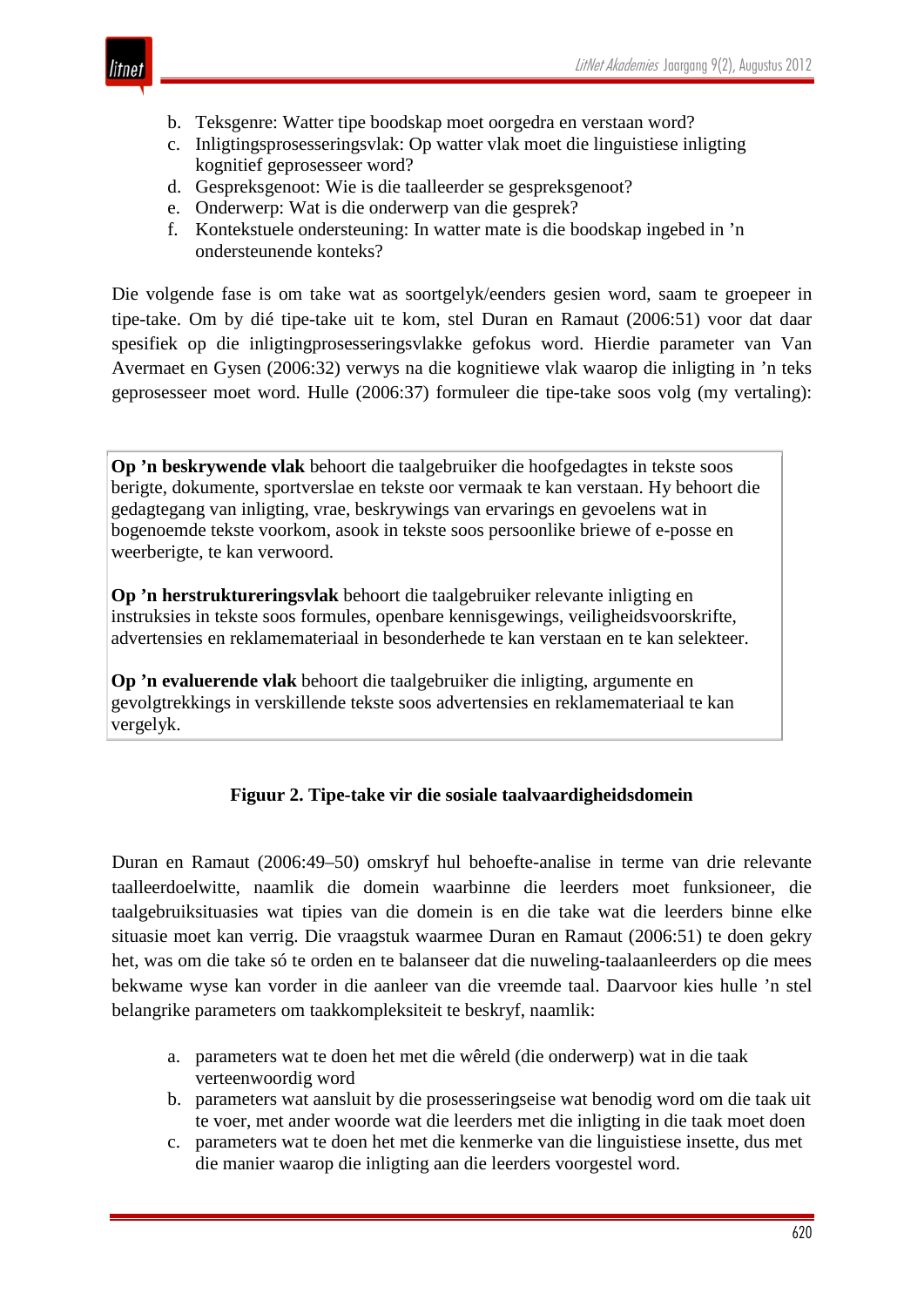b. Teksgenre: Watter tipe boodskap moet oorgedra en verstaan word?
c. Inligtingsprosesseringsvlak: Op watter vlak moet die linguistiese inligting kognitief geprosesseer word?
d. Gespreksgenoot: Wie is die taalleerder se gespreksgenoot?
e. Onderwerp: Wat is die onderwerp van die gesprek?
f. Kontekstuele ondersteuning: In watter mate is die boodskap ingebed in ’n ondersteunende konteks?

Die volgende fase is om take wat as soortgelyk/eenders gesien word, saam te groepeer in tipe-take. Om by dié tipe-take uit te kom, stel Duran en Ramaut (2006:51) voor dat daar spesifiek op die inligtingprosesseringsvlakke gefokus word. Hierdie parameter van Van Avermaet en Gysen (2006:32) verwys na die kognitiewe vlak waarop die inligting in ’n teks geprosesseer moet word. Hulle (2006:37) formuleer die tipe-take soos volg (my vertaling):

**Op ’n beskrywende vlak** behoort die taalgebruiker die hoofgedagtes in tekste soos berigte, dokumente, sportverslae en tekste oor vermaak te kan verstaan. Hy behoort die gedagtegang van inligting, vrae, beskrywings van ervarings en gevoelens wat in bogenoemde tekste voorkom, asook in tekste soos persoonlike briewe of e-posse en weerberigte, te kan verwoord.

**Op ’n herstruktureringsvlak** behoort die taalgebruiker relevante inligting en instruksies in tekste soos formules, openbare kennisgewings, veiligheidsvoorskrifte, advertensies en reklamemateriaal in besonderhede te kan verstaan en te kan selekteer.

**Op ’n evaluerende vlak** behoort die taalgebruiker die inligting, argumente en gevolgtrekkings in verskillende tekste soos advertensies en reklamemateriaal te kan vergelyk.

**Figuur 2. Tipe-take vir die sosiale taalvaardigheidsdomein**

Duran en Ramaut (2006:49–50) omskryf hul behoefte-analise in terme van drie relevante taalleerdoelwitte, naamlik die domein waarbinne die leerders moet funksioneer, die taalgebruiksituasies wat tipies van die domein is en die take wat die leerders binne elke situasie moet kan verrig. Die vraagstuk waarmee Duran en Ramaut (2006:51) te doen gekry het, was om die take só te orden en te balanseer dat die nuweling-taalaanleerders op die mees bekwame wyse kan vorder in die aanleer van die vreemde taal. Daarvoor kies hulle ’n stel belangrike parameters om taakkompleksiteit te beskryf, naamlik:

a. parameters wat te doen het met die wêreld (die onderwerp) wat in die taak verteenwoordig word
b. parameters wat aansluit by die prosesseringseise wat benodig word om die taak uit te voer, met ander woorde wat die leerders met die inligting in die taak moet doen
c. parameters wat te doen het met die kenmerke van die linguistiese insette, dus met die manier waarop die inligting aan die leerders voorgestel word.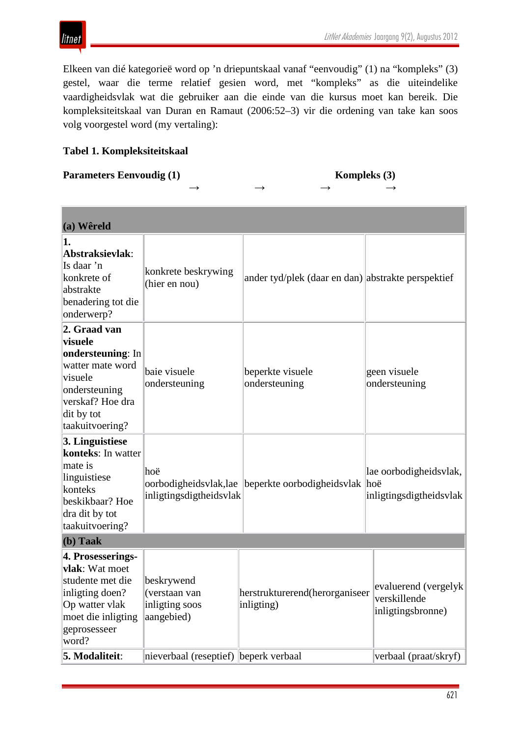Elkeen van dié kategorieë word op ’n driepuntskaal vanaf “eenvoudig” (1) na “kompleks” (3) gestel, waar die terme relatief gesien word, met “kompleks” as die uiteindelike vaardigheidsvlak wat die gebruiker aan die einde van die kursus moet kan bereik. Die kompleksiteitskaal van Duran en Ramaut (2006:52–3) vir die ordening van take kan soos volg voorgestel word (my vertaling):

**Tabel 1. Kompleksiteitskaal**

**Parameters Eenvoudig (1)** → → → → **Kompleks (3)**

| **(a) Wêreld** | | | |
|---|---|---|---|
| **1. Abstraksievlak**: Is daar ’n konkrete of abstrakte benadering tot die onderwerp? | konkrete beskrywing (hier en nou) | ander tyd/plek (daar en dan) | abstrakte perspektief |
| **2. Graad van visuele ondersteuning**: In watter mate word visuele ondersteuning verskaf? Hoe dra dit by tot taakuitvoering? | baie visuele ondersteuning | beperkte visuele ondersteuning | geen visuele ondersteuning |
| **3. Linguistiese konteks**: In watter mate is linguistiese konteks beskikbaar? Hoe dra dit by tot taakuitvoering? | hoë oorbodigheidsvlak,lae inligtingsdigtheidsvlak | beperkte oorbodigheidsvlak | lae oorbodigheidsvlak, hoë inligtingsdigtheidsvlak |
| **(b) Taak** | | | |
| **4. Prosesserings-vlak**: Wat moet studente met die inligting doen? Op watter vlak moet die inligting geprosesseer word? | beskrywend (verstaan van inligting soos aangebied) | herstrukturerend(herorganiseer inligting) | evaluerend (vergelyk verskillende inligtingsbronne) |
| **5. Modaliteit**: | nieverbaal (reseptief) | beperk verbaal | verbaal (praat/skryf) |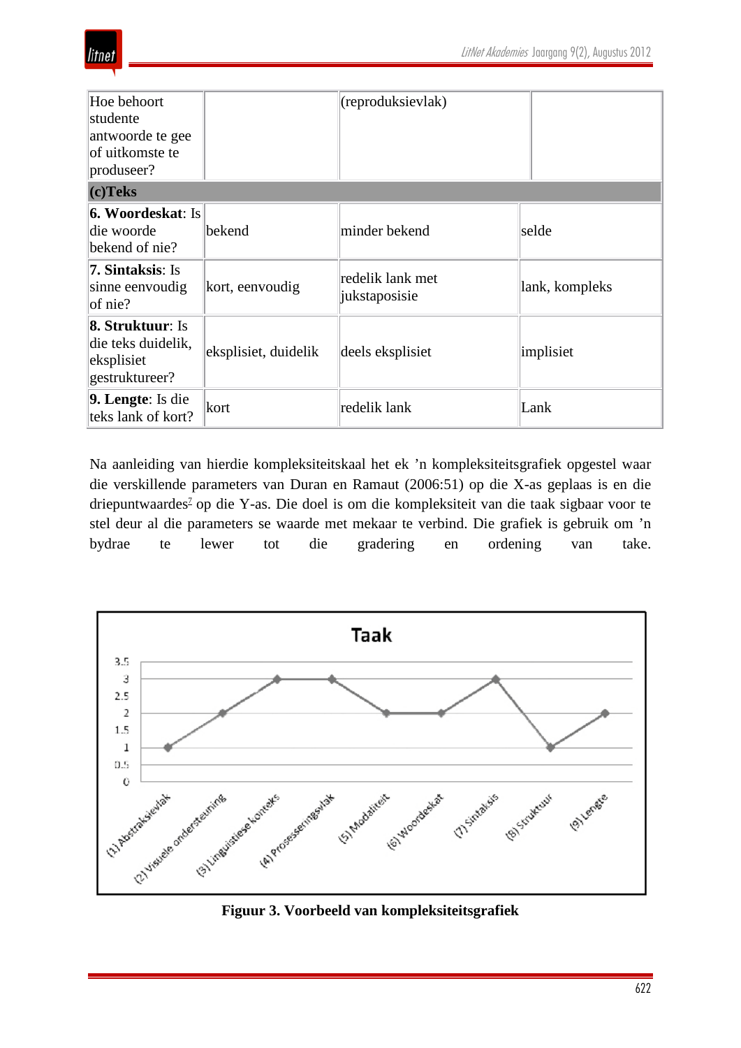| Hoe behoort studente antwoorde te gee of uitkomste te produseer? | | (reproduksievlak) | |
|---|---|---|---|
| **(c)Teks** | | | |
| **6. Woordeskat**: Is die woorde bekend of nie? | bekend | minder bekend | selde |
| **7. Sintaksis**: Is sinne eenvoudig of nie? | kort, eenvoudig | redelik lank met jukstaposisie | lank, kompleks |
| **8. Struktuur**: Is die teks duidelik, eksplisiet gestruktureer? | eksplisiet, duidelik | deels eksplisiet | implisiet |
| **9. Lengte**: Is die teks lank of kort? | kort | redelik lank | Lank |

Na aanleiding van hierdie kompleksiteitskaal het ek 'n kompleksiteitsgrafiek opgestel waar die verskillende parameters van Duran en Ramaut (2006:51) op die X-as geplaas is en die driepuntwaardes[7] op die Y-as. Die doel is om die kompleksiteit van die taak sigbaar voor te stel deur al die parameters se waarde met mekaar te verbind. Die grafiek is gebruik om 'n bydrae te lewer tot die gradering en ordening van take.

**Figuur 3. Voorbeeld van kompleksiteitsgrafiek**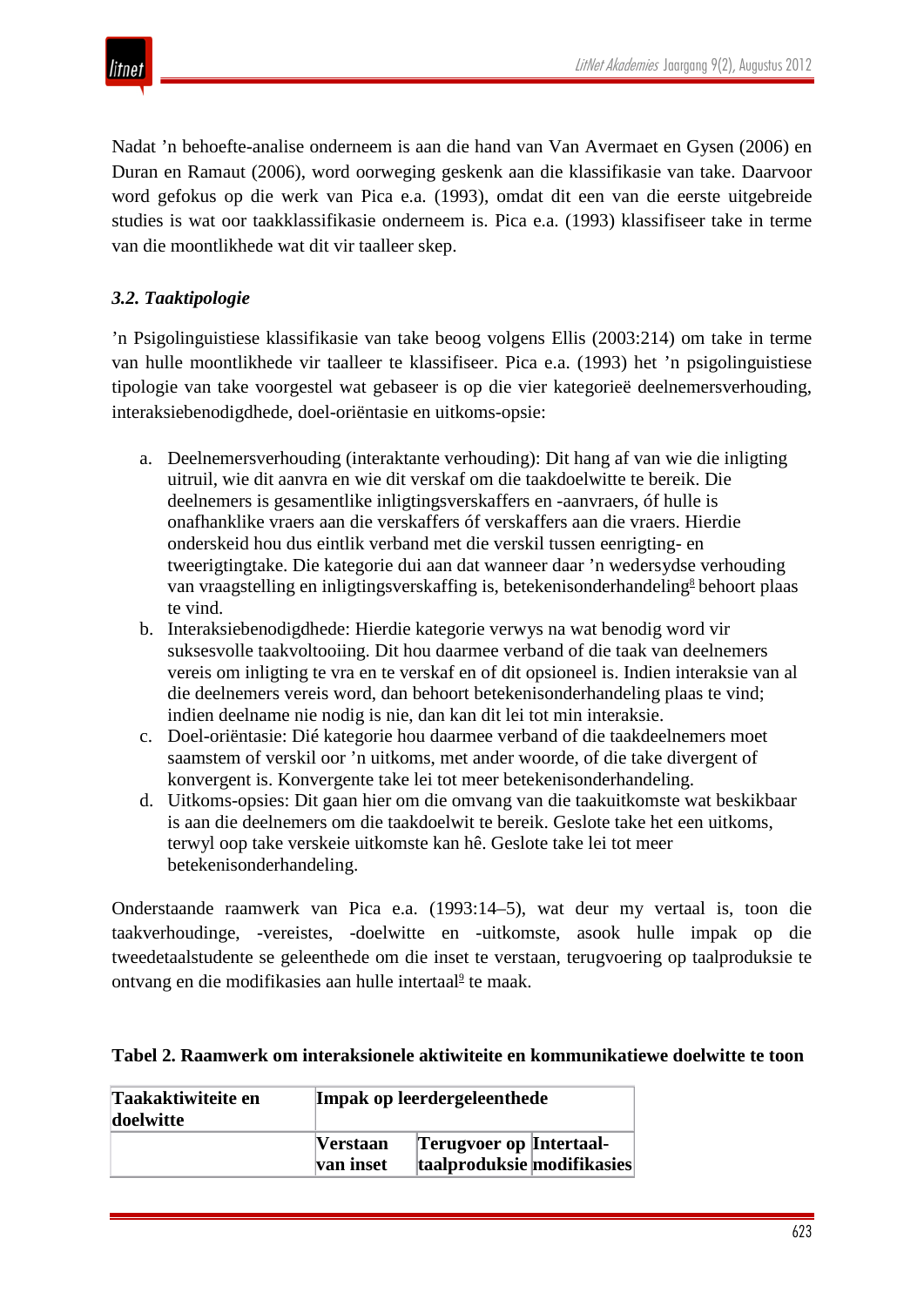Nadat ’n behoefte-analise onderneem is aan die hand van Van Avermaet en Gysen (2006) en Duran en Ramaut (2006), word oorweging geskenk aan die klassifikasie van take. Daarvoor word gefokus op die werk van Pica e.a. (1993), omdat dit een van die eerste uitgebreide studies is wat oor taakklassifikasie onderneem is. Pica e.a. (1993) klassifiseer take in terme van die moontlikhede wat dit vir taalleer skep.

### *3.2. Taaktipologie*

’n Psigolinguistiese klassifikasie van take beoog volgens Ellis (2003:214) om take in terme van hulle moontlikhede vir taalleer te klassifiseer. Pica e.a. (1993) het ’n psigolinguistiese tipologie van take voorgestel wat gebaseer is op die vier kategorieë deelnemersverhouding, interaksiebenodigdhede, doel-oriëntasie en uitkoms-opsie:

a. Deelnemersverhouding (interaktante verhouding): Dit hang af van wie die inligting uitruil, wie dit aanvra en wie dit verskaf om die taakdoelwitte te bereik. Die deelnemers is gesamentlike inligtingsverskaffers en -aanvraers, óf hulle is onafhanklike vraers aan die verskaffers óf verskaffers aan die vraers. Hierdie onderskeid hou dus eintlik verband met die verskil tussen eenrigting- en tweerigtingtake. Die kategorie dui aan dat wanneer daar ’n wedersydse verhouding van vraagstelling en inligtingsverskaffing is, betekenisonderhandeling[8] behoort plaas te vind.
b. Interaksiebenodigdhede: Hierdie kategorie verwys na wat benodig word vir suksesvolle taakvoltooiing. Dit hou daarmee verband of die taak van deelnemers vereis om inligting te vra en te verskaf en of dit opsioneel is. Indien interaksie van al die deelnemers vereis word, dan behoort betekenisonderhandeling plaas te vind; indien deelname nie nodig is nie, dan kan dit lei tot min interaksie.
c. Doel-oriëntasie: Dié kategorie hou daarmee verband of die taakdeelnemers moet saamstem of verskil oor ’n uitkoms, met ander woorde, of die take divergent of konvergent is. Konvergente take lei tot meer betekenisonderhandeling.
d. Uitkoms-opsies: Dit gaan hier om die omvang van die taakuitkomste wat beskikbaar is aan die deelnemers om die taakdoelwit te bereik. Geslote take het een uitkoms, terwyl oop take verskeie uitkomste kan hê. Geslote take lei tot meer betekenisonderhandeling.

Onderstaande raamwerk van Pica e.a. (1993:14–5), wat deur my vertaal is, toon die taakverhoudinge, -vereistes, -doelwitte en -uitkomste, asook hulle impak op die tweedetaalstudente se geleenthede om die inset te verstaan, terugvoering op taalproduksie te ontvang en die modifikasies aan hulle intertaal[9] te maak.

**Tabel 2. Raamwerk om interaksionele aktiwiteite en kommunikatiewe doelwitte te toon**

| **Taakaktiwiteite en doelwitte** | **Impak op leerdergeleenthede** | | |
|---|---|---|---|
| | **Verstaan van inset** | **Terugvoer op taalproduksie** | **Intertaal-modifikasies** |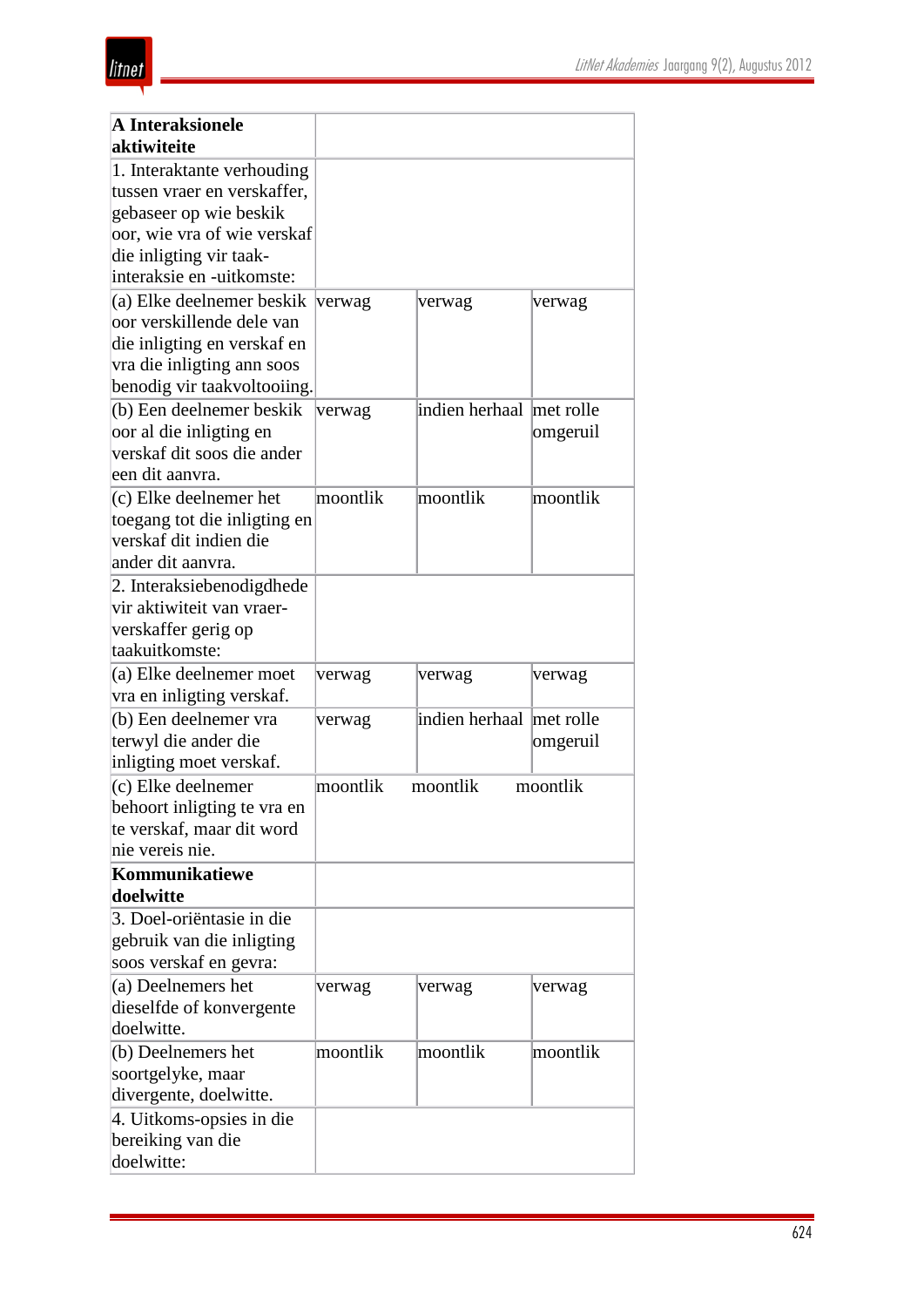| **A Interaksionele aktiwiteite** | | | |
|---|---|---|---|
| 1. Interaktante verhouding tussen vraer en verskaffer, gebaseer op wie beskik oor, wie vra of wie verskaf die inligting vir taak-interaksie en -uitkomste: | | | |
| (a) Elke deelnemer beskik oor verskillende dele van die inligting en verskaf en vra die inligting ann soos benodig vir taakvoltooiing. | verwag | verwag | verwag |
| (b) Een deelnemer beskik oor al die inligting en verskaf dit soos die ander een dit aanvra. | verwag | indien herhaal | met rolle omgeruil |
| (c) Elke deelnemer het toegang tot die inligting en verskaf dit indien die ander dit aanvra. | moontlik | moontlik | moontlik |
| 2. Interaksiebenodigdhede vir aktiwiteit van vraer-verskaffer gerig op taakuitkomste: | | | |
| (a) Elke deelnemer moet vra en inligting verskaf. | verwag | verwag | verwag |
| (b) Een deelnemer vra terwyl die ander die inligting moet verskaf. | verwag | indien herhaal | met rolle omgeruil |
| (c) Elke deelnemer behoort inligting te vra en te verskaf, maar dit word nie vereis nie. | moontlik | moontlik | moontlik |
| **Kommunikatiewe doelwitte** | | | |
| 3. Doel-oriëntasie in die gebruik van die inligting soos verskaf en gevra: | | | |
| (a) Deelnemers het dieselfde of konvergente doelwitte. | verwag | verwag | verwag |
| (b) Deelnemers het soortgelyke, maar divergente, doelwitte. | moontlik | moontlik | moontlik |
| 4. Uitkoms-opsies in die bereiking van die doelwitte: | | | |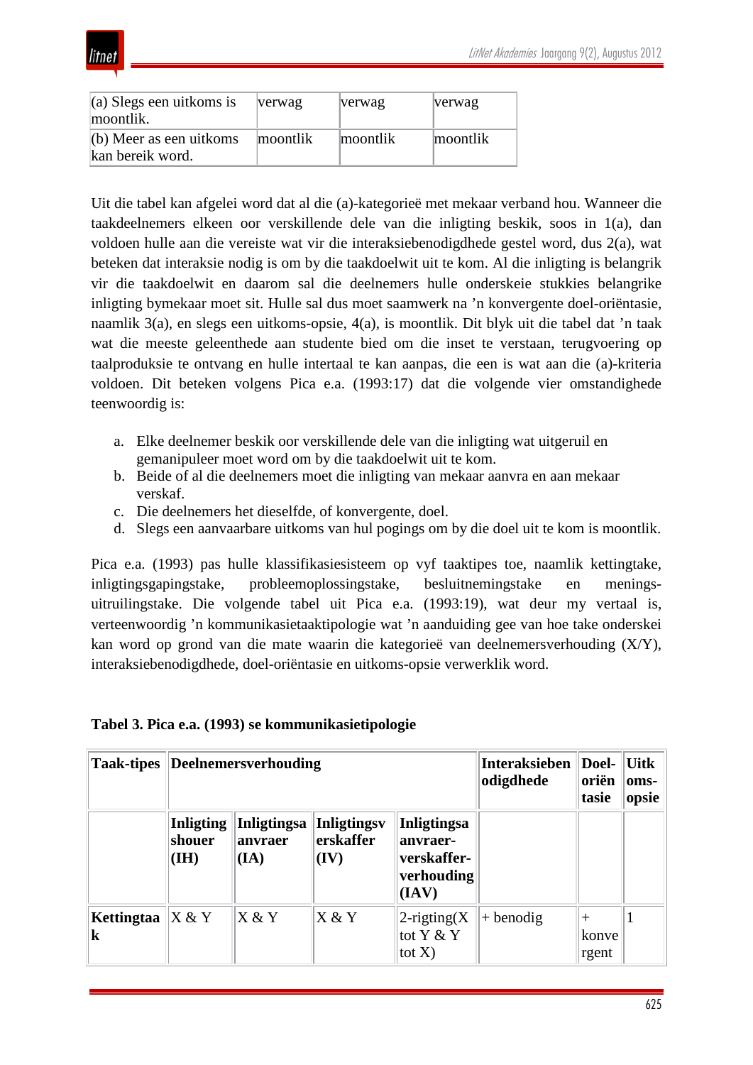| | | | |
|---|---|---|---|
| (a) Slegs een uitkoms is moontlik. | verwag | verwag | verwag |
| (b) Meer as een uitkoms kan bereik word. | moontlik | moontlik | moontlik |

Uit die tabel kan afgelei word dat al die (a)-kategorieë met mekaar verband hou. Wanneer die taakdeelnemers elkeen oor verskillende dele van die inligting beskik, soos in 1(a), dan voldoen hulle aan die vereiste wat vir die interaksiebenodigdhede gestel word, dus 2(a), wat beteken dat interaksie nodig is om by die taakdoelwit uit te kom. Al die inligting is belangrik vir die taakdoelwit en daarom sal die deelnemers hulle onderskeie stukkies belangrike inligting bymekaar moet sit. Hulle sal dus moet saamwerk na 'n konvergente doel-oriëntasie, naamlik 3(a), en slegs een uitkoms-opsie, 4(a), is moontlik. Dit blyk uit die tabel dat 'n taak wat die meeste geleenthede aan studente bied om die inset te verstaan, terugvoering op taalproduksie te ontvang en hulle intertaal te kan aanpas, die een is wat aan die (a)-kriteria voldoen. Dit beteken volgens Pica e.a. (1993:17) dat die volgende vier omstandighede teenwoordig is:

a. Elke deelnemer beskik oor verskillende dele van die inligting wat uitgeruil en gemanipuleer moet word om by die taakdoelwit uit te kom.
b. Beide of al die deelnemers moet die inligting van mekaar aanvra en aan mekaar verskaf.
c. Die deelnemers het dieselfde, of konvergente, doel.
d. Slegs een aanvaarbare uitkoms van hul pogings om by die doel uit te kom is moontlik.

Pica e.a. (1993) pas hulle klassifikasiesisteem op vyf taaktipes toe, naamlik kettingtake, inligtingsgapingstake, probleemoplossingstake, besluitnemingstake en menings-uitruilingstake. Die volgende tabel uit Pica e.a. (1993:19), wat deur my vertaal is, verteenwoordig 'n kommunikasietaaktipologie wat 'n aanduiding gee van hoe take onderskei kan word op grond van die mate waarin die kategorieë van deelnemersverhouding (X/Y), interaksiebenodigdhede, doel-oriëntasie en uitkoms-opsie verwerklik word.

**Tabel 3. Pica e.a. (1993) se kommunikasietipologie**

| **Taak-tipes** | **Deelnemersverhouding** | | | | **Interaksiebenodigdhede** | **Doel-oriëntasie** | **Uitkoms-opsie** |
|---|---|---|---|---|---|---|---|
| | **Inligtingshouer (IH)** | **Inligtingsaanvraer (IA)** | **Inligtingsverskaffer (IV)** | **Inligtingsaanvraer-verskaffer-verhouding (IAV)** | | | |
| **Kettingtaak** | X & Y | X & Y | X & Y | 2-rigting(X tot Y & Y tot X) | + benodig | + konvergent | 1 |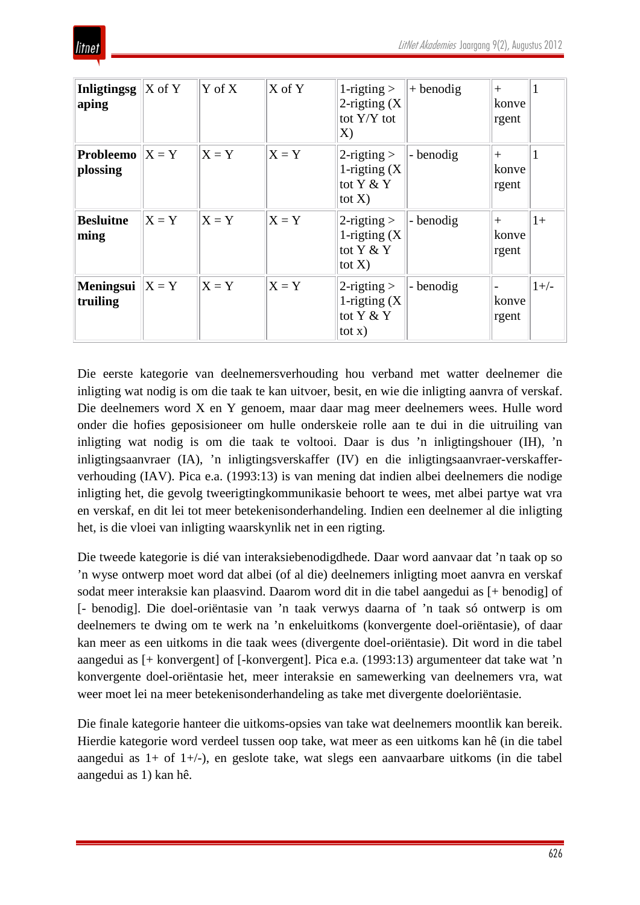| **Inligtingsgaping** | X of Y | Y of X | X of Y | 1-rigting > 2-rigting (X tot Y/Y tot X) | + benodig | + konvergent | 1 |
|---|---|---|---|---|---|---|---|
| **Probleemoplossing** | X = Y | X = Y | X = Y | 2-rigting > 1-rigting (X tot Y & Y tot X) | - benodig | + konvergent | 1 |
| **Besluitneming** | X = Y | X = Y | X = Y | 2-rigting > 1-rigting (X tot Y & Y tot X) | - benodig | + konvergent | 1+ |
| **Meningsuitruiling** | X = Y | X = Y | X = Y | 2-rigting > 1-rigting (X tot Y & Y tot x) | - benodig | - konvergent | 1+/- |

Die eerste kategorie van deelnemersverhouding hou verband met watter deelnemer die inligting wat nodig is om die taak te kan uitvoer, besit, en wie die inligting aanvra of verskaf. Die deelnemers word X en Y genoem, maar daar mag meer deelnemers wees. Hulle word onder die hofies geposisioneer om hulle onderskeie rolle aan te dui in die uitruiling van inligting wat nodig is om die taak te voltooi. Daar is dus 'n inligtingshouer (IH), 'n inligtingsaanvraer (IA), 'n inligtingsverskaffer (IV) en die inligtingsaanvraer-verskaffer-verhouding (IAV). Pica e.a. (1993:13) is van mening dat indien albei deelnemers die nodige inligting het, die gevolg tweerigtingkommunikasie behoort te wees, met albei partye wat vra en verskaf, en dit lei tot meer betekenisonderhandeling. Indien een deelnemer al die inligting het, is die vloei van inligting waarskynlik net in een rigting.

Die tweede kategorie is dié van interaksiebenodigdhede. Daar word aanvaar dat 'n taak op so 'n wyse ontwerp moet word dat albei (of al die) deelnemers inligting moet aanvra en verskaf sodat meer interaksie kan plaasvind. Daarom word dit in die tabel aangedui as [+ benodig] of [- benodig]. Die doel-oriëntasie van 'n taak verwys daarna of 'n taak só ontwerp is om deelnemers te dwing om te werk na 'n enkeluitkoms (konvergente doel-oriëntasie), of daar kan meer as een uitkoms in die taak wees (divergente doel-oriëntasie). Dit word in die tabel aangedui as [+ konvergent] of [-konvergent]. Pica e.a. (1993:13) argumenteer dat take wat 'n konvergente doel-oriëntasie het, meer interaksie en samewerking van deelnemers vra, wat weer moet lei na meer betekenisonderhandeling as take met divergente doeloriëntasie.

Die finale kategorie hanteer die uitkoms-opsies van take wat deelnemers moontlik kan bereik. Hierdie kategorie word verdeel tussen oop take, wat meer as een uitkoms kan hê (in die tabel aangedui as 1+ of 1+/-), en geslote take, wat slegs een aanvaarbare uitkoms (in die tabel aangedui as 1) kan hê.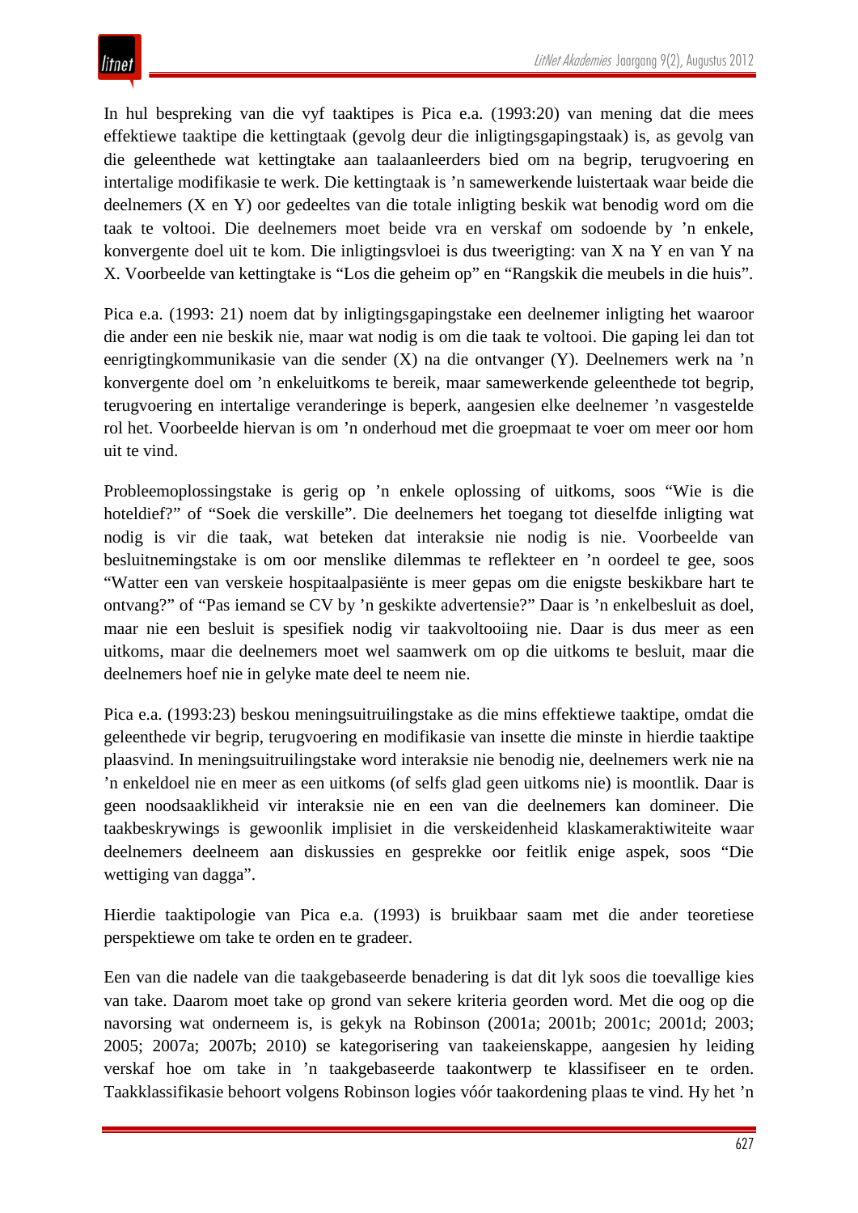In hul bespreking van die vyf taaktipes is Pica e.a. (1993:20) van mening dat die mees effektiewe taaktipe die kettingtaak (gevolg deur die inligtingsgapingstaak) is, as gevolg van die geleenthede wat kettingtake aan taalaanleerders bied om na begrip, terugvoering en intertalige modifikasie te werk. Die kettingtaak is ’n samewerkende luistertaak waar beide die deelnemers (X en Y) oor gedeeltes van die totale inligting beskik wat benodig word om die taak te voltooi. Die deelnemers moet beide vra en verskaf om sodoende by ’n enkele, konvergente doel uit te kom. Die inligtingsvloei is dus tweerigting: van X na Y en van Y na X. Voorbeelde van kettingtake is “Los die geheim op” en “Rangskik die meubels in die huis”.

Pica e.a. (1993: 21) noem dat by inligtingsgapingstake een deelnemer inligting het waaroor die ander een nie beskik nie, maar wat nodig is om die taak te voltooi. Die gaping lei dan tot eenrigtingkommunikasie van die sender (X) na die ontvanger (Y). Deelnemers werk na ’n konvergente doel om ’n enkeluitkoms te bereik, maar samewerkende geleenthede tot begrip, terugvoering en intertalige veranderinge is beperk, aangesien elke deelnemer ’n vasgestelde rol het. Voorbeelde hiervan is om ’n onderhoud met die groepmaat te voer om meer oor hom uit te vind.

Probleemoplossingstake is gerig op ’n enkele oplossing of uitkoms, soos “Wie is die hoteldief?” of “Soek die verskille”. Die deelnemers het toegang tot dieselfde inligting wat nodig is vir die taak, wat beteken dat interaksie nie nodig is nie. Voorbeelde van besluitnemingstake is om oor menslike dilemmas te reflekteer en ’n oordeel te gee, soos “Watter een van verskeie hospitaalpasiënte is meer gepas om die enigste beskikbare hart te ontvang?” of “Pas iemand se CV by ’n geskikte advertensie?” Daar is ’n enkelbesluit as doel, maar nie een besluit is spesifiek nodig vir taakvoltooiing nie. Daar is dus meer as een uitkoms, maar die deelnemers moet wel saamwerk om op die uitkoms te besluit, maar die deelnemers hoef nie in gelyke mate deel te neem nie.

Pica e.a. (1993:23) beskou meningsuitruilingstake as die mins effektiewe taaktipe, omdat die geleenthede vir begrip, terugvoering en modifikasie van insette die minste in hierdie taaktipe plaasvind. In meningsuitruilingstake word interaksie nie benodig nie, deelnemers werk nie na ’n enkeldoel nie en meer as een uitkoms (of selfs glad geen uitkoms nie) is moontlik. Daar is geen noodsaaklikheid vir interaksie nie en een van die deelnemers kan domineer. Die taakbeskrywings is gewoonlik implisiet in die verskeidenheid klaskameraktiwiteite waar deelnemers deelneem aan diskussies en gesprekke oor feitlik enige aspek, soos “Die wettiging van dagga”.

Hierdie taaktipologie van Pica e.a. (1993) is bruikbaar saam met die ander teoretiese perspektiewe om take te orden en te gradeer.

Een van die nadele van die taakgebaseerde benadering is dat dit lyk soos die toevallige kies van take. Daarom moet take op grond van sekere kriteria georden word. Met die oog op die navorsing wat onderneem is, is gekyk na Robinson (2001a; 2001b; 2001c; 2001d; 2003; 2005; 2007a; 2007b; 2010) se kategorisering van taakeienskappe, aangesien hy leiding verskaf hoe om take in ’n taakgebaseerde taakontwerp te klassifiseer en te orden. Taakklassifikasie behoort volgens Robinson logies vóór taakordening plaas te vind. Hy het ’n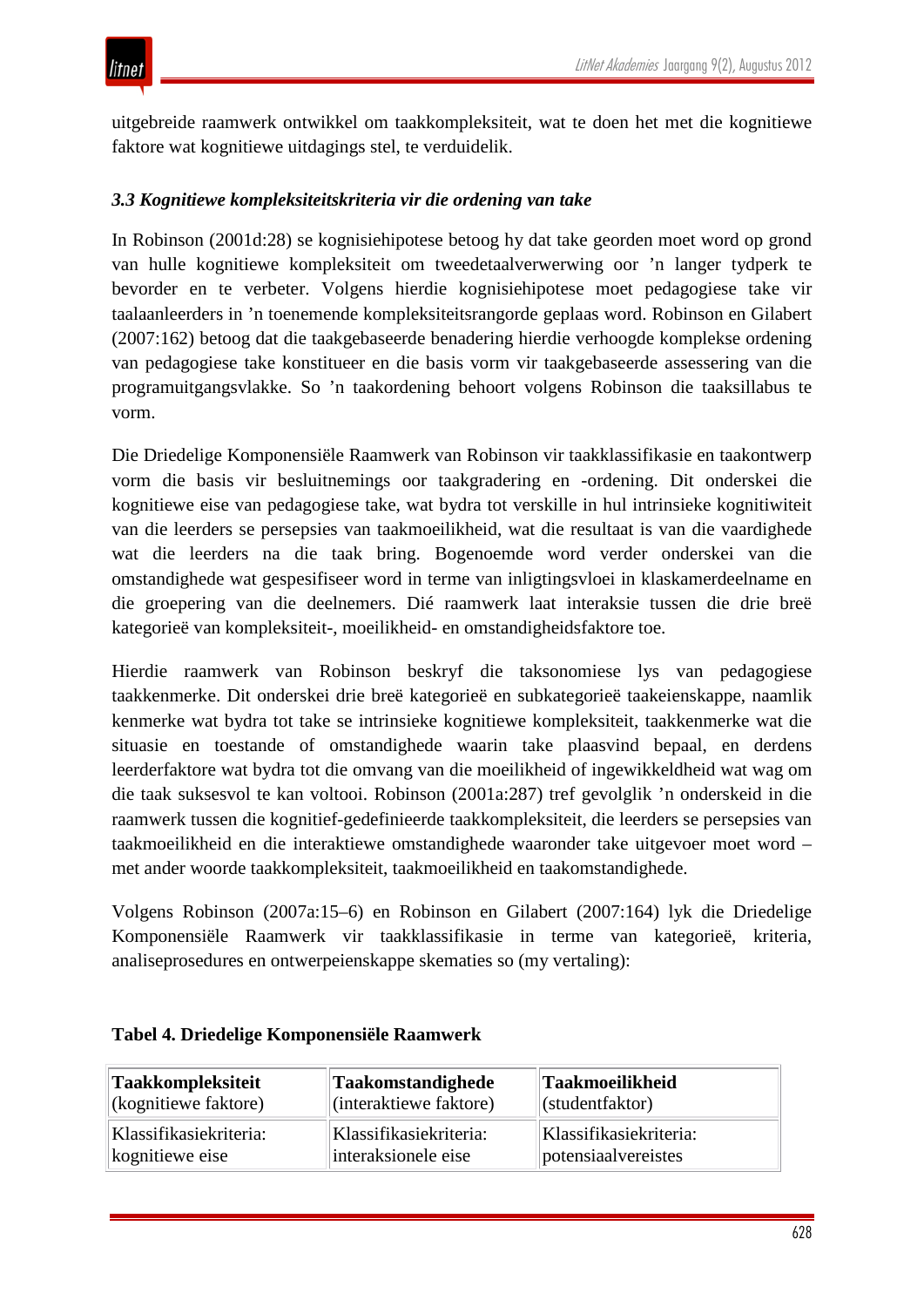uitgebreide raamwerk ontwikkel om taakkompleksiteit, wat te doen het met die kognitiewe faktore wat kognitiewe uitdagings stel, te verduidelik.

### *3.3 Kognitiewe kompleksiteitskriteria vir die ordening van take*

In Robinson (2001d:28) se kognisiehipotese betoog hy dat take georden moet word op grond van hulle kognitiewe kompleksiteit om tweedetaalverwerwing oor ’n langer tydperk te bevorder en te verbeter. Volgens hierdie kognisiehipotese moet pedagogiese take vir taalaanleerders in ’n toenemende kompleksiteitsrangorde geplaas word. Robinson en Gilabert (2007:162) betoog dat die taakgebaseerde benadering hierdie verhoogde komplekse ordening van pedagogiese take konstitueer en die basis vorm vir taakgebaseerde assessering van die programuitgangsvlakke. So ’n taakordening behoort volgens Robinson die taaksillabus te vorm.

Die Driedelige Komponensiële Raamwerk van Robinson vir taakklassifikasie en taakontwerp vorm die basis vir besluitnemings oor taakgradering en -ordening. Dit onderskei die kognitiewe eise van pedagogiese take, wat bydra tot verskille in hul intrinsieke kognitiwiteit van die leerders se persepsies van taakmoeilikheid, wat die resultaat is van die vaardighede wat die leerders na die taak bring. Bogenoemde word verder onderskei van die omstandighede wat gespesifiseer word in terme van inligtingsvloei in klaskamerdeelname en die groepering van die deelnemers. Dié raamwerk laat interaksie tussen die drie breë kategorieë van kompleksiteit-, moeilikheid- en omstandigheidsfaktore toe.

Hierdie raamwerk van Robinson beskryf die taksonomiese lys van pedagogiese taakkenmerke. Dit onderskei drie breë kategorieë en subkategorieë taakeienskappe, naamlik kenmerke wat bydra tot take se intrinsieke kognitiewe kompleksiteit, taakkenmerke wat die situasie en toestande of omstandighede waarin take plaasvind bepaal, en derdens leerderfaktore wat bydra tot die omvang van die moeilikheid of ingewikkeldheid wat wag om die taak suksesvol te kan voltooi. Robinson (2001a:287) tref gevolglik ’n onderskeid in die raamwerk tussen die kognitief-gedefinieerde taakkompleksiteit, die leerders se persepsies van taakmoeilikheid en die interaktiewe omstandighede waaronder take uitgevoer moet word – met ander woorde taakkompleksiteit, taakmoeilikheid en taakomstandighede.

Volgens Robinson (2007a:15–6) en Robinson en Gilabert (2007:164) lyk die Driedelige Komponensiële Raamwerk vir taakklassifikasie in terme van kategorieë, kriteria, analiseprosedures en ontwerpeienskappe skematies so (my vertaling):

**Tabel 4. Driedelige Komponensiële Raamwerk**

| **Taakkompleksiteit** (kognitiewe faktore) | **Taakomstandighede** (interaktiewe faktore) | **Taakmoeilikheid** (studentfaktor) |
|---|---|---|
| Klassifikasiekriteria: kognitiewe eise | Klassifikasiekriteria: interaksionele eise | Klassifikasiekriteria: potensiaalvereistes |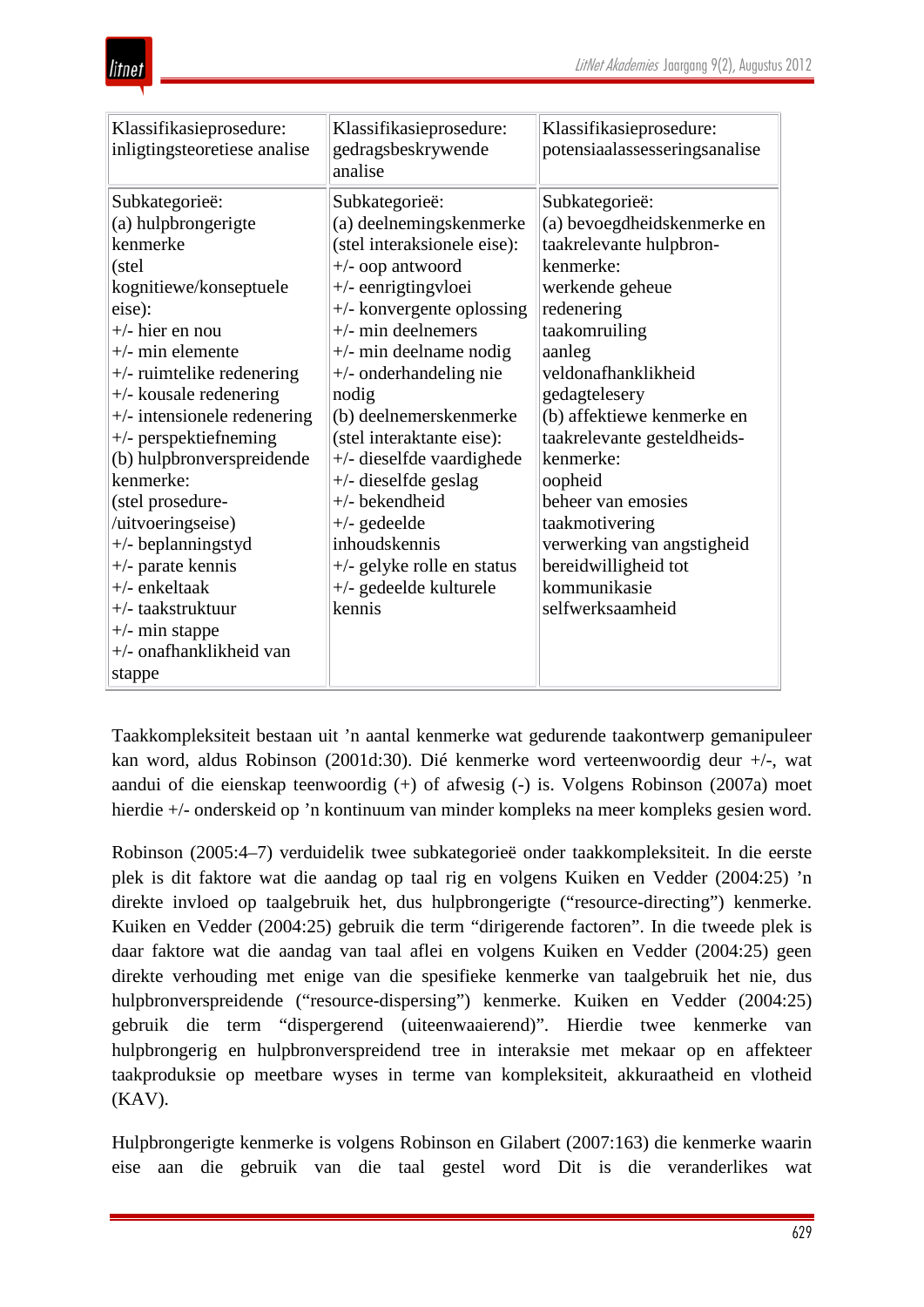| Klassifikasieprosedure: inligtingsteoretiese analise | Klassifikasieprosedure: gedragsbeskrywende analise | Klassifikasieprosedure: potensiaalassesseringsanalise |
|---|---|---|
| Subkategorieë:<br>(a) hulpbrongerigte kenmerke<br>(stel kognitiewe/konseptuele eise):<br>+/- hier en nou<br>+/- min elemente<br>+/- ruimtelike redenering<br>+/- kousale redenering<br>+/- intensionele redenering<br>+/- perspektiefneming<br>(b) hulpbronverspreidende kenmerke:<br>(stel prosedure-/uitvoeringseise)<br>+/- beplanningstyd<br>+/- parate kennis<br>+/- enkeltaak<br>+/- taakstruktuur<br>+/- min stappe<br>+/- onafhanklikheid van stappe | Subkategorieë:<br>(a) deelnemingskenmerke<br>(stel interaksionele eise):<br>+/- oop antwoord<br>+/- eenrigtingvloei<br>+/- konvergente oplossing<br>+/- min deelnemers<br>+/- min deelname nodig<br>+/- onderhandeling nie nodig<br>(b) deelnemerskenmerke<br>(stel interaktante eise):<br>+/- dieselfde vaardighede<br>+/- dieselfde geslag<br>+/- bekendheid<br>+/- gedeelde inhoudskennis<br>+/- gelyke rolle en status<br>+/- gedeelde kulturele kennis | Subkategorieë:<br>(a) bevoegdheidskenmerke en taakrelevante hulpbron-kenmerke:<br>werkende geheue<br>redenering<br>taakomruiling<br>aanleg<br>veldonafhanklikheid<br>gedagtelesery<br>(b) affektiewe kenmerke en taakrelevante gesteldheids-kenmerke:<br>oopheid<br>beheer van emosies<br>taakmotivering<br>verwerking van angstigheid<br>bereidwilligheid tot kommunikasie<br>selfwerksaamheid |

Taakkompleksiteit bestaan uit ’n aantal kenmerke wat gedurende taakontwerp gemanipuleer kan word, aldus Robinson (2001d:30). Dié kenmerke word verteenwoordig deur +/-, wat aandui of die eienskap teenwoordig (+) of afwesig (-) is. Volgens Robinson (2007a) moet hierdie +/- onderskeid op ’n kontinuum van minder kompleks na meer kompleks gesien word.

Robinson (2005:4–7) verduidelik twee subkategorieë onder taakkompleksiteit. In die eerste plek is dit faktore wat die aandag op taal rig en volgens Kuiken en Vedder (2004:25) ’n direkte invloed op taalgebruik het, dus hulpbrongerigte (“resource-directing”) kenmerke. Kuiken en Vedder (2004:25) gebruik die term “dirigerende factoren”. In die tweede plek is daar faktore wat die aandag van taal aflei en volgens Kuiken en Vedder (2004:25) geen direkte verhouding met enige van die spesifieke kenmerke van taalgebruik het nie, dus hulpbronverspreidende (“resource-dispersing”) kenmerke. Kuiken en Vedder (2004:25) gebruik die term “dispergerend (uiteenwaaierend)”. Hierdie twee kenmerke van hulpbrongerig en hulpbronverspreidend tree in interaksie met mekaar op en affekteer taakproduksie op meetbare wyses in terme van kompleksiteit, akkuraatheid en vlotheid (KAV).

Hulpbrongerigte kenmerke is volgens Robinson en Gilabert (2007:163) die kenmerke waarin eise aan die gebruik van die taal gestel word Dit is die veranderlikes wat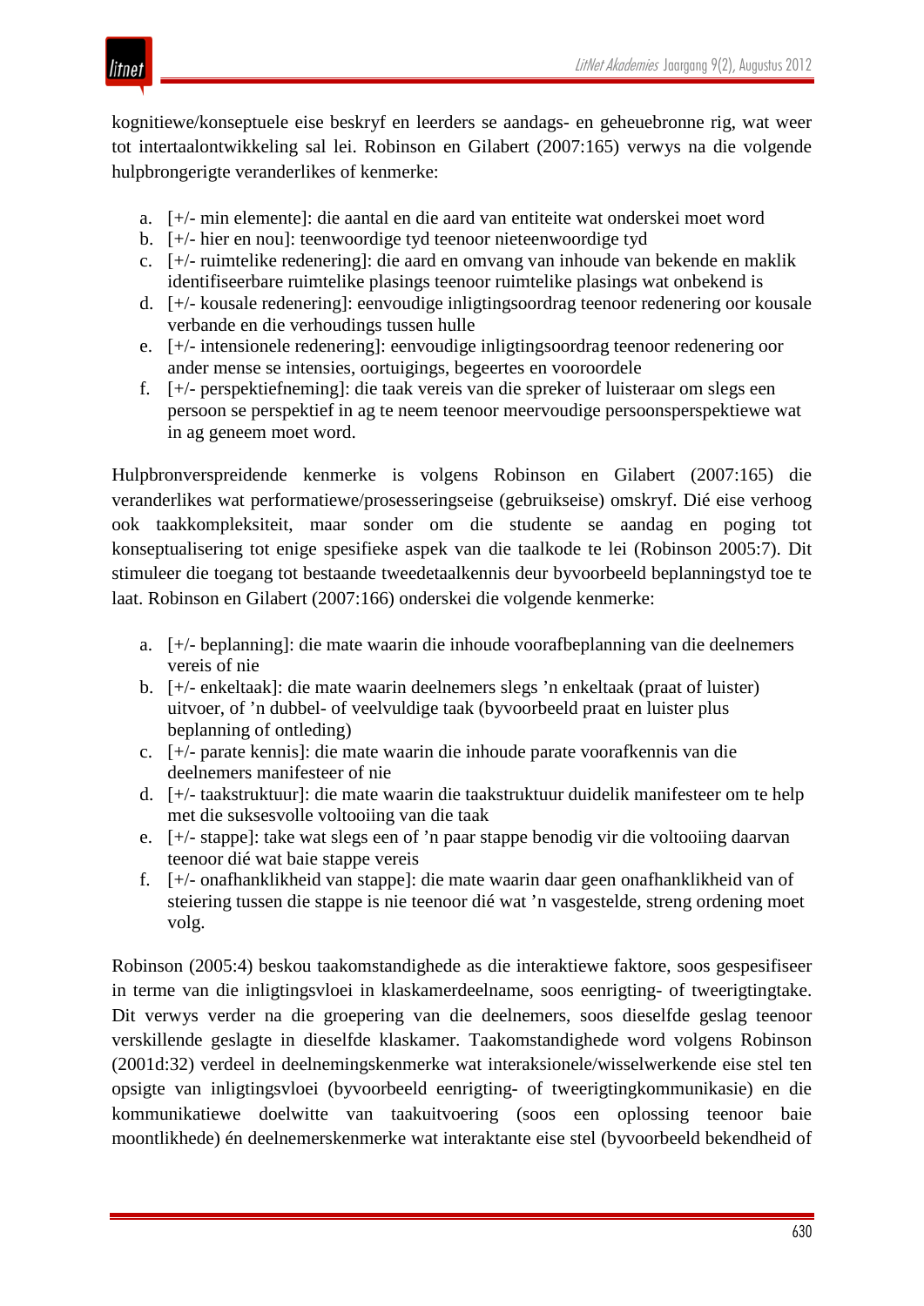kognitiewe/konseptuele eise beskryf en leerders se aandags- en geheuebronne rig, wat weer tot intertaalontwikkeling sal lei. Robinson en Gilabert (2007:165) verwys na die volgende hulpbrongerigte veranderlikes of kenmerke:

a. [+/- min elemente]: die aantal en die aard van entiteite wat onderskei moet word
b. [+/- hier en nou]: teenwoordige tyd teenoor nieteenwoordige tyd
c. [+/- ruimtelike redenering]: die aard en omvang van inhoude van bekende en maklik identifiseerbare ruimtelike plasings teenoor ruimtelike plasings wat onbekend is
d. [+/- kousale redenering]: eenvoudige inligtingsoordrag teenoor redenering oor kousale verbande en die verhoudings tussen hulle
e. [+/- intensionele redenering]: eenvoudige inligtingsoordrag teenoor redenering oor ander mense se intensies, oortuigings, begeertes en vooroordele
f. [+/- perspektiefneming]: die taak vereis van die spreker of luisteraar om slegs een persoon se perspektief in ag te neem teenoor meervoudige persoonsperspektiewe wat in ag geneem moet word.

Hulpbronverspreidende kenmerke is volgens Robinson en Gilabert (2007:165) die veranderlikes wat performatiewe/prosesseringseise (gebruikseise) omskryf. Dié eise verhoog ook taakkompleksiteit, maar sonder om die studente se aandag en poging tot konseptualisering tot enige spesifieke aspek van die taalkode te lei (Robinson 2005:7). Dit stimuleer die toegang tot bestaande tweedetaalkennis deur byvoorbeeld beplanningstyd toe te laat. Robinson en Gilabert (2007:166) onderskei die volgende kenmerke:

a. [+/- beplanning]: die mate waarin die inhoude voorafbeplanning van die deelnemers vereis of nie
b. [+/- enkeltaak]: die mate waarin deelnemers slegs 'n enkeltaak (praat of luister) uitvoer, of 'n dubbel- of veelvuldige taak (byvoorbeeld praat en luister plus beplanning of ontleding)
c. [+/- parate kennis]: die mate waarin die inhoude parate voorafkennis van die deelnemers manifesteer of nie
d. [+/- taakstruktuur]: die mate waarin die taakstruktuur duidelik manifesteer om te help met die suksesvolle voltooiing van die taak
e. [+/- stappe]: take wat slegs een of 'n paar stappe benodig vir die voltooiing daarvan teenoor dié wat baie stappe vereis
f. [+/- onafhanklikheid van stappe]: die mate waarin daar geen onafhanklikheid van of steiering tussen die stappe is nie teenoor dié wat 'n vasgestelde, streng ordening moet volg.

Robinson (2005:4) beskou taakomstandighede as die interaktiewe faktore, soos gespesifiseer in terme van die inligtingsvloei in klaskamerdeelname, soos eenrigting- of tweerigtingtake. Dit verwys verder na die groepering van die deelnemers, soos dieselfde geslag teenoor verskillende geslagte in dieselfde klaskamer. Taakomstandighede word volgens Robinson (2001d:32) verdeel in deelnemingskenmerke wat interaksionele/wisselwerkende eise stel ten opsigte van inligtingsvloei (byvoorbeeld eenrigting- of tweerigtingkommunikasie) en die kommunikatiewe doelwitte van taakuitvoering (soos een oplossing teenoor baie moontlikhede) én deelnemerskenmerke wat interaktante eise stel (byvoorbeeld bekendheid of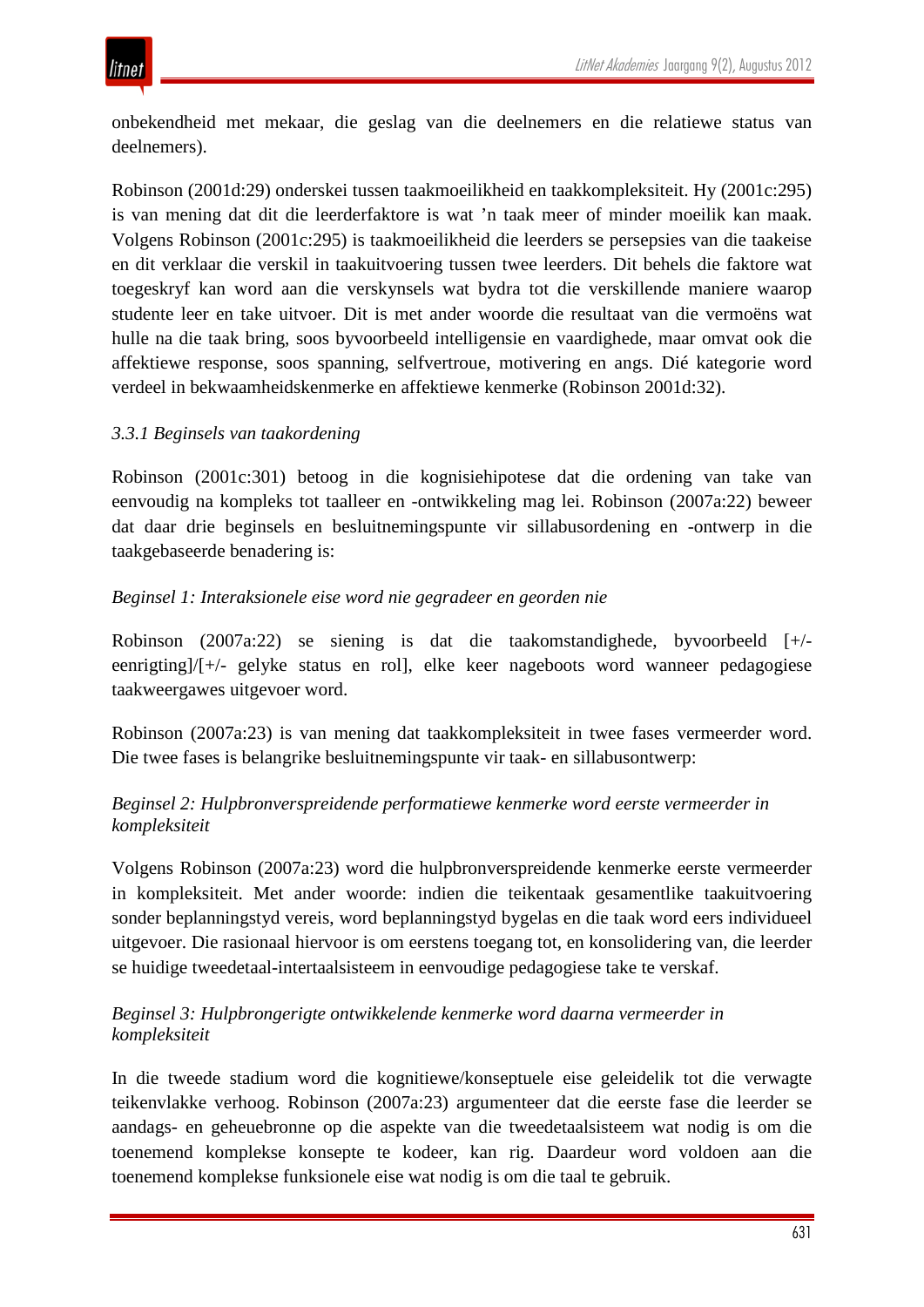onbekendheid met mekaar, die geslag van die deelnemers en die relatiewe status van deelnemers).

Robinson (2001d:29) onderskei tussen taakmoeilikheid en taakkompleksiteit. Hy (2001c:295) is van mening dat dit die leerderfaktore is wat ’n taak meer of minder moeilik kan maak. Volgens Robinson (2001c:295) is taakmoeilikheid die leerders se persepsies van die taakeise en dit verklaar die verskil in taakuitvoering tussen twee leerders. Dit behels die faktore wat toegeskryf kan word aan die verskynsels wat bydra tot die verskillende maniere waarop studente leer en take uitvoer. Dit is met ander woorde die resultaat van die vermoëns wat hulle na die taak bring, soos byvoorbeeld intelligensie en vaardighede, maar omvat ook die affektiewe response, soos spanning, selfvertroue, motivering en angs. Dié kategorie word verdeel in bekwaamheidskenmerke en affektiewe kenmerke (Robinson 2001d:32).

### *3.3.1 Beginsels van taakordening*

Robinson (2001c:301) betoog in die kognisiehipotese dat die ordening van take van eenvoudig na kompleks tot taalleer en -ontwikkeling mag lei. Robinson (2007a:22) beweer dat daar drie beginsels en besluitnemingspunte vir sillabusordening en -ontwerp in die taakgebaseerde benadering is:

*Beginsel 1: Interaksionele eise word nie gegradeer en georden nie*

Robinson (2007a:22) se siening is dat die taakomstandighede, byvoorbeeld [+/- eenrigting]/[+/- gelyke status en rol], elke keer nageboots word wanneer pedagogiese taakweergawes uitgevoer word.

Robinson (2007a:23) is van mening dat taakkompleksiteit in twee fases vermeerder word. Die twee fases is belangrike besluitnemingspunte vir taak- en sillabusontwerp:

*Beginsel 2: Hulpbronverspreidende performatiewe kenmerke word eerste vermeerder in kompleksiteit*

Volgens Robinson (2007a:23) word die hulpbronverspreidende kenmerke eerste vermeerder in kompleksiteit. Met ander woorde: indien die teikentaak gesamentlike taakuitvoering sonder beplanningstyd vereis, word beplanningstyd bygelas en die taak word eers individueel uitgevoer. Die rasionaal hiervoor is om eerstens toegang tot, en konsolidering van, die leerder se huidige tweedetaal-intertaalsisteem in eenvoudige pedagogiese take te verskaf.

*Beginsel 3: Hulpbrongerigte ontwikkelende kenmerke word daarna vermeerder in kompleksiteit*

In die tweede stadium word die kognitiewe/konseptuele eise geleidelik tot die verwagte teikenvlakke verhoog. Robinson (2007a:23) argumenteer dat die eerste fase die leerder se aandags- en geheuebronne op die aspekte van die tweedetaalsisteem wat nodig is om die toenemend komplekse konsepte te kodeer, kan rig. Daardeur word voldoen aan die toenemend komplekse funksionele eise wat nodig is om die taal te gebruik.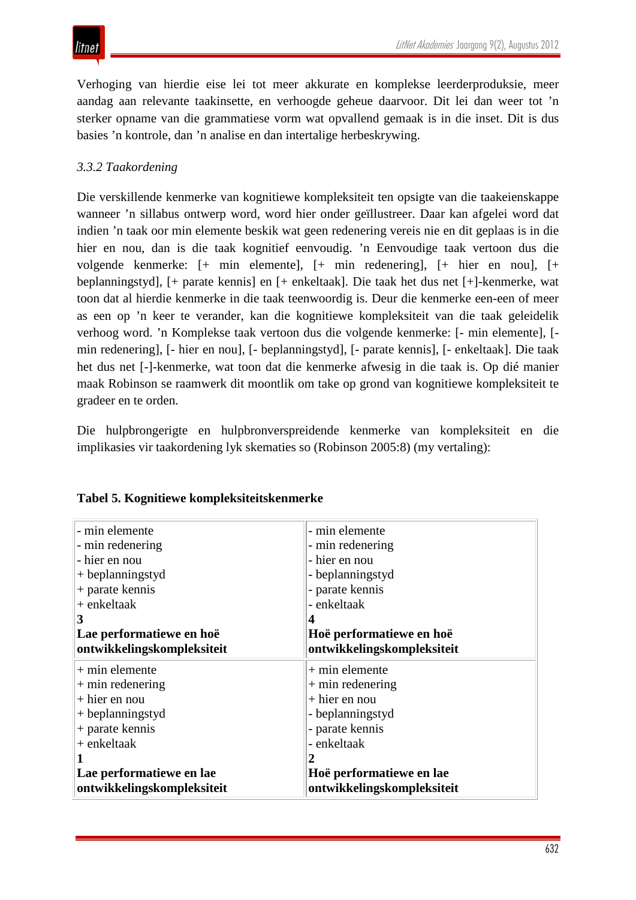Verhoging van hierdie eise lei tot meer akkurate en komplekse leerderproduksie, meer aandag aan relevante taakinsette, en verhoogde geheue daarvoor. Dit lei dan weer tot ’n sterker opname van die grammatiese vorm wat opvallend gemaak is in die inset. Dit is dus basies ’n kontrole, dan ’n analise en dan intertalige herbeskrywing.

### *3.3.2 Taakordening*

Die verskillende kenmerke van kognitiewe kompleksiteit ten opsigte van die taakeienskappe wanneer ’n sillabus ontwerp word, word hier onder geïllustreer. Daar kan afgelei word dat indien ’n taak oor min elemente beskik wat geen redenering vereis nie en dit geplaas is in die hier en nou, dan is die taak kognitief eenvoudig. ’n Eenvoudige taak vertoon dus die volgende kenmerke: [+ min elemente], [+ min redenering], [+ hier en nou], [+ beplanningstyd], [+ parate kennis] en [+ enkeltaak]. Die taak het dus net [+]-kenmerke, wat toon dat al hierdie kenmerke in die taak teenwoordig is. Deur die kenmerke een-een of meer as een op ’n keer te verander, kan die kognitiewe kompleksiteit van die taak geleidelik verhoog word. ’n Komplekse taak vertoon dus die volgende kenmerke: [- min elemente], [- min redenering], [- hier en nou], [- beplanningstyd], [- parate kennis], [- enkeltaak]. Die taak het dus net [-]-kenmerke, wat toon dat die kenmerke afwesig in die taak is. Op dié manier maak Robinson se raamwerk dit moontlik om take op grond van kognitiewe kompleksiteit te gradeer en te orden.

Die hulpbrongerigte en hulpbronverspreidende kenmerke van kompleksiteit en die implikasies vir taakordening lyk skematies so (Robinson 2005:8) (my vertaling):

**Tabel 5. Kognitiewe kompleksiteitskenmerke**

| | |
|---|---|
| - min elemente<br>- min redenering<br>- hier en nou<br>+ beplanningstyd<br>+ parate kennis<br>+ enkeltaak<br>**3**<br>**Lae performatiewe en hoë ontwikkelingskompleksiteit** | - min elemente<br>- min redenering<br>- hier en nou<br>- beplanningstyd<br>- parate kennis<br>- enkeltaak<br>**4**<br>**Hoë performatiewe en hoë ontwikkelingskompleksiteit** |
| + min elemente<br>+ min redenering<br>+ hier en nou<br>+ beplanningstyd<br>+ parate kennis<br>+ enkeltaak<br>**1**<br>**Lae performatiewe en lae ontwikkelingskompleksiteit** | + min elemente<br>+ min redenering<br>+ hier en nou<br>- beplanningstyd<br>- parate kennis<br>- enkeltaak<br>**2**<br>**Hoë performatiewe en lae ontwikkelingskompleksiteit** |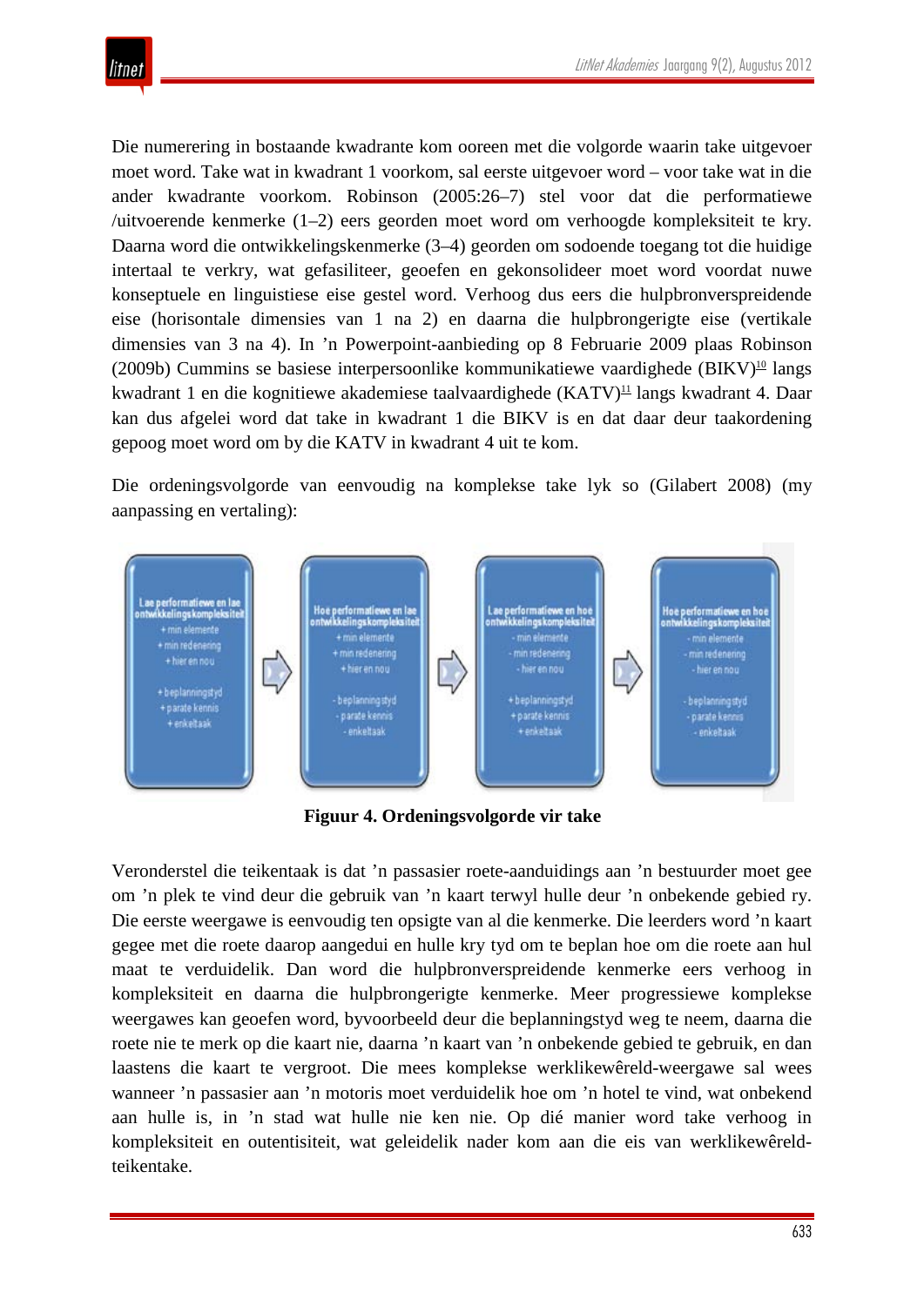Die numerering in bostaande kwadrante kom ooreen met die volgorde waarin take uitgevoer moet word. Take wat in kwadrant 1 voorkom, sal eerste uitgevoer word – voor take wat in die ander kwadrante voorkom. Robinson (2005:26–7) stel voor dat die performatiewe /uitvoerende kenmerke (1–2) eers georden moet word om verhoogde kompleksiteit te kry. Daarna word die ontwikkelingskenmerke (3–4) georden om sodoende toegang tot die huidige intertaal te verkry, wat gefasiliteer, geoefen en gekonsolideer moet word voordat nuwe konseptuele en linguistiese eise gestel word. Verhoog dus eers die hulpbronverspreidende eise (horisontale dimensies van 1 na 2) en daarna die hulpbrongerigte eise (vertikale dimensies van 3 na 4). In ’n Powerpoint-aanbieding op 8 Februarie 2009 plaas Robinson (2009b) Cummins se basiese interpersoonlike kommunikatiewe vaardighede (BIKV)[10] langs kwadrant 1 en die kognitiewe akademiese taalvaardighede (KATV)[11] langs kwadrant 4. Daar kan dus afgelei word dat take in kwadrant 1 die BIKV is en dat daar deur taakordening gepoog moet word om by die KATV in kwadrant 4 uit te kom.

Die ordeningsvolgorde van eenvoudig na komplekse take lyk so (Gilabert 2008) (my aanpassing en vertaling):

| Lae performatiewe en lae ontwikkelingskompleksiteit | → | Hoë performatiewe en lae ontwikkelingskompleksiteit | → | Lae performatiewe en hoë ontwikkelingskompleksiteit | → | Hoë performatiewe en hoë ontwikkelingskompleksiteit |
|---|---|---|---|---|---|---|
| + min elemente<br>+ min redenering<br>+ hier en nou<br><br>+ beplanningstyd<br>+ parate kennis<br>+ enkeltaak | | + min elemente<br>+ min redenering<br>+ hier en nou<br><br>- beplanningstyd<br>- parate kennis<br>- enkeltaak | | - min elemente<br>- min redenering<br>- hier en nou<br><br>+ beplanningstyd<br>+ parate kennis<br>+ enkeltaak | | - min elemente<br>- min redenering<br>- hier en nou<br><br>- beplanningstyd<br>- parate kennis<br>- enkeltaak |

**Figuur 4. Ordeningsvolgorde vir take**

Veronderstel die teikentaak is dat ’n passasier roete-aanduidings aan ’n bestuurder moet gee om ’n plek te vind deur die gebruik van ’n kaart terwyl hulle deur ’n onbekende gebied ry. Die eerste weergawe is eenvoudig ten opsigte van al die kenmerke. Die leerders word ’n kaart gegee met die roete daarop aangedui en hulle kry tyd om te beplan hoe om die roete aan hul maat te verduidelik. Dan word die hulpbronverspreidende kenmerke eers verhoog in kompleksiteit en daarna die hulpbrongerigte kenmerke. Meer progressiewe komplekse weergawes kan geoefen word, byvoorbeeld deur die beplanningstyd weg te neem, daarna die roete nie te merk op die kaart nie, daarna ’n kaart van ’n onbekende gebied te gebruik, en dan laastens die kaart te vergroot. Die mees komplekse werklikewêreld-weergawe sal wees wanneer ’n passasier aan ’n motoris moet verduidelik hoe om ’n hotel te vind, wat onbekend aan hulle is, in ’n stad wat hulle nie ken nie. Op dié manier word take verhoog in kompleksiteit en outentisiteit, wat geleidelik nader kom aan die eis van werklikewêreld-teikentake.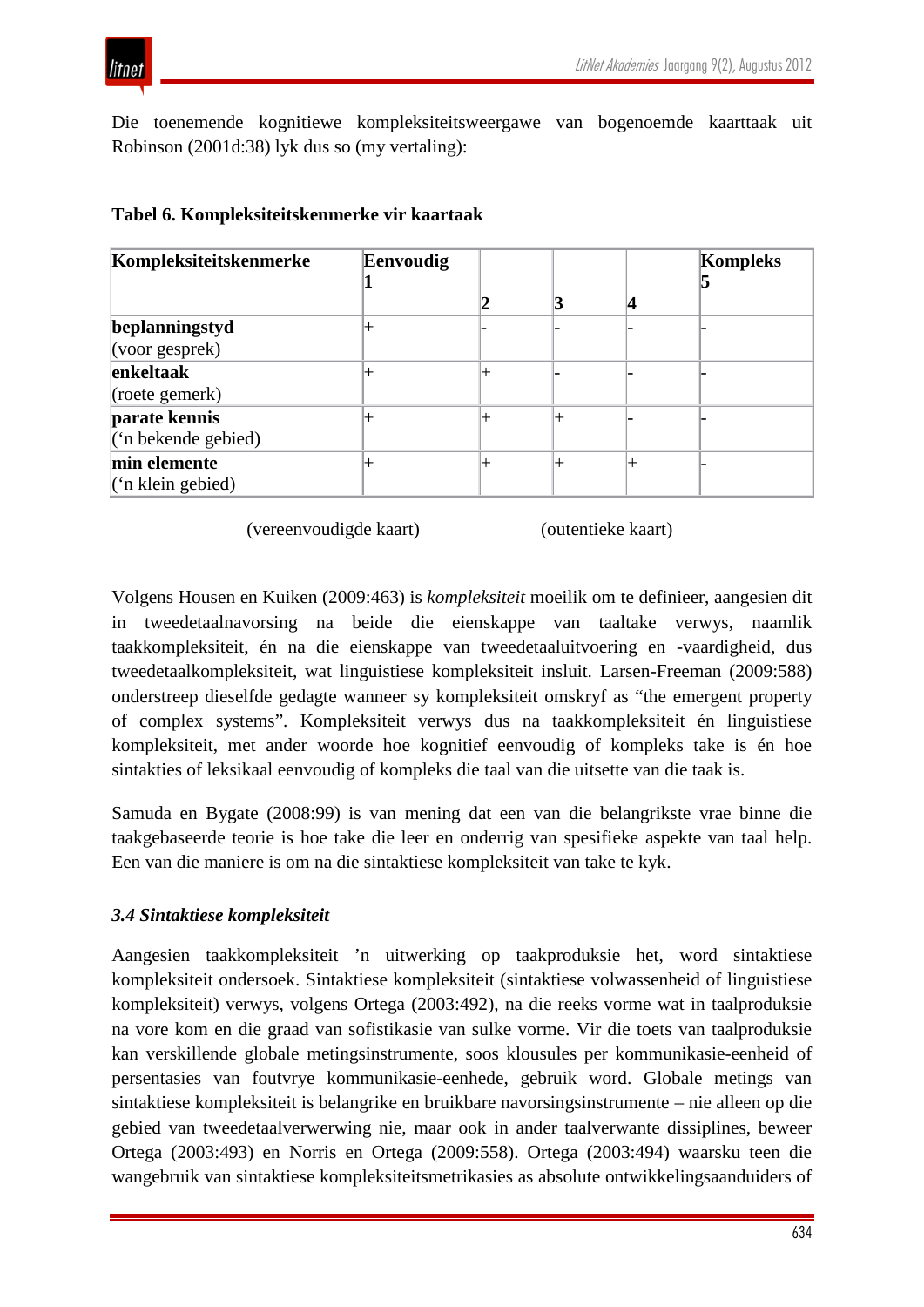Die toenemende kognitiewe kompleksiteitsweergawe van bogenoemde kaarttaak uit Robinson (2001d:38) lyk dus so (my vertaling):

**Tabel 6. Kompleksiteitskenmerke vir kaartaak**

| **Kompleksiteitskenmerke** | **Eenvoudig 1** | **2** | **3** | **4** | **Kompleks 5** |
|---|---|---|---|---|---|
| **beplanningstyd** (voor gesprek) | + | - | - | - | - |
| **enkeltaak** (roete gemerk) | + | + | - | - | - |
| **parate kennis** (‘n bekende gebied) | + | + | + | - | - |
| **min elemente** (‘n klein gebied) | + | + | + | + | - |

(vereenvoudigde kaart) (outentieke kaart)

Volgens Housen en Kuiken (2009:463) is *kompleksiteit* moeilik om te definieer, aangesien dit in tweedetaalnavorsing na beide die eienskappe van taaltake verwys, naamlik taakkompleksiteit, én na die eienskappe van tweedetaaluitvoering en -vaardigheid, dus tweedetaalkompleksiteit, wat linguistiese kompleksiteit insluit. Larsen-Freeman (2009:588) onderstreep dieselfde gedagte wanneer sy kompleksiteit omskryf as “the emergent property of complex systems”. Kompleksiteit verwys dus na taakkompleksiteit én linguistiese kompleksiteit, met ander woorde hoe kognitief eenvoudig of kompleks take is én hoe sintakties of leksikaal eenvoudig of kompleks die taal van die uitsette van die taak is.

Samuda en Bygate (2008:99) is van mening dat een van die belangrikste vrae binne die taakgebaseerde teorie is hoe take die leer en onderrig van spesifieke aspekte van taal help. Een van die maniere is om na die sintaktiese kompleksiteit van take te kyk.

### *3.4 Sintaktiese kompleksiteit*

Aangesien taakkompleksiteit ’n uitwerking op taakproduksie het, word sintaktiese kompleksiteit ondersoek. Sintaktiese kompleksiteit (sintaktiese volwassenheid of linguistiese kompleksiteit) verwys, volgens Ortega (2003:492), na die reeks vorme wat in taalproduksie na vore kom en die graad van sofistikasie van sulke vorme. Vir die toets van taalproduksie kan verskillende globale metingsinstrumente, soos klousules per kommunikasie-eenheid of persentasies van foutvrye kommunikasie-eenhede, gebruik word. Globale metings van sintaktiese kompleksiteit is belangrike en bruikbare navorsingsinstrumente – nie alleen op die gebied van tweedetaalverwerwing nie, maar ook in ander taalverwante dissiplines, beweer Ortega (2003:493) en Norris en Ortega (2009:558). Ortega (2003:494) waarsku teen die wangebruik van sintaktiese kompleksiteitsmetrikasies as absolute ontwikkelingsaanduiders of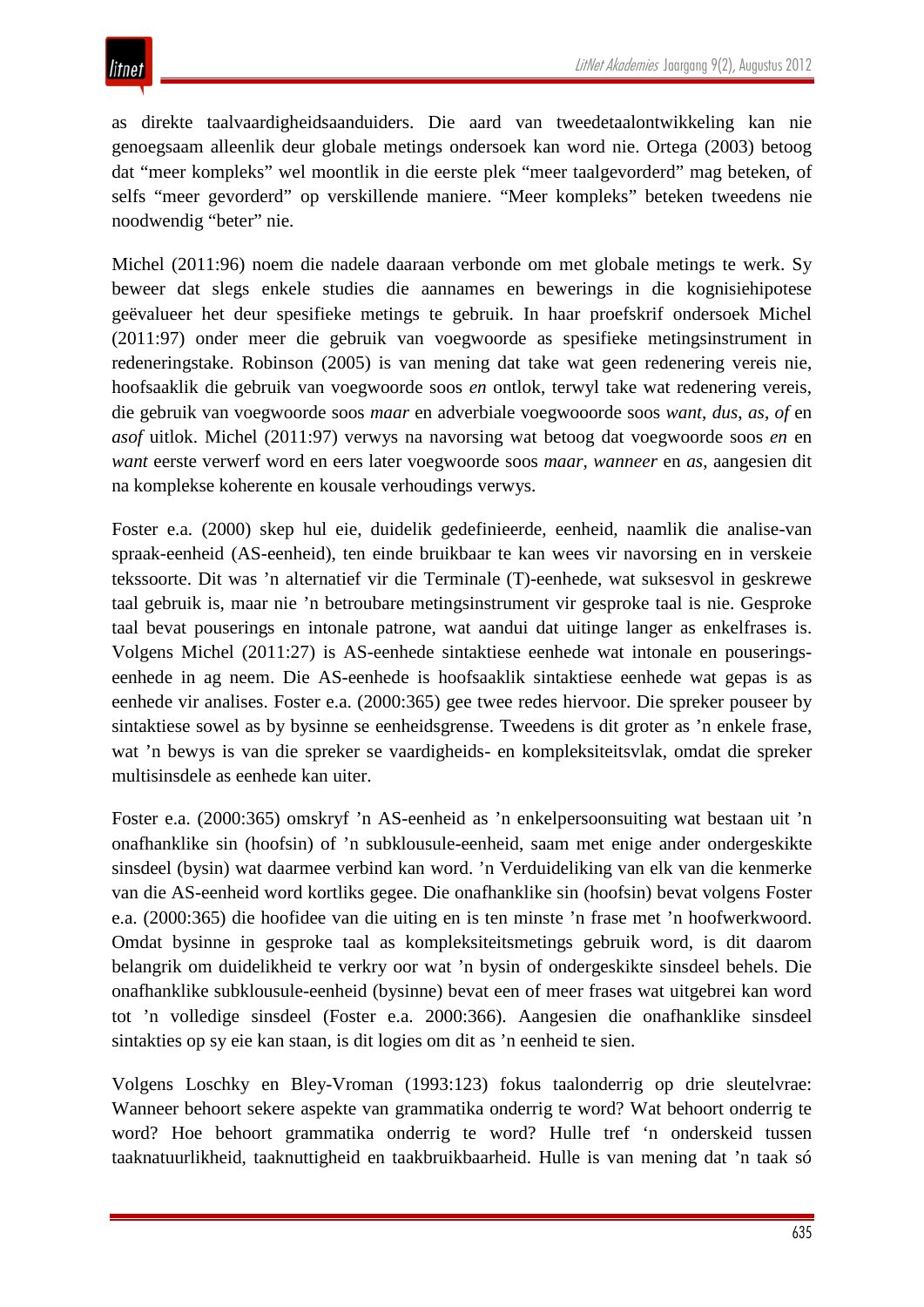as direkte taalvaardigheidsaanduiders. Die aard van tweedetaalontwikkeling kan nie genoegsaam alleenlik deur globale metings ondersoek kan word nie. Ortega (2003) betoog dat "meer kompleks" wel moontlik in die eerste plek "meer taalgevorderd" mag beteken, of selfs "meer gevorderd" op verskillende maniere. "Meer kompleks" beteken tweedens nie noodwendig "beter" nie.

Michel (2011:96) noem die nadele daaraan verbonde om met globale metings te werk. Sy beweer dat slegs enkele studies die aannames en bewerings in die kognisiehipotese geëvalueer het deur spesifieke metings te gebruik. In haar proefskrif ondersoek Michel (2011:97) onder meer die gebruik van voegwoorde as spesifieke metingsinstrument in redeneringstake. Robinson (2005) is van mening dat take wat geen redenering vereis nie, hoofsaaklik die gebruik van voegwoorde soos *en* ontlok, terwyl take wat redenering vereis, die gebruik van voegwoorde soos *maar* en adverbiale voegwooorde soos *want*, *dus*, *as*, *of* en *asof* uitlok. Michel (2011:97) verwys na navorsing wat betoog dat voegwoorde soos *en* en *want* eerste verwerf word en eers later voegwoorde soos *maar*, *wanneer* en *as*, aangesien dit na komplekse koherente en kousale verhoudings verwys.

Foster e.a. (2000) skep hul eie, duidelik gedefinieerde, eenheid, naamlik die analise-van spraak-eenheid (AS-eenheid), ten einde bruikbaar te kan wees vir navorsing en in verskeie tekssoorte. Dit was 'n alternatief vir die Terminale (T)-eenhede, wat suksesvol in geskrewe taal gebruik is, maar nie 'n betroubare metingsinstrument vir gesproke taal is nie. Gesproke taal bevat pouserings en intonale patrone, wat aandui dat uitinge langer as enkelfrases is. Volgens Michel (2011:27) is AS-eenhede sintaktiese eenhede wat intonale en pouserings-eenhede in ag neem. Die AS-eenhede is hoofsaaklik sintaktiese eenhede wat gepas is as eenhede vir analises. Foster e.a. (2000:365) gee twee redes hiervoor. Die spreker pouseer by sintaktiese sowel as by bysinne se eenheidsgrense. Tweedens is dit groter as 'n enkele frase, wat 'n bewys is van die spreker se vaardigheids- en kompleksiteitsvlak, omdat die spreker multisinsdele as eenhede kan uiter.

Foster e.a. (2000:365) omskryf 'n AS-eenheid as 'n enkelpersoonsuiting wat bestaan uit 'n onafhanklike sin (hoofsin) of 'n subklousule-eenheid, saam met enige ander ondergeskikte sinsdeel (bysin) wat daarmee verbind kan word. 'n Verduideliking van elk van die kenmerke van die AS-eenheid word kortliks gegee. Die onafhanklike sin (hoofsin) bevat volgens Foster e.a. (2000:365) die hoofidee van die uiting en is ten minste 'n frase met 'n hoofwerkwoord. Omdat bysinne in gesproke taal as kompleksiteitsmetings gebruik word, is dit daarom belangrik om duidelikheid te verkry oor wat 'n bysin of ondergeskikte sinsdeel behels. Die onafhanklike subklousule-eenheid (bysinne) bevat een of meer frases wat uitgebrei kan word tot 'n volledige sinsdeel (Foster e.a. 2000:366). Aangesien die onafhanklike sinsdeel sintakties op sy eie kan staan, is dit logies om dit as 'n eenheid te sien.

Volgens Loschky en Bley-Vroman (1993:123) fokus taalonderrig op drie sleutelvrae: Wanneer behoort sekere aspekte van grammatika onderrig te word? Wat behoort onderrig te word? Hoe behoort grammatika onderrig te word? Hulle tref 'n onderskeid tussen taaknatuurlikheid, taaknuttigheid en taakbruikbaarheid. Hulle is van mening dat 'n taak só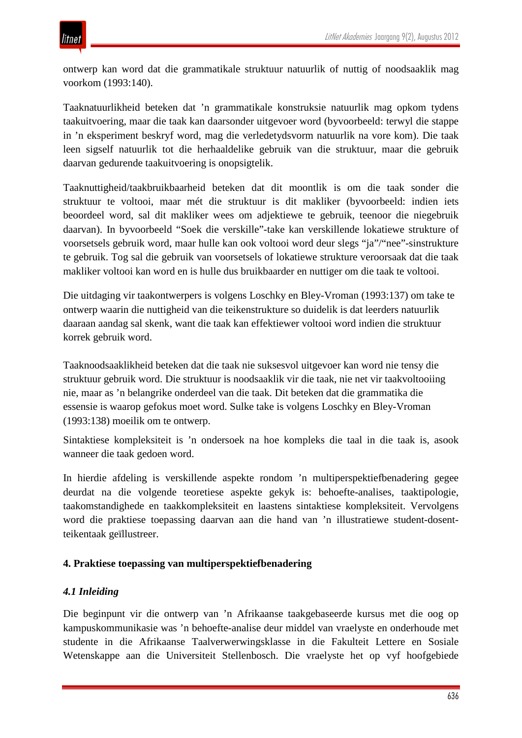ontwerp kan word dat die grammatikale struktuur natuurlik of nuttig of noodsaaklik mag voorkom (1993:140).

Taaknatuurlikheid beteken dat ’n grammatikale konstruksie natuurlik mag opkom tydens taakuitvoering, maar die taak kan daarsonder uitgevoer word (byvoorbeeld: terwyl die stappe in ’n eksperiment beskryf word, mag die verledetydsvorm natuurlik na vore kom). Die taak leen sigself natuurlik tot die herhaaldelike gebruik van die struktuur, maar die gebruik daarvan gedurende taakuitvoering is onopsigtelik.

Taaknuttigheid/taakbruikbaarheid beteken dat dit moontlik is om die taak sonder die struktuur te voltooi, maar mét die struktuur is dit makliker (byvoorbeeld: indien iets beoordeel word, sal dit makliker wees om adjektiewe te gebruik, teenoor die niegebruik daarvan). In byvoorbeeld “Soek die verskille”-take kan verskillende lokatiewe strukture of voorsetsels gebruik word, maar hulle kan ook voltooi word deur slegs “ja”/“nee”-sinstrukture te gebruik. Tog sal die gebruik van voorsetsels of lokatiewe strukture veroorsaak dat die taak makliker voltooi kan word en is hulle dus bruikbaarder en nuttiger om die taak te voltooi.

Die uitdaging vir taakontwerpers is volgens Loschky en Bley-Vroman (1993:137) om take te ontwerp waarin die nuttigheid van die teikenstrukture so duidelik is dat leerders natuurlik daaraan aandag sal skenk, want die taak kan effektiewer voltooi word indien die struktuur korrek gebruik word.

Taaknoodsaaklikheid beteken dat die taak nie suksesvol uitgevoer kan word nie tensy die struktuur gebruik word. Die struktuur is noodsaaklik vir die taak, nie net vir taakvoltooiing nie, maar as ’n belangrike onderdeel van die taak. Dit beteken dat die grammatika die essensie is waarop gefokus moet word. Sulke take is volgens Loschky en Bley-Vroman (1993:138) moeilik om te ontwerp.

Sintaktiese kompleksiteit is ’n ondersoek na hoe kompleks die taal in die taak is, asook wanneer die taak gedoen word.

In hierdie afdeling is verskillende aspekte rondom ’n multiperspektiefbenadering gegee deurdat na die volgende teoretiese aspekte gekyk is: behoefte-analises, taaktipologie, taakomstandighede en taakkompleksiteit en laastens sintaktiese kompleksiteit. Vervolgens word die praktiese toepassing daarvan aan die hand van ’n illustratiewe student-dosent-teikentaak geïllustreer.

## 4. Praktiese toepassing van multiperspektiefbenadering

### *4.1 Inleiding*

Die beginpunt vir die ontwerp van ’n Afrikaanse taakgebaseerde kursus met die oog op kampuskommunikasie was ’n behoefte-analise deur middel van vraelyste en onderhoude met studente in die Afrikaanse Taalverwerwingsklasse in die Fakulteit Lettere en Sosiale Wetenskappe aan die Universiteit Stellenbosch. Die vraelyste het op vyf hoofgebiede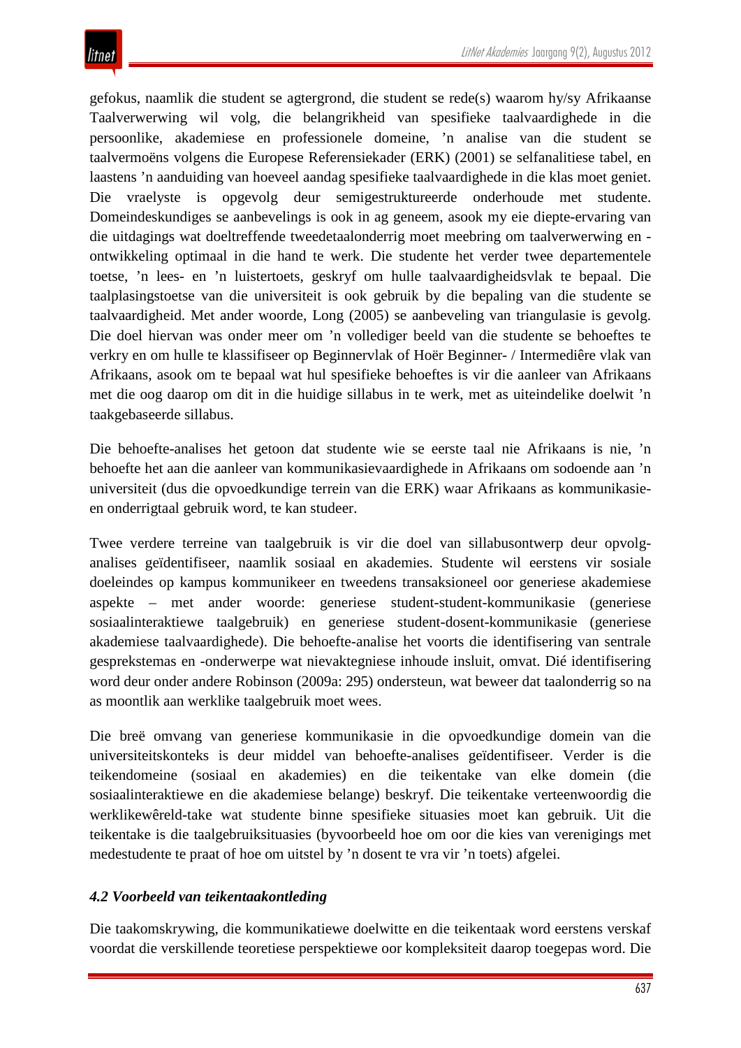gefokus, naamlik die student se agtergrond, die student se rede(s) waarom hy/sy Afrikaanse Taalverwerwing wil volg, die belangrikheid van spesifieke taalvaardighede in die persoonlike, akademiese en professionele domeine, ’n analise van die student se taalvermoëns volgens die Europese Referensiekader (ERK) (2001) se selfanalitiese tabel, en laastens ’n aanduiding van hoeveel aandag spesifieke taalvaardighede in die klas moet geniet. Die vraelyste is opgevolg deur semigestruktureerde onderhoude met studente. Domeindeskundiges se aanbevelings is ook in ag geneem, asook my eie diepte-ervaring van die uitdagings wat doeltreffende tweedetaalonderrig moet meebring om taalverwerwing en -ontwikkeling optimaal in die hand te werk. Die studente het verder twee departementele toetse, ’n lees- en ’n luistertoets, geskryf om hulle taalvaardigheidsvlak te bepaal. Die taalplasingstoetse van die universiteit is ook gebruik by die bepaling van die studente se taalvaardigheid. Met ander woorde, Long (2005) se aanbeveling van triangulasie is gevolg. Die doel hiervan was onder meer om ’n vollediger beeld van die studente se behoeftes te verkry en om hulle te klassifiseer op Beginnervlak of Hoër Beginner- / Intermediêre vlak van Afrikaans, asook om te bepaal wat hul spesifieke behoeftes is vir die aanleer van Afrikaans met die oog daarop om dit in die huidige sillabus in te werk, met as uiteindelike doelwit ’n taakgebaseerde sillabus.

Die behoefte-analises het getoon dat studente wie se eerste taal nie Afrikaans is nie, ’n behoefte het aan die aanleer van kommunikasievaardighede in Afrikaans om sodoende aan ’n universiteit (dus die opvoedkundige terrein van die ERK) waar Afrikaans as kommunikasie- en onderrigtaal gebruik word, te kan studeer.

Twee verdere terreine van taalgebruik is vir die doel van sillabusontwerp deur opvolg-analises geïdentifiseer, naamlik sosiaal en akademies. Studente wil eerstens vir sosiale doeleindes op kampus kommunikeer en tweedens transaksioneel oor generiese akademiese aspekte – met ander woorde: generiese student-student-kommunikasie (generiese sosiaalinteraktiewe taalgebruik) en generiese student-dosent-kommunikasie (generiese akademiese taalvaardighede). Die behoefte-analise het voorts die identifisering van sentrale gesprekstemas en -onderwerpe wat nievaktegniese inhoude insluit, omvat. Dié identifisering word deur onder andere Robinson (2009a: 295) ondersteun, wat beweer dat taalonderrig so na as moontlik aan werklike taalgebruik moet wees.

Die breë omvang van generiese kommunikasie in die opvoedkundige domein van die universiteitskonteks is deur middel van behoefte-analises geïdentifiseer. Verder is die teikendomeine (sosiaal en akademies) en die teikentake van elke domein (die sosiaalinteraktiewe en die akademiese belange) beskryf. Die teikentake verteenwoordig die werklikewêreld-take wat studente binne spesifieke situasies moet kan gebruik. Uit die teikentake is die taalgebruiksituasies (byvoorbeeld hoe om oor die kies van verenigings met medestudente te praat of hoe om uitstel by ’n dosent te vra vir ’n toets) afgelei.

### *4.2 Voorbeeld van teikentaakontleding*

Die taakomskrywing, die kommunikatiewe doelwitte en die teikentaak word eerstens verskaf voordat die verskillende teoretiese perspektiewe oor kompleksiteit daarop toegepas word. Die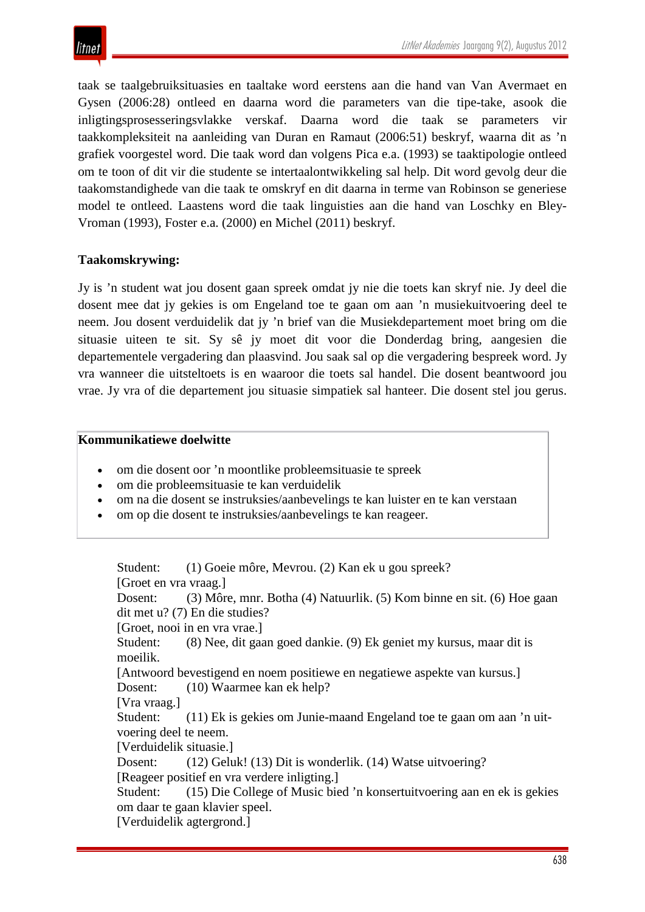taak se taalgebruiksituasies en taaltake word eerstens aan die hand van Van Avermaet en Gysen (2006:28) ontleed en daarna word die parameters van die tipe-take, asook die inligtingsprosesseringsvlakke verskaf. Daarna word die taak se parameters vir taakkompleksiteit na aanleiding van Duran en Ramaut (2006:51) beskryf, waarna dit as ’n grafiek voorgestel word. Die taak word dan volgens Pica e.a. (1993) se taaktipologie ontleed om te toon of dit vir die studente se intertaalontwikkeling sal help. Dit word gevolg deur die taakomstandighede van die taak te omskryf en dit daarna in terme van Robinson se generiese model te ontleed. Laastens word die taak linguisties aan die hand van Loschky en Bley-Vroman (1993), Foster e.a. (2000) en Michel (2011) beskryf.

**Taakomskrywing:**

Jy is ’n student wat jou dosent gaan spreek omdat jy nie die toets kan skryf nie. Jy deel die dosent mee dat jy gekies is om Engeland toe te gaan om aan ’n musiekuitvoering deel te neem. Jou dosent verduidelik dat jy ’n brief van die Musiekdepartement moet bring om die situasie uiteen te sit. Sy sê jy moet dit voor die Donderdag bring, aangesien die departementele vergadering dan plaasvind. Jou saak sal op die vergadering bespreek word. Jy vra wanneer die uitsteltoets is en waaroor die toets sal handel. Die dosent beantwoord jou vrae. Jy vra of die departement jou situasie simpatiek sal hanteer. Die dosent stel jou gerus.

**Kommunikatiewe doelwitte**

- om die dosent oor ’n moontlike probleemsituasie te spreek
- om die probleemsituasie te kan verduidelik
- om na die dosent se instruksies/aanbevelings te kan luister en te kan verstaan
- om op die dosent te instruksies/aanbevelings te kan reageer.

Student: (1) Goeie môre, Mevrou. (2) Kan ek u gou spreek?
[Groet en vra vraag.]
Dosent: (3) Môre, mnr. Botha (4) Natuurlik. (5) Kom binne en sit. (6) Hoe gaan dit met u? (7) En die studies?
[Groet, nooi in en vra vrae.]
Student: (8) Nee, dit gaan goed dankie. (9) Ek geniet my kursus, maar dit is moeilik.
[Antwoord bevestigend en noem positiewe en negatiewe aspekte van kursus.]
Dosent: (10) Waarmee kan ek help?
[Vra vraag.]
Student: (11) Ek is gekies om Junie-maand Engeland toe te gaan om aan ’n uit-voering deel te neem.
[Verduidelik situasie.]
Dosent: (12) Geluk! (13) Dit is wonderlik. (14) Watse uitvoering?
[Reageer positief en vra verdere inligting.]
Student: (15) Die College of Music bied ’n konsertuitvoering aan en ek is gekies om daar te gaan klavier speel.
[Verduidelik agtergrond.]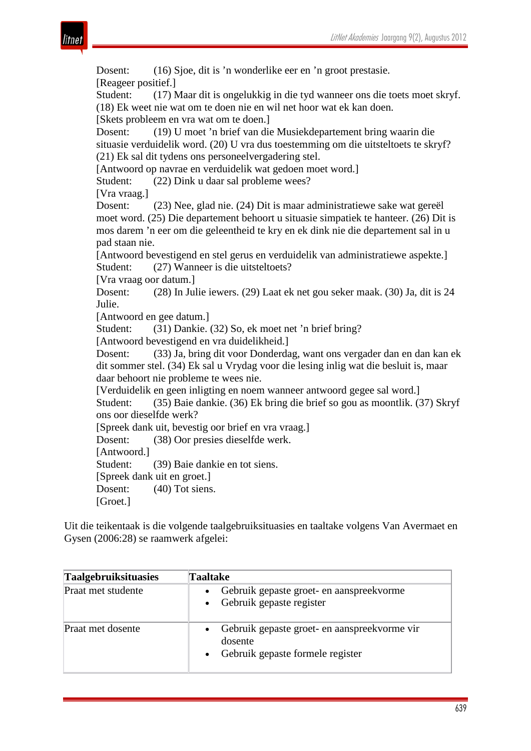Dosent: (16) Sjoe, dit is ’n wonderlike eer en ’n groot prestasie.
[Reageer positief.]
Student: (17) Maar dit is ongelukkig in die tyd wanneer ons die toets moet skryf. (18) Ek weet nie wat om te doen nie en wil net hoor wat ek kan doen.
[Skets probleem en vra wat om te doen.]
Dosent: (19) U moet ’n brief van die Musiekdepartement bring waarin die situasie verduidelik word. (20) U vra dus toestemming om die uitsteltoets te skryf? (21) Ek sal dit tydens ons personeelvergadering stel.
[Antwoord op navrae en verduidelik wat gedoen moet word.]
Student: (22) Dink u daar sal probleme wees?
[Vra vraag.]
Dosent: (23) Nee, glad nie. (24) Dit is maar administratiewe sake wat gereël moet word. (25) Die departement behoort u situasie simpatiek te hanteer. (26) Dit is mos darem ’n eer om die geleentheid te kry en ek dink nie die departement sal in u pad staan nie.
[Antwoord bevestigend en stel gerus en verduidelik van administratiewe aspekte.]
Student: (27) Wanneer is die uitsteltoets?
[Vra vraag oor datum.]
Dosent: (28) In Julie iewers. (29) Laat ek net gou seker maak. (30) Ja, dit is 24 Julie.
[Antwoord en gee datum.]
Student: (31) Dankie. (32) So, ek moet net ’n brief bring?
[Antwoord bevestigend en vra duidelikheid.]
Dosent: (33) Ja, bring dit voor Donderdag, want ons vergader dan en dan kan ek dit sommer stel. (34) Ek sal u Vrydag voor die lesing inlig wat die besluit is, maar daar behoort nie probleme te wees nie.
[Verduidelik en geen inligting en noem wanneer antwoord gegee sal word.]
Student: (35) Baie dankie. (36) Ek bring die brief so gou as moontlik. (37) Skryf ons oor dieselfde werk?
[Spreek dank uit, bevestig oor brief en vra vraag.]
Dosent: (38) Oor presies dieselfde werk.
[Antwoord.]
Student: (39) Baie dankie en tot siens.
[Spreek dank uit en groet.]
Dosent: (40) Tot siens.
[Groet.]

Uit die teikentaak is die volgende taalgebruiksituasies en taaltake volgens Van Avermaet en Gysen (2006:28) se raamwerk afgelei:

| **Taalgebruiksituasies** | **Taaltake** |
|---|---|
| Praat met studente | • Gebruik gepaste groet- en aanspreekvorme<br>• Gebruik gepaste register |
| Praat met dosente | • Gebruik gepaste groet- en aanspreekvorme vir dosente<br>• Gebruik gepaste formele register |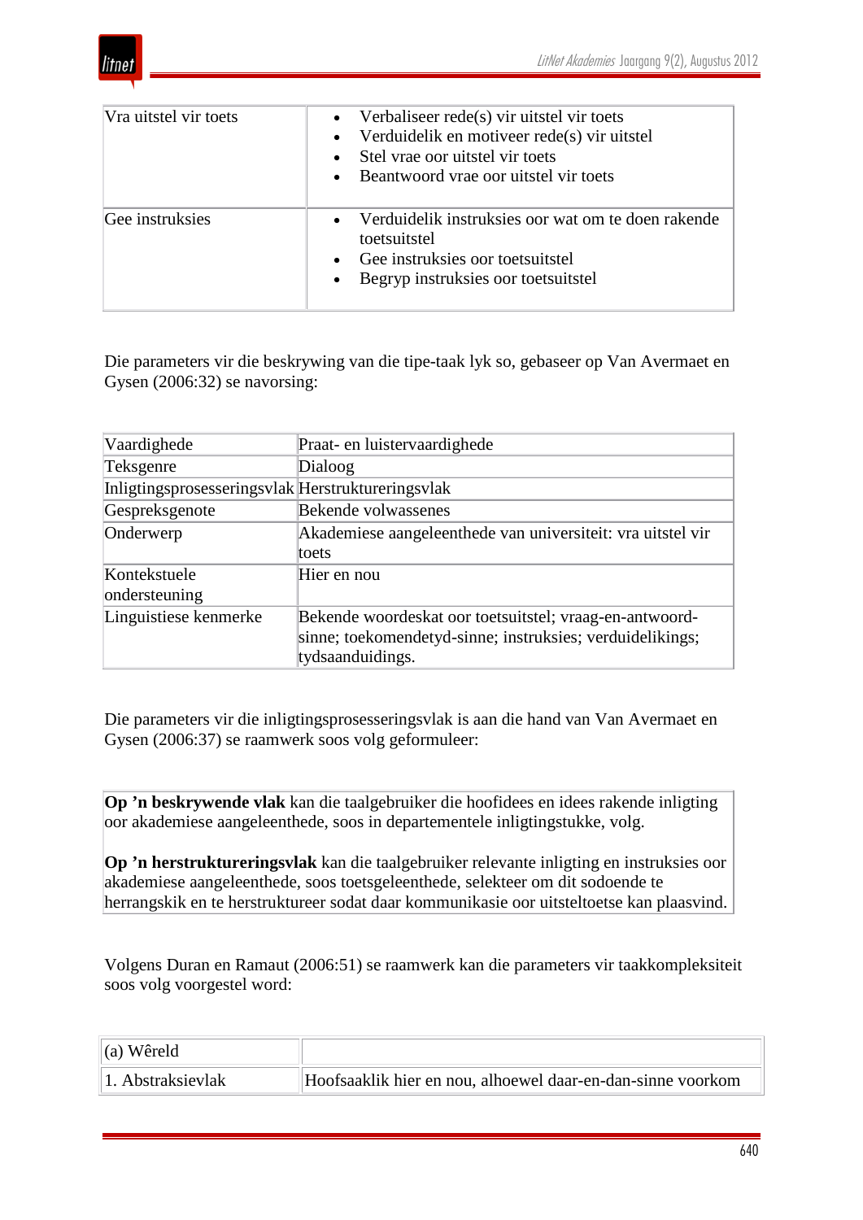| Vra uitstel vir toets | • Verbaliseer rede(s) vir uitstel vir toets<br>• Verduidelik en motiveer rede(s) vir uitstel<br>• Stel vrae oor uitstel vir toets<br>• Beantwoord vrae oor uitstel vir toets |
|---|---|
| Gee instruksies | • Verduidelik instruksies oor wat om te doen rakende toetsuitstel<br>• Gee instruksies oor toetsuitstel<br>• Begryp instruksies oor toetsuitstel |

Die parameters vir die beskrywing van die tipe-taak lyk so, gebaseer op Van Avermaet en Gysen (2006:32) se navorsing:

| Vaardighede | Praat- en luistervaardighede |
|---|---|
| Teksgenre | Dialoog |
| Inligtingsprosesseringsvlak | Herstruktureringsvlak |
| Gespreksgenote | Bekende volwassenes |
| Onderwerp | Akademiese aangeleenthede van universiteit: vra uitstel vir toets |
| Kontekstuele ondersteuning | Hier en nou |
| Linguistiese kenmerke | Bekende woordeskat oor toetsuitstel; vraag-en-antwoord-sinne; toekomendetyd-sinne; instruksies; verduidelikings; tydsaanduidings. |

Die parameters vir die inligtingsprosesseringsvlak is aan die hand van Van Avermaet en Gysen (2006:37) se raamwerk soos volg geformuleer:

**Op ’n beskrywende vlak** kan die taalgebruiker die hoofidees en idees rakende inligting oor akademiese aangeleenthede, soos in departementele inligtingstukke, volg.

**Op ’n herstruktureringsvlak** kan die taalgebruiker relevante inligting en instruksies oor akademiese aangeleenthede, soos toetsgeleenthede, selekteer om dit sodoende te herrangskik en te herstruktureer sodat daar kommunikasie oor uitsteltoetse kan plaasvind.

Volgens Duran en Ramaut (2006:51) se raamwerk kan die parameters vir taakkompleksiteit soos volg voorgestel word:

| (a) Wêreld | |
|---|---|
| 1. Abstraksievlak | Hoofsaaklik hier en nou, alhoewel daar-en-dan-sinne voorkom |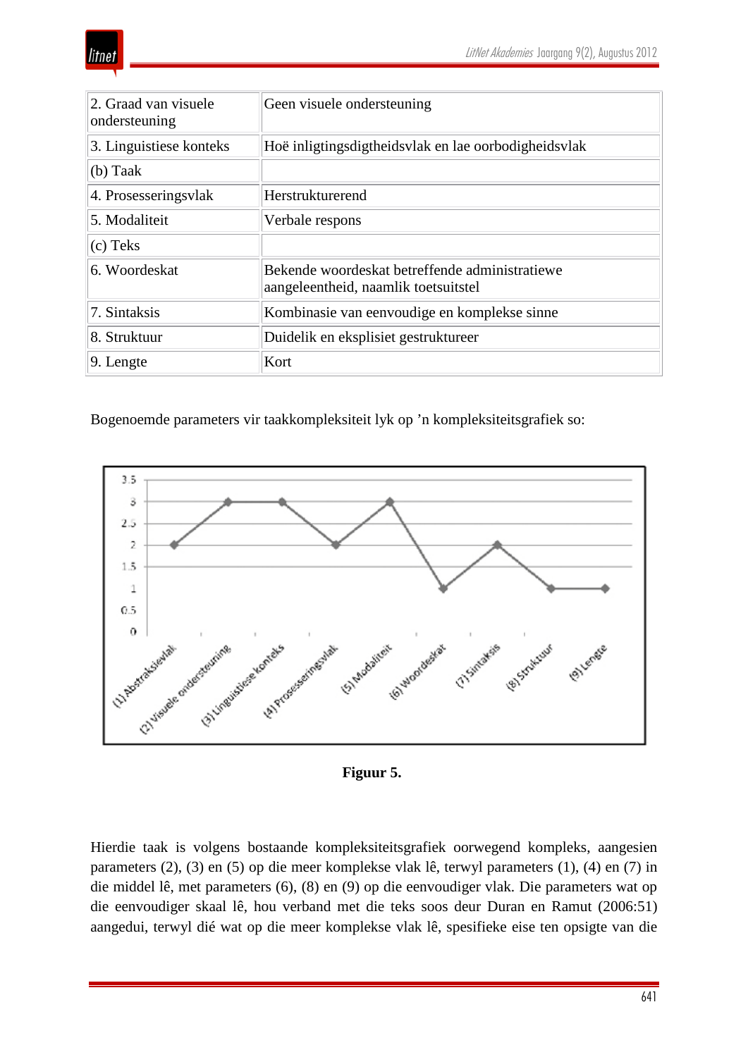| | |
|---|---|
| 2. Graad van visuele ondersteuning | Geen visuele ondersteuning |
| 3. Linguistiese konteks | Hoë inligtingsdigtheidsvlak en lae oorbodigheidsvlak |
| (b) Taak | |
| 4. Prosesseringsvlak | Herstrukturerend |
| 5. Modaliteit | Verbale respons |
| (c) Teks | |
| 6. Woordeskat | Bekende woordeskat betreffende administratiewe aangeleentheid, naamlik toetsuitstel |
| 7. Sintaksis | Kombinasie van eenvoudige en komplekse sinne |
| 8. Struktuur | Duidelik en eksplisiet gestruktureer |
| 9. Lengte | Kort |

Bogenoemde parameters vir taakkompleksiteit lyk op ’n kompleksiteitsgrafiek so:

**Figuur 5.**

Hierdie taak is volgens bostaande kompleksiteitsgrafiek oorwegend kompleks, aangesien parameters (2), (3) en (5) op die meer komplekse vlak lê, terwyl parameters (1), (4) en (7) in die middel lê, met parameters (6), (8) en (9) op die eenvoudiger vlak. Die parameters wat op die eenvoudiger skaal lê, hou verband met die teks soos deur Duran en Ramut (2006:51) aangedui, terwyl dié wat op die meer komplekse vlak lê, spesifieke eise ten opsigte van die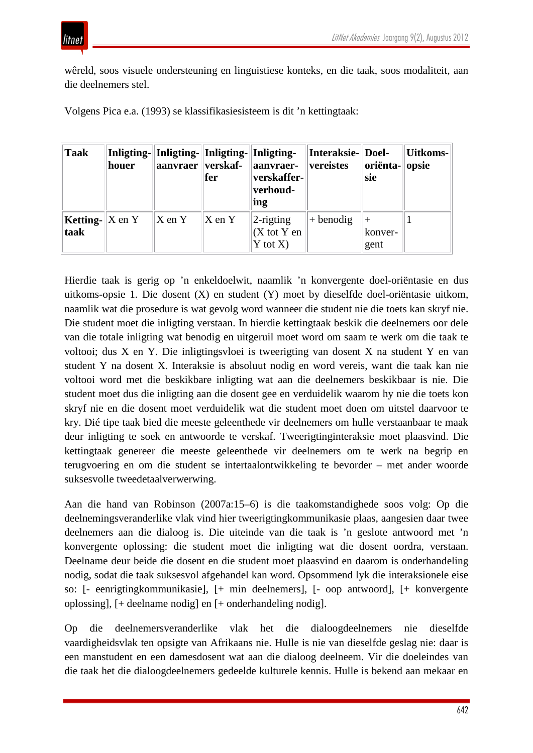wêreld, soos visuele ondersteuning en linguistiese konteks, en die taak, soos modaliteit, aan die deelnemers stel.

Volgens Pica e.a. (1993) se klassifikasiesisteem is dit ’n kettingtaak:

| **Taak** | **Inligting-houer** | **Inligting-aanvraer** | **Inligting-verskaf-fer** | **Inligting-aanvraer-verskaffer-verhoud-ing** | **Interaksie-vereistes** | **Doel-oriënta-sie** | **Uitkoms-opsie** |
|---|---|---|---|---|---|---|---|
| **Ketting-taak** | X en Y | X en Y | X en Y | 2-rigting (X tot Y en Y tot X) | + benodig | + konver-gent | 1 |

Hierdie taak is gerig op ’n enkeldoelwit, naamlik ’n konvergente doel-oriëntasie en dus uitkoms-opsie 1. Die dosent (X) en student (Y) moet by dieselfde doel-oriëntasie uitkom, naamlik wat die prosedure is wat gevolg word wanneer die student nie die toets kan skryf nie. Die student moet die inligting verstaan. In hierdie kettingtaak beskik die deelnemers oor dele van die totale inligting wat benodig en uitgeruil moet word om saam te werk om die taak te voltooi; dus X en Y. Die inligtingsvloei is tweerigting van dosent X na student Y en van student Y na dosent X. Interaksie is absoluut nodig en word vereis, want die taak kan nie voltooi word met die beskikbare inligting wat aan die deelnemers beskikbaar is nie. Die student moet dus die inligting aan die dosent gee en verduidelik waarom hy nie die toets kon skryf nie en die dosent moet verduidelik wat die student moet doen om uitstel daarvoor te kry. Dié tipe taak bied die meeste geleenthede vir deelnemers om hulle verstaanbaar te maak deur inligting te soek en antwoorde te verskaf. Tweerigtinginteraksie moet plaasvind. Die kettingtaak genereer die meeste geleenthede vir deelnemers om te werk na begrip en terugvoering en om die student se intertaalontwikkeling te bevorder – met ander woorde suksesvolle tweedetaalverwerwing.

Aan die hand van Robinson (2007a:15–6) is die taakomstandighede soos volg: Op die deelnemingsveranderlike vlak vind hier tweerigtingkommunikasie plaas, aangesien daar twee deelnemers aan die dialoog is. Die uiteinde van die taak is ’n geslote antwoord met ’n konvergente oplossing: die student moet die inligting wat die dosent oordra, verstaan. Deelname deur beide die dosent en die student moet plaasvind en daarom is onderhandeling nodig, sodat die taak suksesvol afgehandel kan word. Opsommend lyk die interaksionele eise so: [- eenrigtingkommunikasie], [+ min deelnemers], [- oop antwoord], [+ konvergente oplossing], [+ deelname nodig] en [+ onderhandeling nodig].

Op die deelnemersveranderlike vlak het die dialoogdeelnemers nie dieselfde vaardigheidsvlak ten opsigte van Afrikaans nie. Hulle is nie van dieselfde geslag nie: daar is een manstudent en een damesdosent wat aan die dialoog deelneem. Vir die doeleindes van die taak het die dialoogdeelnemers gedeelde kulturele kennis. Hulle is bekend aan mekaar en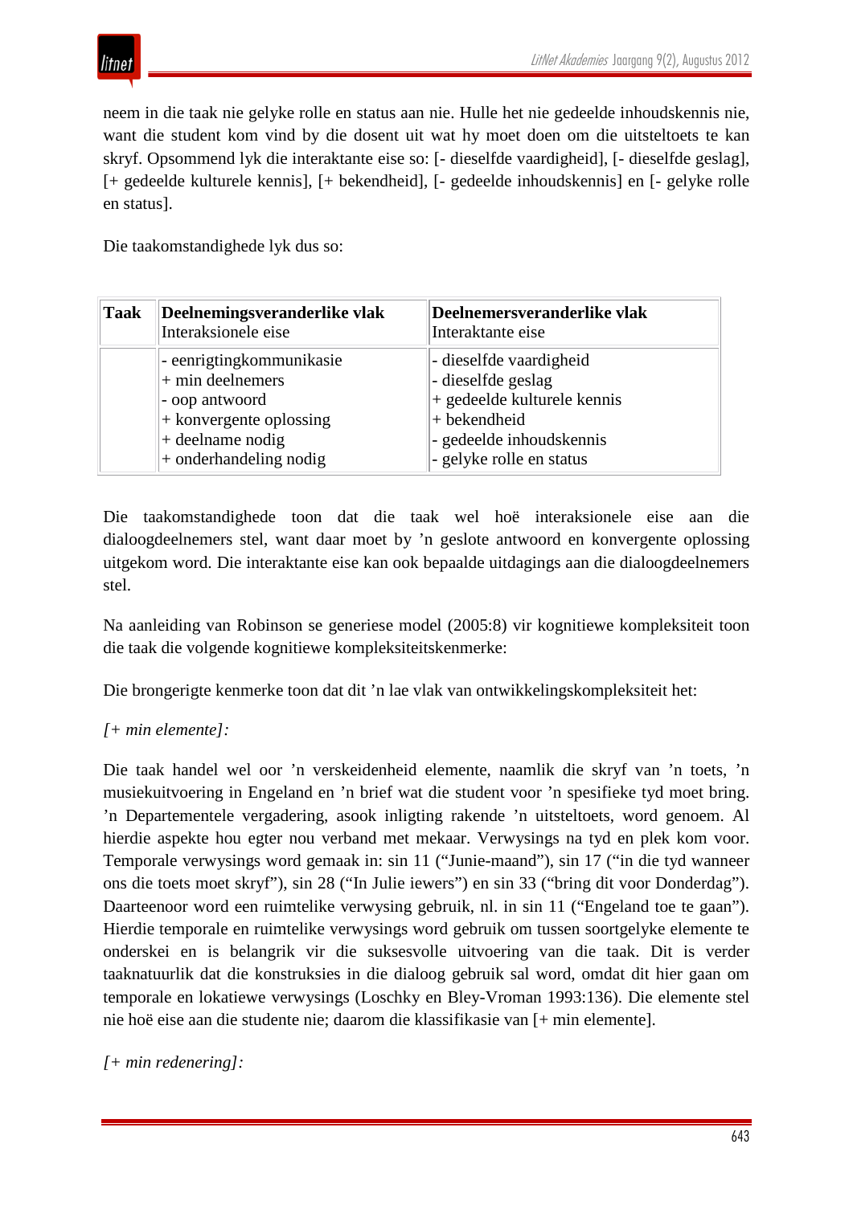neem in die taak nie gelyke rolle en status aan nie. Hulle het nie gedeelde inhoudskennis nie, want die student kom vind by die dosent uit wat hy moet doen om die uitsteltoets te kan skryf. Opsommend lyk die interaktante eise so: [- dieselfde vaardigheid], [- dieselfde geslag], [+ gedeelde kulturele kennis], [+ bekendheid], [- gedeelde inhoudskennis] en [- gelyke rolle en status].

Die taakomstandighede lyk dus so:

| **Taak** | **Deelnemingsveranderlike vlak**<br>Interaksionele eise | **Deelnemersveranderlike vlak**<br>Interaktante eise |
|---|---|---|
| | - eenrigtingkommunikasie<br>+ min deelnemers<br>- oop antwoord<br>+ konvergente oplossing<br>+ deelname nodig<br>+ onderhandeling nodig | - dieselfde vaardigheid<br>- dieselfde geslag<br>+ gedeelde kulturele kennis<br>+ bekendheid<br>- gedeelde inhoudskennis<br>- gelyke rolle en status |

Die taakomstandighede toon dat die taak wel hoë interaksionele eise aan die dialoogdeelnemers stel, want daar moet by ’n geslote antwoord en konvergente oplossing uitgekom word. Die interaktante eise kan ook bepaalde uitdagings aan die dialoogdeelnemers stel.

Na aanleiding van Robinson se generiese model (2005:8) vir kognitiewe kompleksiteit toon die taak die volgende kognitiewe kompleksiteitskenmerke:

Die brongerigte kenmerke toon dat dit ’n lae vlak van ontwikkelingskompleksiteit het:

*[+ min elemente]:*

Die taak handel wel oor ’n verskeidenheid elemente, naamlik die skryf van ’n toets, ’n musiekuitvoering in Engeland en ’n brief wat die student voor ’n spesifieke tyd moet bring. ’n Departementele vergadering, asook inligting rakende ’n uitsteltoets, word genoem. Al hierdie aspekte hou egter nou verband met mekaar. Verwysings na tyd en plek kom voor. Temporale verwysings word gemaak in: sin 11 (“Junie-maand”), sin 17 (“in die tyd wanneer ons die toets moet skryf”), sin 28 (“In Julie iewers”) en sin 33 (“bring dit voor Donderdag”). Daarteenoor word een ruimtelike verwysing gebruik, nl. in sin 11 (“Engeland toe te gaan”). Hierdie temporale en ruimtelike verwysings word gebruik om tussen soortgelyke elemente te onderskei en is belangrik vir die suksesvolle uitvoering van die taak. Dit is verder taaknatuurlik dat die konstruksies in die dialoog gebruik sal word, omdat dit hier gaan om temporale en lokatiewe verwysings (Loschky en Bley-Vroman 1993:136). Die elemente stel nie hoë eise aan die studente nie; daarom die klassifikasie van [+ min elemente].

*[+ min redenering]:*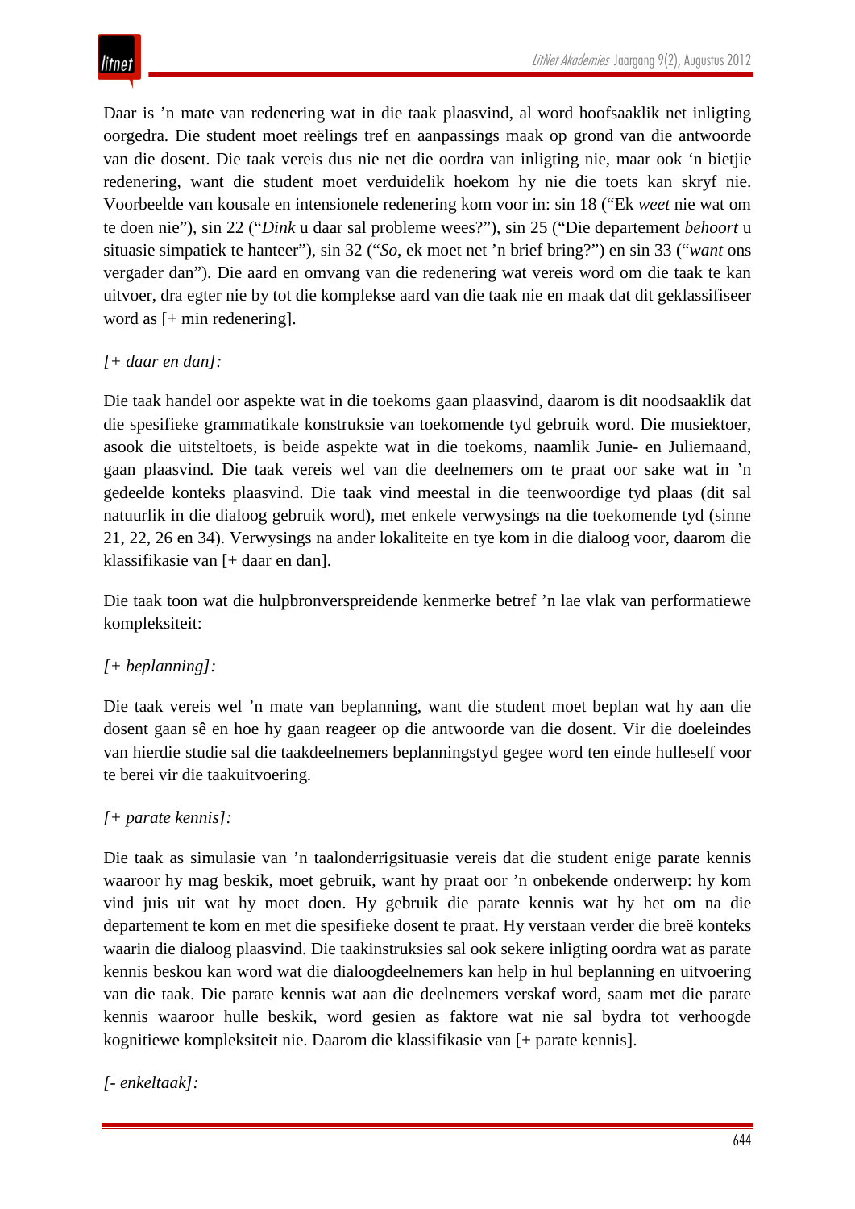Daar is 'n mate van redenering wat in die taak plaasvind, al word hoofsaaklik net inligting oorgedra. Die student moet reëlings tref en aanpassings maak op grond van die antwoorde van die dosent. Die taak vereis dus nie net die oordra van inligting nie, maar ook 'n bietjie redenering, want die student moet verduidelik hoekom hy nie die toets kan skryf nie. Voorbeelde van kousale en intensionele redenering kom voor in: sin 18 ("Ek *weet* nie wat om te doen nie"), sin 22 ("*Dink* u daar sal probleme wees?"), sin 25 ("Die departement *behoort* u situasie simpatiek te hanteer"), sin 32 ("*So*, ek moet net 'n brief bring?") en sin 33 ("*want* ons vergader dan"). Die aard en omvang van die redenering wat vereis word om die taak te kan uitvoer, dra egter nie by tot die komplekse aard van die taak nie en maak dat dit geklassifiseer word as [+ min redenering].

*[+ daar en dan]:*

Die taak handel oor aspekte wat in die toekoms gaan plaasvind, daarom is dit noodsaaklik dat die spesifieke grammatikale konstruksie van toekomende tyd gebruik word. Die musiektoer, asook die uitsteltoets, is beide aspekte wat in die toekoms, naamlik Junie- en Juliemaand, gaan plaasvind. Die taak vereis wel van die deelnemers om te praat oor sake wat in 'n gedeelde konteks plaasvind. Die taak vind meestal in die teenwoordige tyd plaas (dit sal natuurlik in die dialoog gebruik word), met enkele verwysings na die toekomende tyd (sinne 21, 22, 26 en 34). Verwysings na ander lokaliteite en tye kom in die dialoog voor, daarom die klassifikasie van [+ daar en dan].

Die taak toon wat die hulpbronverspreidende kenmerke betref 'n lae vlak van performatiewe kompleksiteit:

*[+ beplanning]:*

Die taak vereis wel 'n mate van beplanning, want die student moet beplan wat hy aan die dosent gaan sê en hoe hy gaan reageer op die antwoorde van die dosent. Vir die doeleindes van hierdie studie sal die taakdeelnemers beplanningstyd gegee word ten einde hulleself voor te berei vir die taakuitvoering.

*[+ parate kennis]:*

Die taak as simulasie van 'n taalonderrigsituasie vereis dat die student enige parate kennis waaroor hy mag beskik, moet gebruik, want hy praat oor 'n onbekende onderwerp: hy kom vind juis uit wat hy moet doen. Hy gebruik die parate kennis wat hy het om na die departement te kom en met die spesifieke dosent te praat. Hy verstaan verder die breë konteks waarin die dialoog plaasvind. Die taakinstruksies sal ook sekere inligting oordra wat as parate kennis beskou kan word wat die dialoogdeelnemers kan help in hul beplanning en uitvoering van die taak. Die parate kennis wat aan die deelnemers verskaf word, saam met die parate kennis waaroor hulle beskik, word gesien as faktore wat nie sal bydra tot verhoogde kognitiewe kompleksiteit nie. Daarom die klassifikasie van [+ parate kennis].

*[- enkeltaak]:*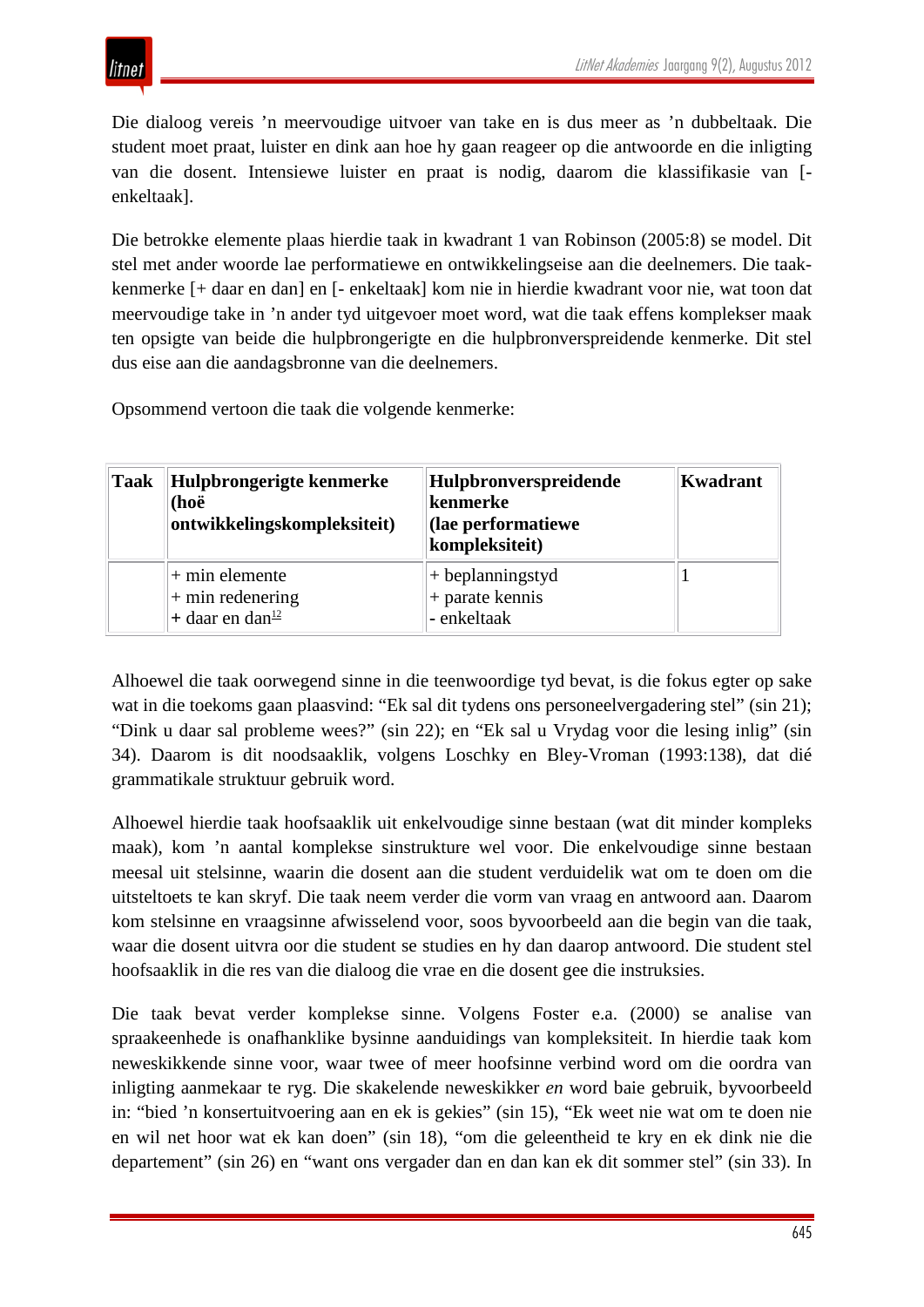Die dialoog vereis ’n meervoudige uitvoer van take en is dus meer as ’n dubbeltaak. Die student moet praat, luister en dink aan hoe hy gaan reageer op die antwoorde en die inligting van die dosent. Intensiewe luister en praat is nodig, daarom die klassifikasie van [- enkeltaak].

Die betrokke elemente plaas hierdie taak in kwadrant 1 van Robinson (2005:8) se model. Dit stel met ander woorde lae performatiewe en ontwikkelingseise aan die deelnemers. Die taak-kenmerke [+ daar en dan] en [- enkeltaak] kom nie in hierdie kwadrant voor nie, wat toon dat meervoudige take in ’n ander tyd uitgevoer moet word, wat die taak effens komplekser maak ten opsigte van beide die hulpbrongerigte en die hulpbronverspreidende kenmerke. Dit stel dus eise aan die aandagsbronne van die deelnemers.

Opsommend vertoon die taak die volgende kenmerke:

| **Taak** | **Hulpbrongerigte kenmerke (hoë ontwikkelingskompleksiteit)** | **Hulpbronverspreidende kenmerke (lae performatiewe kompleksiteit)** | **Kwadrant** |
|---|---|---|---|
| | + min elemente<br>+ min redenering<br>+ daar en dan[12] | + beplanningstyd<br>+ parate kennis<br>- enkeltaak | 1 |

Alhoewel die taak oorwegend sinne in die teenwoordige tyd bevat, is die fokus egter op sake wat in die toekoms gaan plaasvind: “Ek sal dit tydens ons personeelvergadering stel” (sin 21); “Dink u daar sal probleme wees?” (sin 22); en “Ek sal u Vrydag voor die lesing inlig” (sin 34). Daarom is dit noodsaaklik, volgens Loschky en Bley-Vroman (1993:138), dat dié grammatikale struktuur gebruik word.

Alhoewel hierdie taak hoofsaaklik uit enkelvoudige sinne bestaan (wat dit minder kompleks maak), kom ’n aantal komplekse sinstrukture wel voor. Die enkelvoudige sinne bestaan meesal uit stelsinne, waarin die dosent aan die student verduidelik wat om te doen om die uitsteltoets te kan skryf. Die taak neem verder die vorm van vraag en antwoord aan. Daarom kom stelsinne en vraagsinne afwisselend voor, soos byvoorbeeld aan die begin van die taak, waar die dosent uitvra oor die student se studies en hy dan daarop antwoord. Die student stel hoofsaaklik in die res van die dialoog die vrae en die dosent gee die instruksies.

Die taak bevat verder komplekse sinne. Volgens Foster e.a. (2000) se analise van spraakeenhede is onafhanklike bysinne aanduidings van kompleksiteit. In hierdie taak kom neweskikkende sinne voor, waar twee of meer hoofsinne verbind word om die oordra van inligting aanmekaar te ryg. Die skakelende neweskikker *en* word baie gebruik, byvoorbeeld in: “bied ’n konsertuitvoering aan en ek is gekies” (sin 15), “Ek weet nie wat om te doen nie en wil net hoor wat ek kan doen” (sin 18), “om die geleentheid te kry en ek dink nie die departement” (sin 26) en “want ons vergader dan en dan kan ek dit sommer stel” (sin 33). In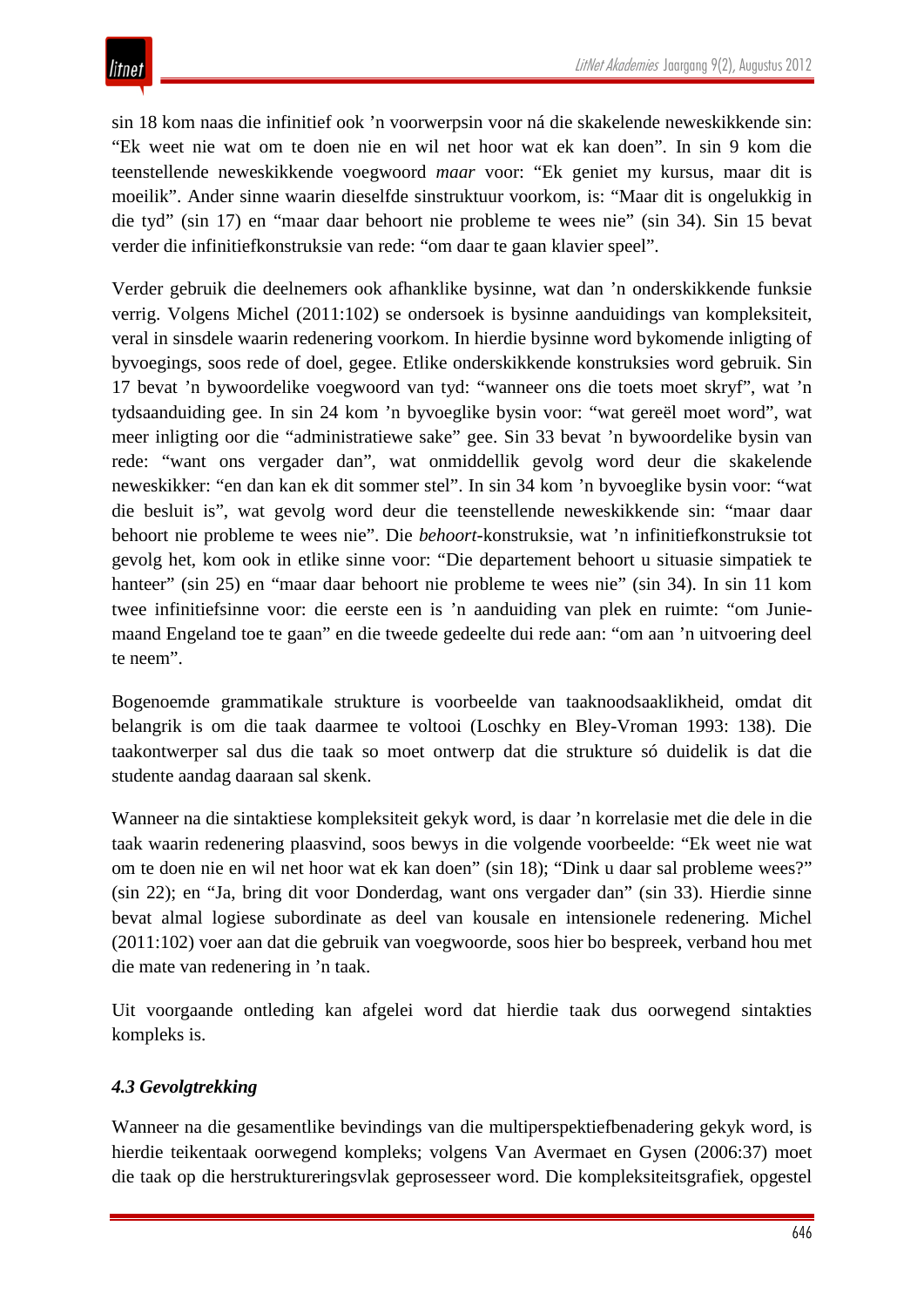sin 18 kom naas die infinitief ook ’n voorwerpsin voor ná die skakelende neweskikkende sin: “Ek weet nie wat om te doen nie en wil net hoor wat ek kan doen”. In sin 9 kom die teenstellende neweskikkende voegwoord *maar* voor: “Ek geniet my kursus, maar dit is moeilik”. Ander sinne waarin dieselfde sinstruktuur voorkom, is: “Maar dit is ongelukkig in die tyd” (sin 17) en “maar daar behoort nie probleme te wees nie” (sin 34). Sin 15 bevat verder die infinitiefkonstruksie van rede: “om daar te gaan klavier speel”.

Verder gebruik die deelnemers ook afhanklike bysinne, wat dan ’n onderskikkende funksie verrig. Volgens Michel (2011:102) se ondersoek is bysinne aanduidings van kompleksiteit, veral in sinsdele waarin redenering voorkom. In hierdie bysinne word bykomende inligting of byvoegings, soos rede of doel, gegee. Etlike onderskikkende konstruksies word gebruik. Sin 17 bevat ’n bywoordelike voegwoord van tyd: “wanneer ons die toets moet skryf”, wat ’n tydsaanduiding gee. In sin 24 kom ’n byvoeglike bysin voor: “wat gereël moet word”, wat meer inligting oor die “administratiewe sake” gee. Sin 33 bevat ’n bywoordelike bysin van rede: “want ons vergader dan”, wat onmiddellik gevolg word deur die skakelende neweskikker: “en dan kan ek dit sommer stel”. In sin 34 kom ’n byvoeglike bysin voor: “wat die besluit is”, wat gevolg word deur die teenstellende neweskikkende sin: “maar daar behoort nie probleme te wees nie”. Die *behoort*-konstruksie, wat ’n infinitiefkonstruksie tot gevolg het, kom ook in etlike sinne voor: “Die departement behoort u situasie simpatiek te hanteer” (sin 25) en “maar daar behoort nie probleme te wees nie” (sin 34). In sin 11 kom twee infinitiefsinne voor: die eerste een is ’n aanduiding van plek en ruimte: “om Junie-maand Engeland toe te gaan” en die tweede gedeelte dui rede aan: “om aan ’n uitvoering deel te neem”.

Bogenoemde grammatikale strukture is voorbeelde van taaknoodsaaklikheid, omdat dit belangrik is om die taak daarmee te voltooi (Loschky en Bley-Vroman 1993: 138). Die taakontwerper sal dus die taak so moet ontwerp dat die strukture só duidelik is dat die studente aandag daaraan sal skenk.

Wanneer na die sintaktiese kompleksiteit gekyk word, is daar ’n korrelasie met die dele in die taak waarin redenering plaasvind, soos bewys in die volgende voorbeelde: “Ek weet nie wat om te doen nie en wil net hoor wat ek kan doen” (sin 18); “Dink u daar sal probleme wees?” (sin 22); en “Ja, bring dit voor Donderdag, want ons vergader dan” (sin 33). Hierdie sinne bevat almal logiese subordinate as deel van kousale en intensionele redenering. Michel (2011:102) voer aan dat die gebruik van voegwoorde, soos hier bo bespreek, verband hou met die mate van redenering in ’n taak.

Uit voorgaande ontleding kan afgelei word dat hierdie taak dus oorwegend sintakties kompleks is.

### *4.3 Gevolgtrekking*

Wanneer na die gesamentlike bevindings van die multiperspektiefbenadering gekyk word, is hierdie teikentaak oorwegend kompleks; volgens Van Avermaet en Gysen (2006:37) moet die taak op die herstruktureringsvlak geprosesseer word. Die kompleksiteitsgrafiek, opgestel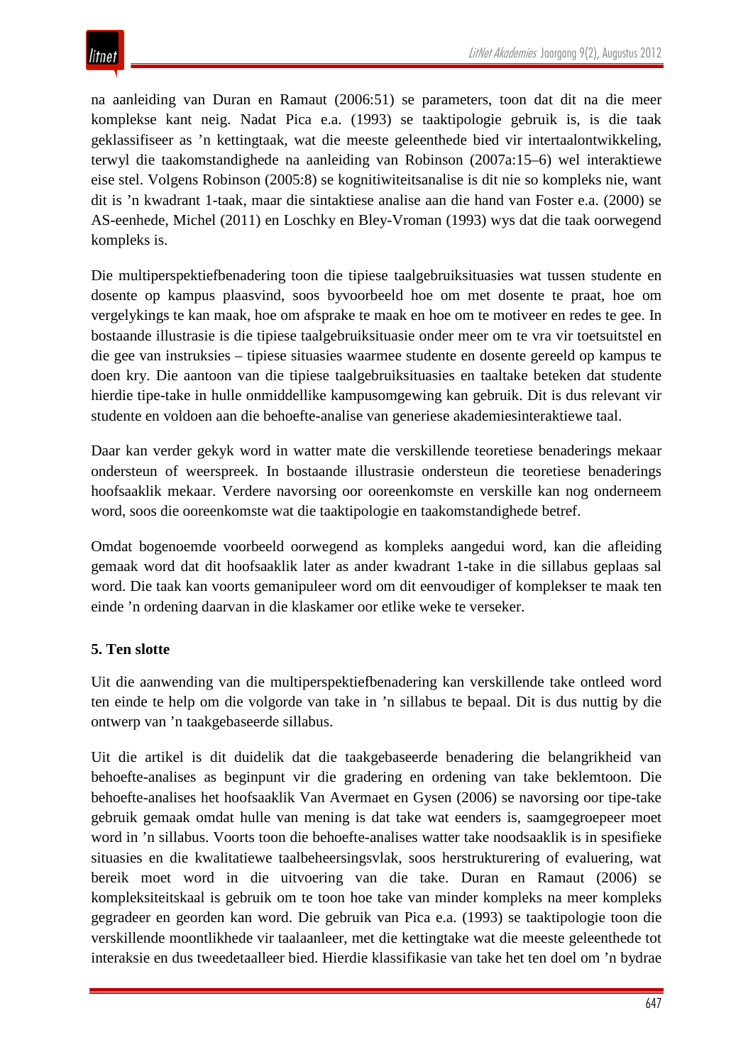na aanleiding van Duran en Ramaut (2006:51) se parameters, toon dat dit na die meer komplekse kant neig. Nadat Pica e.a. (1993) se taaktipologie gebruik is, is die taak geklassifiseer as ’n kettingtaak, wat die meeste geleenthede bied vir intertaalontwikkeling, terwyl die taakomstandighede na aanleiding van Robinson (2007a:15–6) wel interaktiewe eise stel. Volgens Robinson (2005:8) se kognitiwiteitsanalise is dit nie so kompleks nie, want dit is ’n kwadrant 1-taak, maar die sintaktiese analise aan die hand van Foster e.a. (2000) se AS-eenhede, Michel (2011) en Loschky en Bley-Vroman (1993) wys dat die taak oorwegend kompleks is.

Die multiperspektiefbenadering toon die tipiese taalgebruiksituasies wat tussen studente en dosente op kampus plaasvind, soos byvoorbeeld hoe om met dosente te praat, hoe om vergelykings te kan maak, hoe om afsprake te maak en hoe om te motiveer en redes te gee. In bostaande illustrasie is die tipiese taalgebruiksituasie onder meer om te vra vir toetsuitstel en die gee van instruksies – tipiese situasies waarmee studente en dosente gereeld op kampus te doen kry. Die aantoon van die tipiese taalgebruiksituasies en taaltake beteken dat studente hierdie tipe-take in hulle onmiddellike kampusomgewing kan gebruik. Dit is dus relevant vir studente en voldoen aan die behoefte-analise van generiese akademiesinteraktiewe taal.

Daar kan verder gekyk word in watter mate die verskillende teoretiese benaderings mekaar ondersteun of weerspreek. In bostaande illustrasie ondersteun die teoretiese benaderings hoofsaaklik mekaar. Verdere navorsing oor ooreenkomste en verskille kan nog onderneem word, soos die ooreenkomste wat die taaktipologie en taakomstandighede betref.

Omdat bogenoemde voorbeeld oorwegend as kompleks aangedui word, kan die afleiding gemaak word dat dit hoofsaaklik later as ander kwadrant 1-take in die sillabus geplaas sal word. Die taak kan voorts gemanipuleer word om dit eenvoudiger of komplekser te maak ten einde ’n ordening daarvan in die klaskamer oor etlike weke te verseker.

## 5. Ten slotte

Uit die aanwending van die multiperspektiefbenadering kan verskillende take ontleed word ten einde te help om die volgorde van take in ’n sillabus te bepaal. Dit is dus nuttig by die ontwerp van ’n taakgebaseerde sillabus.

Uit die artikel is dit duidelik dat die taakgebaseerde benadering die belangrikheid van behoefte-analises as beginpunt vir die gradering en ordening van take beklemtoon. Die behoefte-analises het hoofsaaklik Van Avermaet en Gysen (2006) se navorsing oor tipe-take gebruik gemaak omdat hulle van mening is dat take wat eenders is, saamgegroepeer moet word in ’n sillabus. Voorts toon die behoefte-analises watter take noodsaaklik is in spesifieke situasies en die kwalitatiewe taalbeheersingsvlak, soos herstrukturering of evaluering, wat bereik moet word in die uitvoering van die take. Duran en Ramaut (2006) se kompleksiteitskaal is gebruik om te toon hoe take van minder kompleks na meer kompleks gegradeer en georden kan word. Die gebruik van Pica e.a. (1993) se taaktipologie toon die verskillende moontlikhede vir taalaanleer, met die kettingtake wat die meeste geleenthede tot interaksie en dus tweedetaalleer bied. Hierdie klassifikasie van take het ten doel om ’n bydrae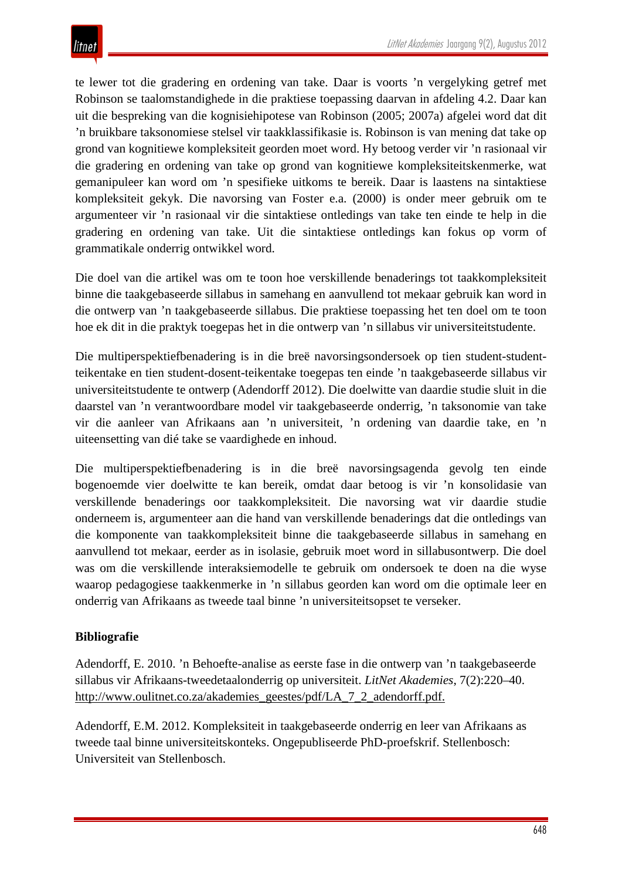te lewer tot die gradering en ordening van take. Daar is voorts 'n vergelyking getref met Robinson se taalomstandighede in die praktiese toepassing daarvan in afdeling 4.2. Daar kan uit die bespreking van die kognisiehipotese van Robinson (2005; 2007a) afgelei word dat dit 'n bruikbare taksonomiese stelsel vir taakklassifikasie is. Robinson is van mening dat take op grond van kognitiewe kompleksiteit georden moet word. Hy betoog verder vir 'n rasionaal vir die gradering en ordening van take op grond van kognitiewe kompleksiteitskenmerke, wat gemanipuleer kan word om 'n spesifieke uitkoms te bereik. Daar is laastens na sintaktiese kompleksiteit gekyk. Die navorsing van Foster e.a. (2000) is onder meer gebruik om te argumenteer vir 'n rasionaal vir die sintaktiese ontledings van take ten einde te help in die gradering en ordening van take. Uit die sintaktiese ontledings kan fokus op vorm of grammatikale onderrig ontwikkel word.

Die doel van die artikel was om te toon hoe verskillende benaderings tot taakkompleksiteit binne die taakgebaseerde sillabus in samehang en aanvullend tot mekaar gebruik kan word in die ontwerp van 'n taakgebaseerde sillabus. Die praktiese toepassing het ten doel om te toon hoe ek dit in die praktyk toegepas het in die ontwerp van 'n sillabus vir universiteitstudente.

Die multiperspektiefbenadering is in die breë navorsingsondersoek op tien student-student-teikentake en tien student-dosent-teikentake toegepas ten einde 'n taakgebaseerde sillabus vir universiteitstudente te ontwerp (Adendorff 2012). Die doelwitte van daardie studie sluit in die daarstel van 'n verantwoordbare model vir taakgebaseerde onderrig, 'n taksonomie van take vir die aanleer van Afrikaans aan 'n universiteit, 'n ordening van daardie take, en 'n uiteensetting van dié take se vaardighede en inhoud.

Die multiperspektiefbenadering is in die breë navorsingsagenda gevolg ten einde bogenoemde vier doelwitte te kan bereik, omdat daar betoog is vir 'n konsolidasie van verskillende benaderings oor taakkompleksiteit. Die navorsing wat vir daardie studie onderneem is, argumenteer aan die hand van verskillende benaderings dat die ontledings van die komponente van taakkompleksiteit binne die taakgebaseerde sillabus in samehang en aanvullend tot mekaar, eerder as in isolasie, gebruik moet word in sillabusontwerp. Die doel was om die verskillende interaksiemodelle te gebruik om ondersoek te doen na die wyse waarop pedagogiese taakkenmerke in 'n sillabus georden kan word om die optimale leer en onderrig van Afrikaans as tweede taal binne 'n universiteitsopset te verseker.

## Bibliografie

Adendorff, E. 2010. 'n Behoefte-analise as eerste fase in die ontwerp van 'n taakgebaseerde sillabus vir Afrikaans-tweedetaalonderrig op universiteit. *LitNet Akademies*, 7(2):220–40. http://www.oulitnet.co.za/akademies_geestes/pdf/LA_7_2_adendorff.pdf.

Adendorff, E.M. 2012. Kompleksiteit in taakgebaseerde onderrig en leer van Afrikaans as tweede taal binne universiteitskonteks. Ongepubliseerde PhD-proefskrif. Stellenbosch: Universiteit van Stellenbosch.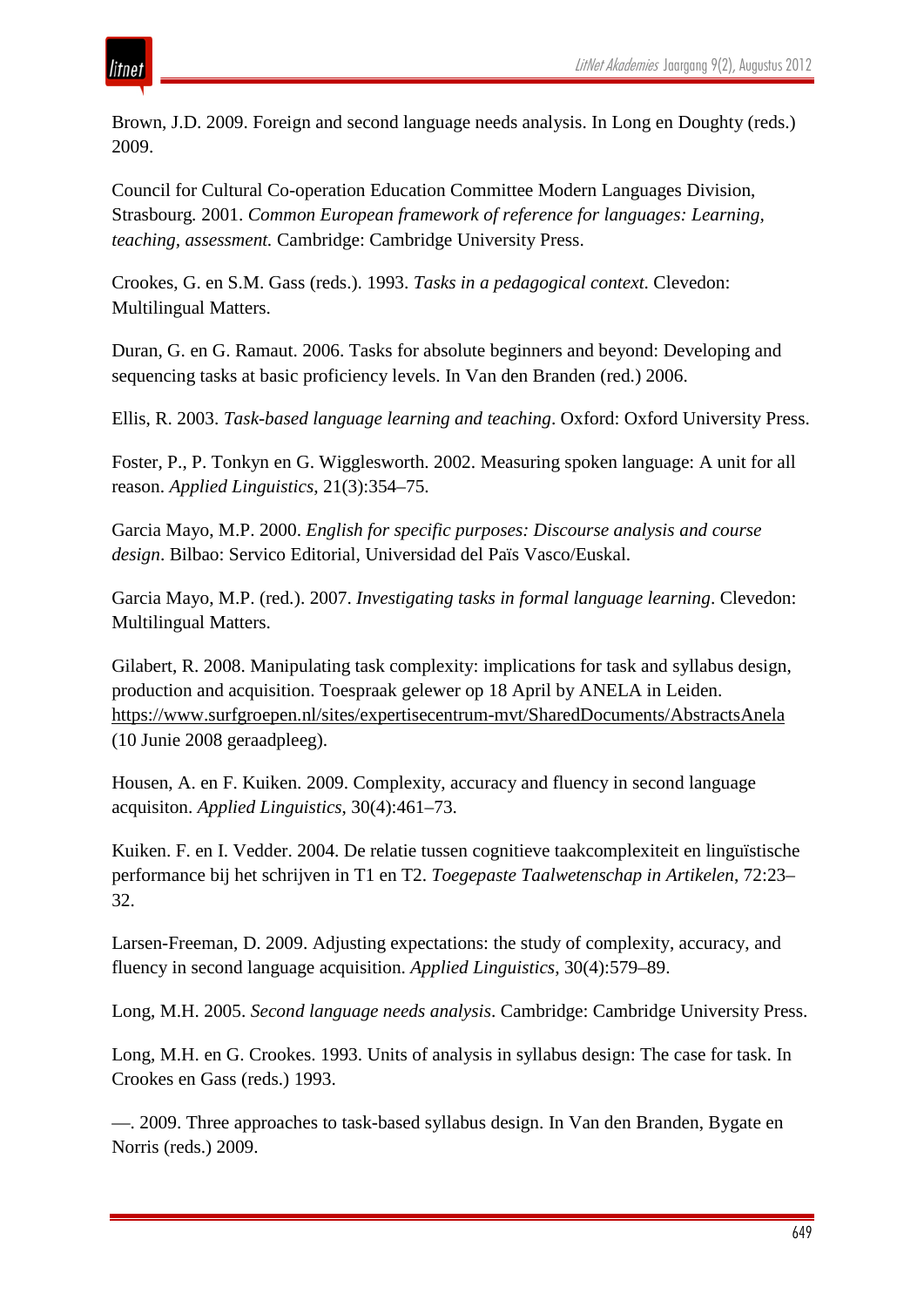Brown, J.D. 2009. Foreign and second language needs analysis. In Long en Doughty (reds.) 2009.

Council for Cultural Co-operation Education Committee Modern Languages Division, Strasbourg. 2001. *Common European framework of reference for languages: Learning, teaching, assessment.* Cambridge: Cambridge University Press.

Crookes, G. en S.M. Gass (reds.). 1993. *Tasks in a pedagogical context.* Clevedon: Multilingual Matters.

Duran, G. en G. Ramaut. 2006. Tasks for absolute beginners and beyond: Developing and sequencing tasks at basic proficiency levels. In Van den Branden (red.) 2006.

Ellis, R. 2003. *Task-based language learning and teaching*. Oxford: Oxford University Press.

Foster, P., P. Tonkyn en G. Wigglesworth. 2002. Measuring spoken language: A unit for all reason. *Applied Linguistics*, 21(3):354–75.

Garcia Mayo, M.P. 2000. *English for specific purposes: Discourse analysis and course design*. Bilbao: Servico Editorial, Universidad del Païs Vasco/Euskal.

Garcia Mayo, M.P. (red.). 2007. *Investigating tasks in formal language learning*. Clevedon: Multilingual Matters.

Gilabert, R. 2008. Manipulating task complexity: implications for task and syllabus design, production and acquisition. Toespraak gelewer op 18 April by ANELA in Leiden. https://www.surfgroepen.nl/sites/expertisecentrum-mvt/SharedDocuments/AbstractsAnela (10 Junie 2008 geraadpleeg).

Housen, A. en F. Kuiken. 2009. Complexity, accuracy and fluency in second language acquisiton. *Applied Linguistics*, 30(4):461–73.

Kuiken. F. en I. Vedder. 2004. De relatie tussen cognitieve taakcomplexiteit en linguïstische performance bij het schrijven in T1 en T2. *Toegepaste Taalwetenschap in Artikelen*, 72:23–32.

Larsen-Freeman, D. 2009. Adjusting expectations: the study of complexity, accuracy, and fluency in second language acquisition. *Applied Linguistics*, 30(4):579–89.

Long, M.H. 2005. *Second language needs analysis*. Cambridge: Cambridge University Press.

Long, M.H. en G. Crookes. 1993. Units of analysis in syllabus design: The case for task. In Crookes en Gass (reds.) 1993.

—. 2009. Three approaches to task-based syllabus design. In Van den Branden, Bygate en Norris (reds.) 2009.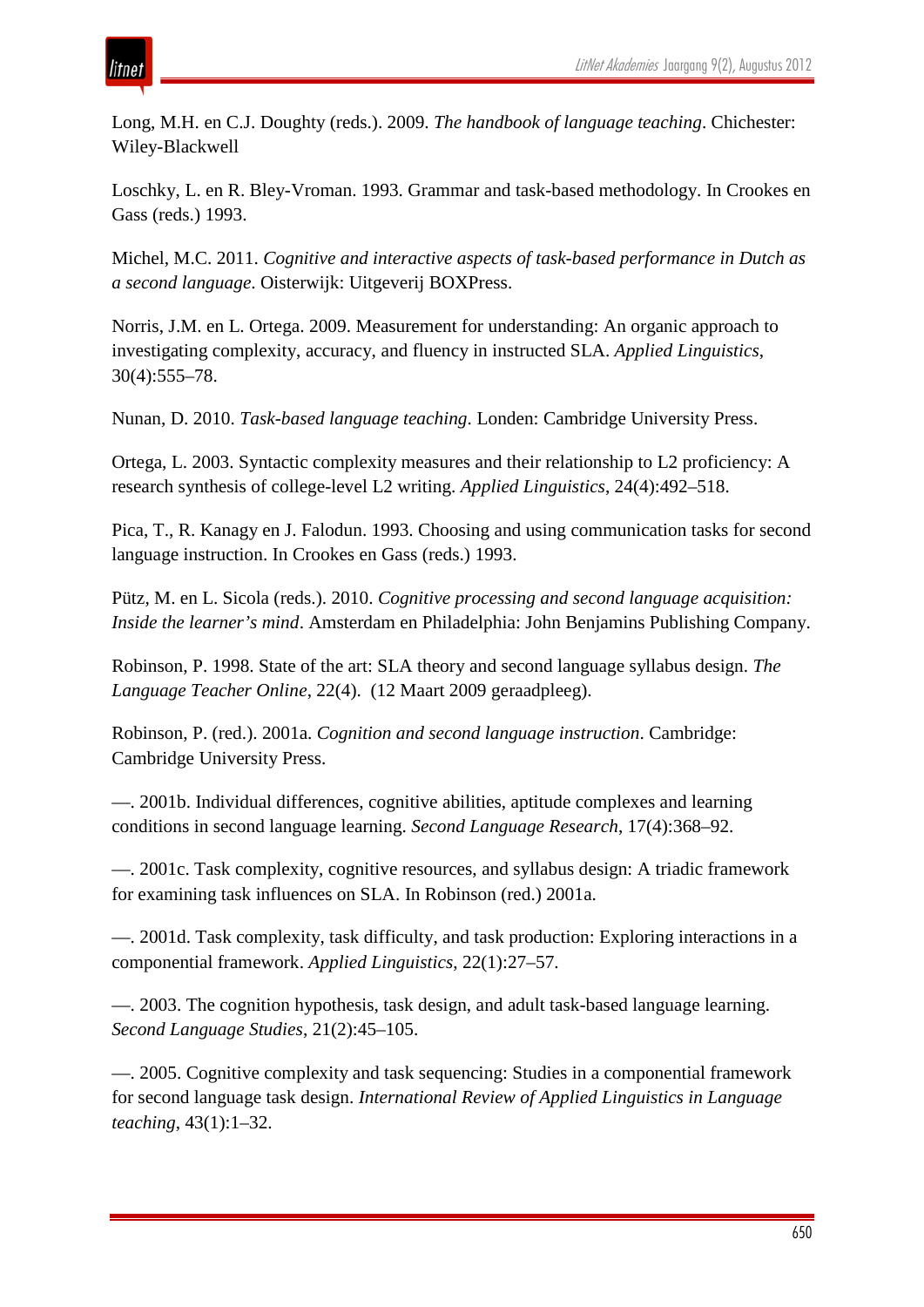Long, M.H. en C.J. Doughty (reds.). 2009. *The handbook of language teaching*. Chichester: Wiley-Blackwell

Loschky, L. en R. Bley-Vroman. 1993. Grammar and task-based methodology. In Crookes en Gass (reds.) 1993.

Michel, M.C. 2011. *Cognitive and interactive aspects of task-based performance in Dutch as a second language*. Oisterwijk: Uitgeverij BOXPress.

Norris, J.M. en L. Ortega. 2009. Measurement for understanding: An organic approach to investigating complexity, accuracy, and fluency in instructed SLA. *Applied Linguistics*, 30(4):555–78.

Nunan, D. 2010. *Task-based language teaching*. Londen: Cambridge University Press.

Ortega, L. 2003. Syntactic complexity measures and their relationship to L2 proficiency: A research synthesis of college-level L2 writing. *Applied Linguistics*, 24(4):492–518.

Pica, T., R. Kanagy en J. Falodun. 1993. Choosing and using communication tasks for second language instruction. In Crookes en Gass (reds.) 1993.

Pütz, M. en L. Sicola (reds.). 2010. *Cognitive processing and second language acquisition: Inside the learner's mind*. Amsterdam en Philadelphia: John Benjamins Publishing Company.

Robinson, P. 1998. State of the art: SLA theory and second language syllabus design. *The Language Teacher Online*, 22(4). (12 Maart 2009 geraadpleeg).

Robinson, P. (red.). 2001a. *Cognition and second language instruction*. Cambridge: Cambridge University Press.

—. 2001b. Individual differences, cognitive abilities, aptitude complexes and learning conditions in second language learning. *Second Language Research*, 17(4):368–92.

—. 2001c. Task complexity, cognitive resources, and syllabus design: A triadic framework for examining task influences on SLA. In Robinson (red.) 2001a.

—. 2001d. Task complexity, task difficulty, and task production: Exploring interactions in a componential framework. *Applied Linguistics*, 22(1):27–57.

—. 2003. The cognition hypothesis, task design, and adult task-based language learning. *Second Language Studies*, 21(2):45–105.

—. 2005. Cognitive complexity and task sequencing: Studies in a componential framework for second language task design. *International Review of Applied Linguistics in Language teaching*, 43(1):1–32.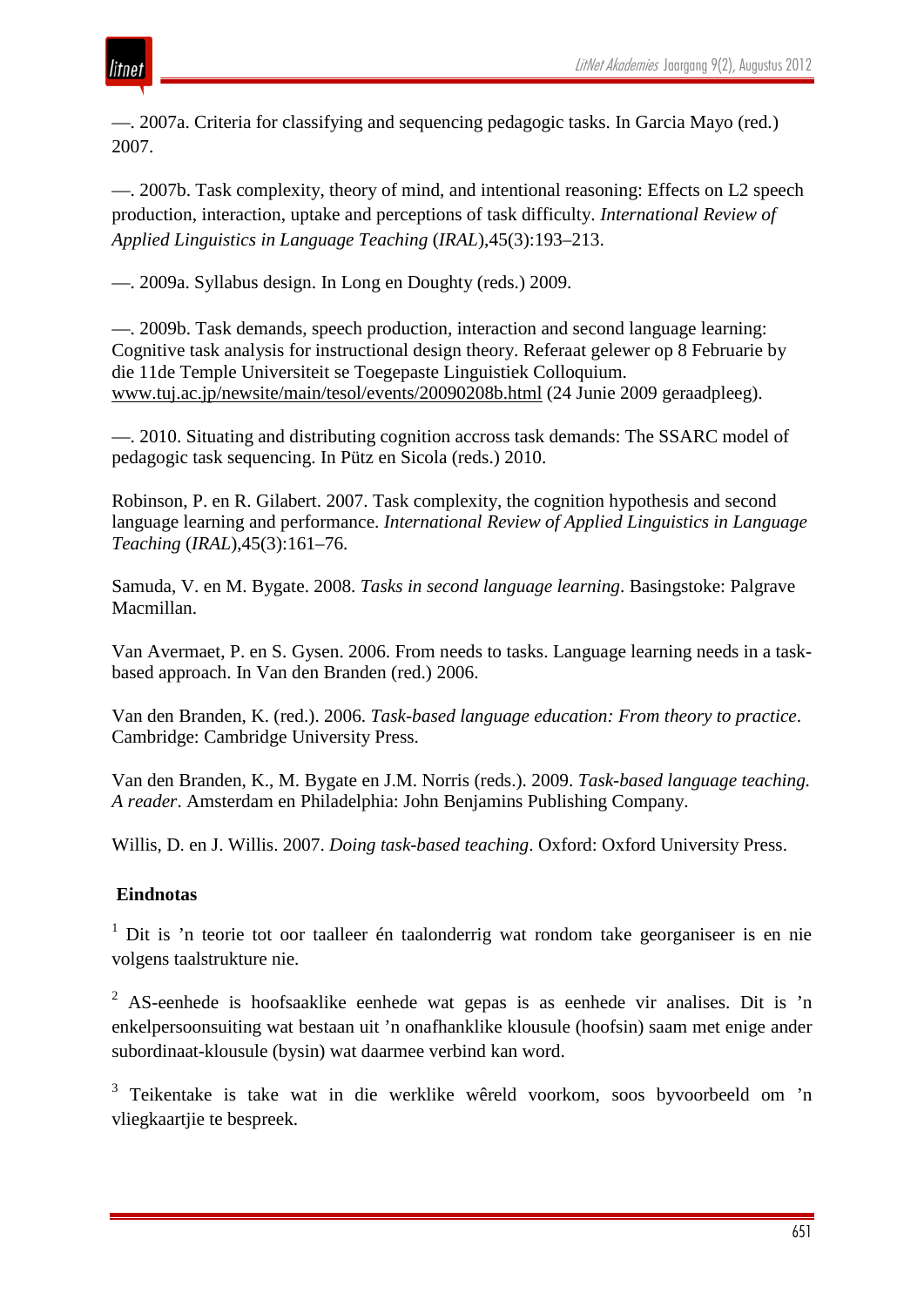—. 2007a. Criteria for classifying and sequencing pedagogic tasks. In Garcia Mayo (red.) 2007.

—. 2007b. Task complexity, theory of mind, and intentional reasoning: Effects on L2 speech production, interaction, uptake and perceptions of task difficulty. *International Review of Applied Linguistics in Language Teaching* (*IRAL*),45(3):193–213.

—. 2009a. Syllabus design. In Long en Doughty (reds.) 2009.

—. 2009b. Task demands, speech production, interaction and second language learning: Cognitive task analysis for instructional design theory. Referaat gelewer op 8 Februarie by die 11de Temple Universiteit se Toegepaste Linguistiek Colloquium. www.tuj.ac.jp/newsite/main/tesol/events/20090208b.html (24 Junie 2009 geraadpleeg).

—. 2010. Situating and distributing cognition accross task demands: The SSARC model of pedagogic task sequencing. In Pütz en Sicola (reds.) 2010.

Robinson, P. en R. Gilabert. 2007. Task complexity, the cognition hypothesis and second language learning and performance. *International Review of Applied Linguistics in Language Teaching* (*IRAL*),45(3):161–76.

Samuda, V. en M. Bygate. 2008. *Tasks in second language learning*. Basingstoke: Palgrave Macmillan.

Van Avermaet, P. en S. Gysen. 2006. From needs to tasks. Language learning needs in a task-based approach. In Van den Branden (red.) 2006.

Van den Branden, K. (red.). 2006. *Task-based language education: From theory to practice*. Cambridge: Cambridge University Press.

Van den Branden, K., M. Bygate en J.M. Norris (reds.). 2009. *Task-based language teaching. A reader*. Amsterdam en Philadelphia: John Benjamins Publishing Company.

Willis, D. en J. Willis. 2007. *Doing task-based teaching*. Oxford: Oxford University Press.

**Eindnotas**

[1] Dit is ’n teorie tot oor taalleer én taalonderrig wat rondom take georganiseer is en nie volgens taalstrukture nie.

[2] AS-eenhede is hoofsaaklike eenhede wat gepas is as eenhede vir analises. Dit is ’n enkelpersoonsuiting wat bestaan uit ’n onafhanklike klousule (hoofsin) saam met enige ander subordinaat-klousule (bysin) wat daarmee verbind kan word.

[3] Teikentake is take wat in die werklike wêreld voorkom, soos byvoorbeeld om ’n vliegkaartjie te bespreek.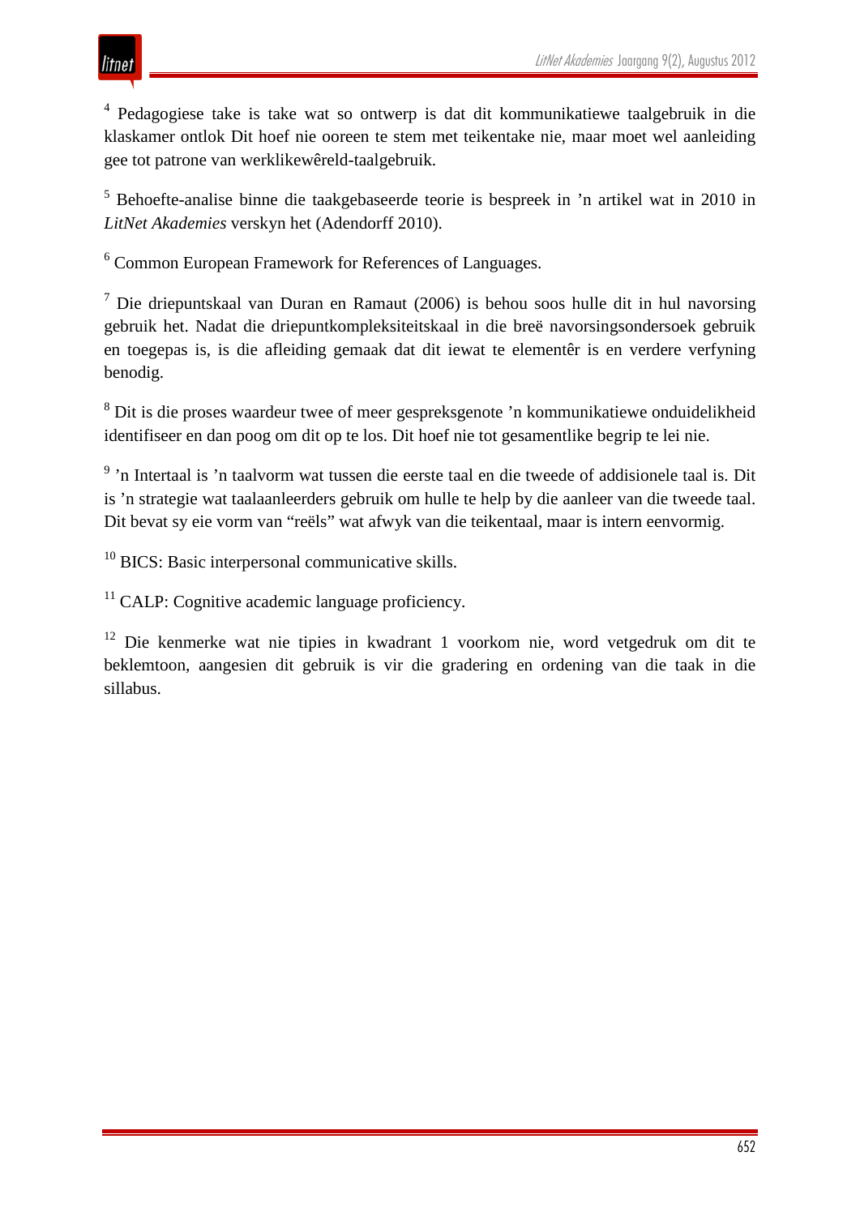[4] Pedagogiese take is take wat so ontwerp is dat dit kommunikatiewe taalgebruik in die klaskamer ontlok Dit hoef nie ooreen te stem met teikentake nie, maar moet wel aanleiding gee tot patrone van werklikewêreld-taalgebruik.

[5] Behoefte-analise binne die taakgebaseerde teorie is bespreek in ’n artikel wat in 2010 in *LitNet Akademies* verskyn het (Adendorff 2010).

[6] Common European Framework for References of Languages.

[7] Die driepuntskaal van Duran en Ramaut (2006) is behou soos hulle dit in hul navorsing gebruik het. Nadat die driepuntkompleksiteitskaal in die breë navorsingsondersoek gebruik en toegepas is, is die afleiding gemaak dat dit iewat te elementêr is en verdere verfyning benodig.

[8] Dit is die proses waardeur twee of meer gespreksgenote ’n kommunikatiewe onduidelikheid identifiseer en dan poog om dit op te los. Dit hoef nie tot gesamentlike begrip te lei nie.

[9] ’n Intertaal is ’n taalvorm wat tussen die eerste taal en die tweede of addisionele taal is. Dit is ’n strategie wat taalaanleerders gebruik om hulle te help by die aanleer van die tweede taal. Dit bevat sy eie vorm van “reëls” wat afwyk van die teikentaal, maar is intern eenvormig.

[10] BICS: Basic interpersonal communicative skills.

[11] CALP: Cognitive academic language proficiency.

[12] Die kenmerke wat nie tipies in kwadrant 1 voorkom nie, word vetgedruk om dit te beklemtoon, aangesien dit gebruik is vir die gradering en ordening van die taak in die sillabus.